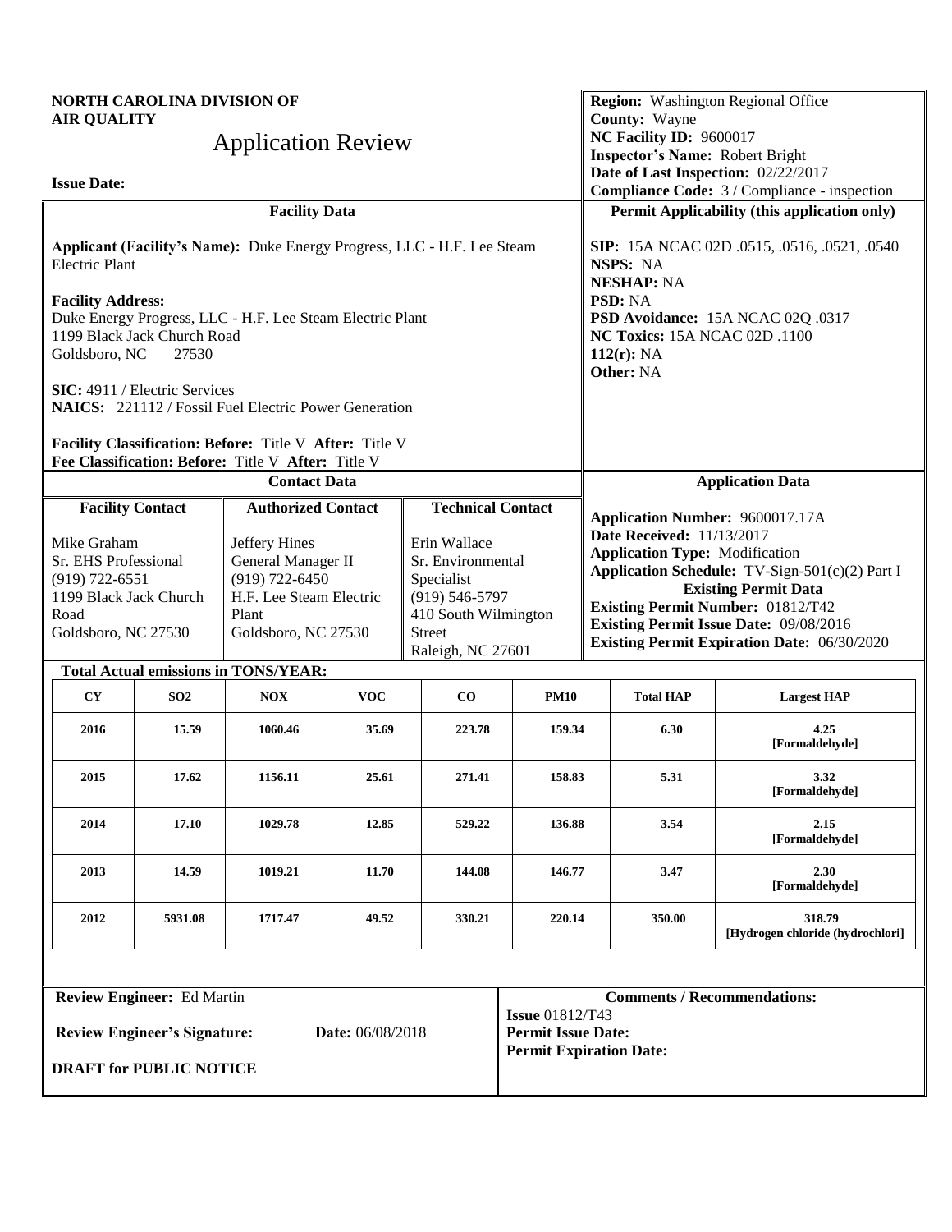**NORTH CAROLINA DIVISION OF AIR QUALITY**

# Application Review

**Issue Date:**

**Region:** Washington Regional Office
**County:** Wayne
**NC Facility ID:** 9600017
**Inspector's Name:** Robert Bright
**Date of Last Inspection:** 02/22/2017
**Compliance Code:** 3 / Compliance - inspection

## Facility Data

**Applicant (Facility's Name):** Duke Energy Progress, LLC - H.F. Lee Steam Electric Plant

**Facility Address:**
Duke Energy Progress, LLC - H.F. Lee Steam Electric Plant
1199 Black Jack Church Road
Goldsboro, NC 27530

**SIC:** 4911 / Electric Services
**NAICS:** 221112 / Fossil Fuel Electric Power Generation

**Facility Classification: Before:** Title V **After:** Title V
**Fee Classification: Before:** Title V **After:** Title V

## Permit Applicability (this application only)

**SIP:** 15A NCAC 02D .0515, .0516, .0521, .0540
**NSPS:** NA
**NESHAP:** NA
**PSD:** NA
**PSD Avoidance:** 15A NCAC 02Q .0317
**NC Toxics:** 15A NCAC 02D .1100
**112(r):** NA
**Other:** NA

## Contact Data

| Facility Contact | Authorized Contact | Technical Contact |
|---|---|---|
| Mike Graham<br>Sr. EHS Professional<br>(919) 722-6551<br>1199 Black Jack Church Road<br>Goldsboro, NC 27530 | Jeffery Hines<br>General Manager II<br>(919) 722-6450<br>H.F. Lee Steam Electric Plant<br>Goldsboro, NC 27530 | Erin Wallace<br>Sr. Environmental Specialist<br>(919) 546-5797<br>410 South Wilmington Street<br>Raleigh, NC 27601 |

## Application Data

**Application Number:** 9600017.17A
**Date Received:** 11/13/2017
**Application Type:** Modification
**Application Schedule:** TV-Sign-501(c)(2) Part I

**Existing Permit Data**

**Existing Permit Number:** 01812/T42
**Existing Permit Issue Date:** 09/08/2016
**Existing Permit Expiration Date:** 06/30/2020

**Total Actual emissions in TONS/YEAR:**

| CY | SO2 | NOX | VOC | CO | PM10 | Total HAP | Largest HAP |
|---|---|---|---|---|---|---|---|
| 2016 | 15.59 | 1060.46 | 35.69 | 223.78 | 159.34 | 6.30 | 4.25 [Formaldehyde] |
| 2015 | 17.62 | 1156.11 | 25.61 | 271.41 | 158.83 | 5.31 | 3.32 [Formaldehyde] |
| 2014 | 17.10 | 1029.78 | 12.85 | 529.22 | 136.88 | 3.54 | 2.15 [Formaldehyde] |
| 2013 | 14.59 | 1019.21 | 11.70 | 144.08 | 146.77 | 3.47 | 2.30 [Formaldehyde] |
| 2012 | 5931.08 | 1717.47 | 49.52 | 330.21 | 220.14 | 350.00 | 318.79 [Hydrogen chloride (hydrochlori] |

**Review Engineer:** Ed Martin

**Review Engineer's Signature:** **Date:** 06/08/2018

**DRAFT for PUBLIC NOTICE**

**Comments / Recommendations:**

**Issue** 01812/T43
**Permit Issue Date:**
**Permit Expiration Date:**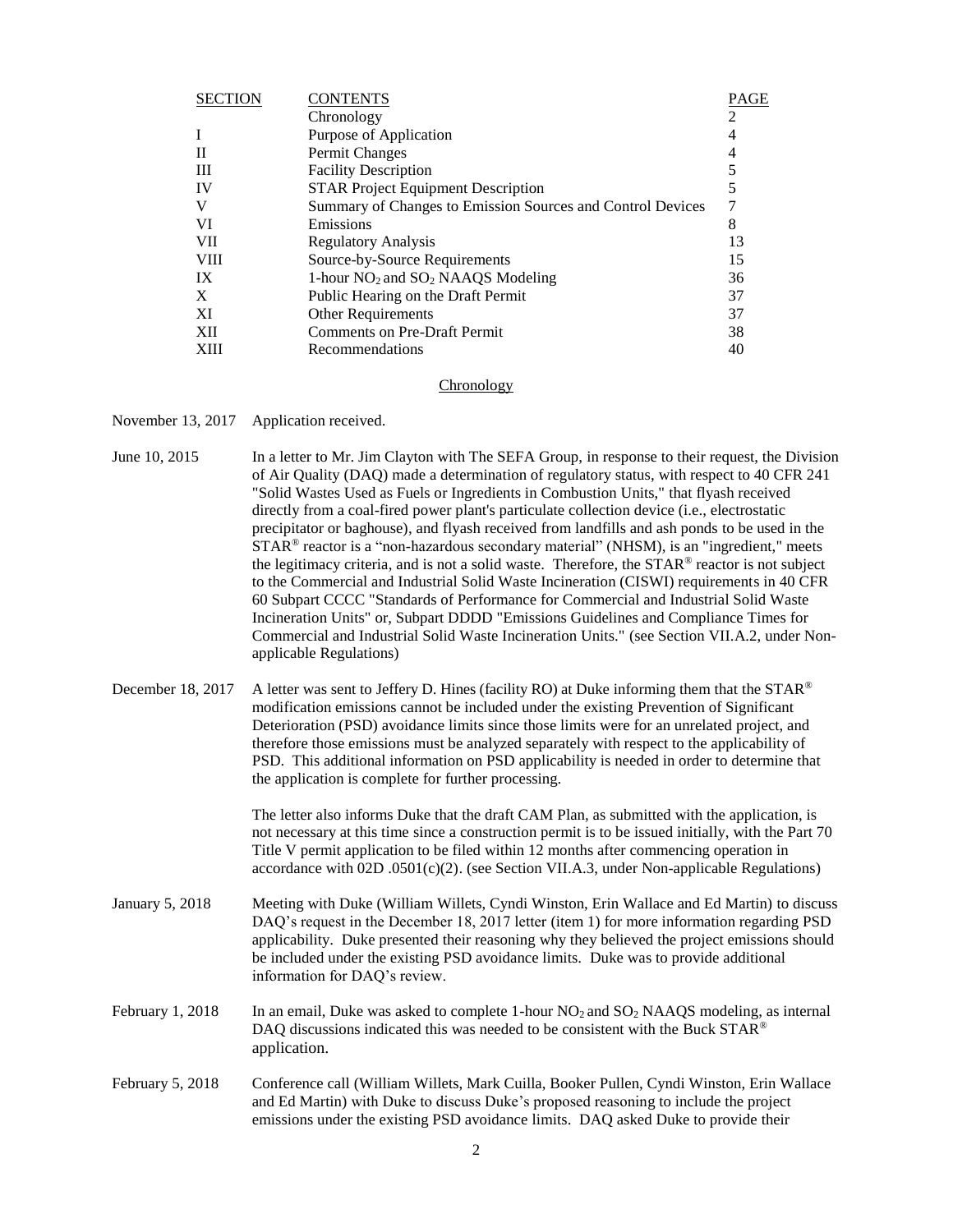| SECTION | CONTENTS | PAGE |
|---|---|---|
| | Chronology | 2 |
| I | Purpose of Application | 4 |
| II | Permit Changes | 4 |
| III | Facility Description | 5 |
| IV | STAR Project Equipment Description | 5 |
| V | Summary of Changes to Emission Sources and Control Devices | 7 |
| VI | Emissions | 8 |
| VII | Regulatory Analysis | 13 |
| VIII | Source-by-Source Requirements | 15 |
| IX | 1-hour $NO_2$ and $SO_2$ NAAQS Modeling | 36 |
| X | Public Hearing on the Draft Permit | 37 |
| XI | Other Requirements | 37 |
| XII | Comments on Pre-Draft Permit | 38 |
| XIII | Recommendations | 40 |

## Chronology

November 13, 2017 — Application received.

June 10, 2015 — In a letter to Mr. Jim Clayton with The SEFA Group, in response to their request, the Division of Air Quality (DAQ) made a determination of regulatory status, with respect to 40 CFR 241 "Solid Wastes Used as Fuels or Ingredients in Combustion Units," that flyash received directly from a coal-fired power plant's particulate collection device (i.e., electrostatic precipitator or baghouse), and flyash received from landfills and ash ponds to be used in the STAR® reactor is a "non-hazardous secondary material" (NHSM), is an "ingredient," meets the legitimacy criteria, and is not a solid waste. Therefore, the STAR® reactor is not subject to the Commercial and Industrial Solid Waste Incineration (CISWI) requirements in 40 CFR 60 Subpart CCCC "Standards of Performance for Commercial and Industrial Solid Waste Incineration Units" or, Subpart DDDD "Emissions Guidelines and Compliance Times for Commercial and Industrial Solid Waste Incineration Units." (see Section VII.A.2, under Non-applicable Regulations)

December 18, 2017 — A letter was sent to Jeffery D. Hines (facility RO) at Duke informing them that the STAR® modification emissions cannot be included under the existing Prevention of Significant Deterioration (PSD) avoidance limits since those limits were for an unrelated project, and therefore those emissions must be analyzed separately with respect to the applicability of PSD. This additional information on PSD applicability is needed in order to determine that the application is complete for further processing.

The letter also informs Duke that the draft CAM Plan, as submitted with the application, is not necessary at this time since a construction permit is to be issued initially, with the Part 70 Title V permit application to be filed within 12 months after commencing operation in accordance with 02D .0501(c)(2). (see Section VII.A.3, under Non-applicable Regulations)

January 5, 2018 — Meeting with Duke (William Willets, Cyndi Winston, Erin Wallace and Ed Martin) to discuss DAQ's request in the December 18, 2017 letter (item 1) for more information regarding PSD applicability. Duke presented their reasoning why they believed the project emissions should be included under the existing PSD avoidance limits. Duke was to provide additional information for DAQ's review.

February 1, 2018 — In an email, Duke was asked to complete 1-hour $NO_2$ and $SO_2$ NAAQS modeling, as internal DAQ discussions indicated this was needed to be consistent with the Buck STAR® application.

February 5, 2018 — Conference call (William Willets, Mark Cuilla, Booker Pullen, Cyndi Winston, Erin Wallace and Ed Martin) with Duke to discuss Duke's proposed reasoning to include the project emissions under the existing PSD avoidance limits. DAQ asked Duke to provide their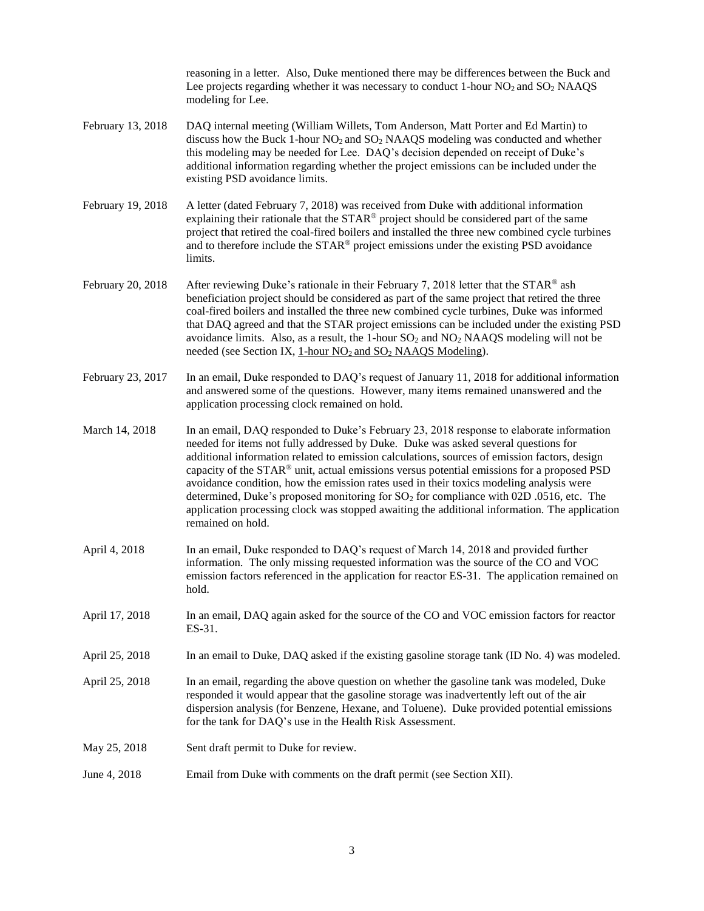| | |
|---|---|
| | reasoning in a letter. Also, Duke mentioned there may be differences between the Buck and Lee projects regarding whether it was necessary to conduct 1-hour $NO_2$ and $SO_2$ NAAQS modeling for Lee. |
| February 13, 2018 | DAQ internal meeting (William Willets, Tom Anderson, Matt Porter and Ed Martin) to discuss how the Buck 1-hour $NO_2$ and $SO_2$ NAAQS modeling was conducted and whether this modeling may be needed for Lee. DAQ's decision depended on receipt of Duke's additional information regarding whether the project emissions can be included under the existing PSD avoidance limits. |
| February 19, 2018 | A letter (dated February 7, 2018) was received from Duke with additional information explaining their rationale that the STAR® project should be considered part of the same project that retired the coal-fired boilers and installed the three new combined cycle turbines and to therefore include the STAR® project emissions under the existing PSD avoidance limits. |
| February 20, 2018 | After reviewing Duke's rationale in their February 7, 2018 letter that the STAR® ash beneficiation project should be considered as part of the same project that retired the three coal-fired boilers and installed the three new combined cycle turbines, Duke was informed that DAQ agreed and that the STAR project emissions can be included under the existing PSD avoidance limits. Also, as a result, the 1-hour $SO_2$ and $NO_2$ NAAQS modeling will not be needed (see Section IX, 1-hour $NO_2$ and $SO_2$ NAAQS Modeling). |
| February 23, 2017 | In an email, Duke responded to DAQ's request of January 11, 2018 for additional information and answered some of the questions. However, many items remained unanswered and the application processing clock remained on hold. |
| March 14, 2018 | In an email, DAQ responded to Duke's February 23, 2018 response to elaborate information needed for items not fully addressed by Duke. Duke was asked several questions for additional information related to emission calculations, sources of emission factors, design capacity of the STAR® unit, actual emissions versus potential emissions for a proposed PSD avoidance condition, how the emission rates used in their toxics modeling analysis were determined, Duke's proposed monitoring for $SO_2$ for compliance with 02D .0516, etc. The application processing clock was stopped awaiting the additional information. The application remained on hold. |
| April 4, 2018 | In an email, Duke responded to DAQ's request of March 14, 2018 and provided further information. The only missing requested information was the source of the CO and VOC emission factors referenced in the application for reactor ES-31. The application remained on hold. |
| April 17, 2018 | In an email, DAQ again asked for the source of the CO and VOC emission factors for reactor ES-31. |
| April 25, 2018 | In an email to Duke, DAQ asked if the existing gasoline storage tank (ID No. 4) was modeled. |
| April 25, 2018 | In an email, regarding the above question on whether the gasoline tank was modeled, Duke responded it would appear that the gasoline storage was inadvertently left out of the air dispersion analysis (for Benzene, Hexane, and Toluene). Duke provided potential emissions for the tank for DAQ's use in the Health Risk Assessment. |
| May 25, 2018 | Sent draft permit to Duke for review. |
| June 4, 2018 | Email from Duke with comments on the draft permit (see Section XII). |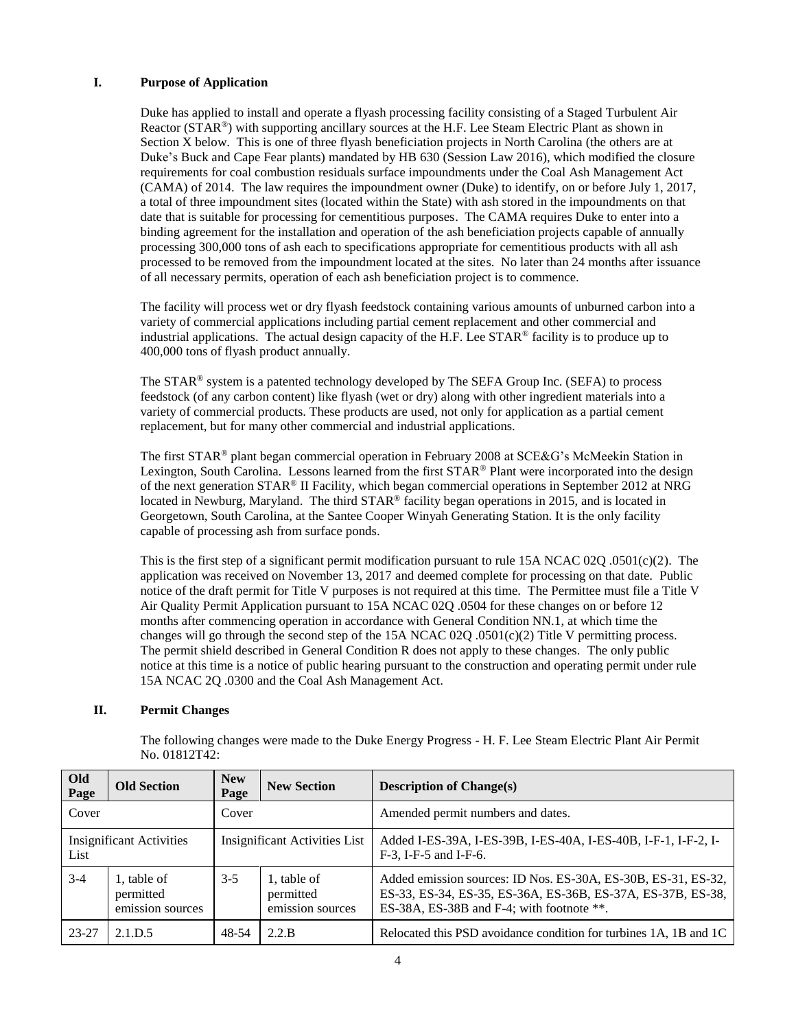## I. Purpose of Application

Duke has applied to install and operate a flyash processing facility consisting of a Staged Turbulent Air Reactor (STAR®) with supporting ancillary sources at the H.F. Lee Steam Electric Plant as shown in Section X below. This is one of three flyash beneficiation projects in North Carolina (the others are at Duke's Buck and Cape Fear plants) mandated by HB 630 (Session Law 2016), which modified the closure requirements for coal combustion residuals surface impoundments under the Coal Ash Management Act (CAMA) of 2014. The law requires the impoundment owner (Duke) to identify, on or before July 1, 2017, a total of three impoundment sites (located within the State) with ash stored in the impoundments on that date that is suitable for processing for cementitious purposes. The CAMA requires Duke to enter into a binding agreement for the installation and operation of the ash beneficiation projects capable of annually processing 300,000 tons of ash each to specifications appropriate for cementitious products with all ash processed to be removed from the impoundment located at the sites. No later than 24 months after issuance of all necessary permits, operation of each ash beneficiation project is to commence.

The facility will process wet or dry flyash feedstock containing various amounts of unburned carbon into a variety of commercial applications including partial cement replacement and other commercial and industrial applications. The actual design capacity of the H.F. Lee STAR® facility is to produce up to 400,000 tons of flyash product annually.

The STAR® system is a patented technology developed by The SEFA Group Inc. (SEFA) to process feedstock (of any carbon content) like flyash (wet or dry) along with other ingredient materials into a variety of commercial products. These products are used, not only for application as a partial cement replacement, but for many other commercial and industrial applications.

The first STAR® plant began commercial operation in February 2008 at SCE&G's McMeekin Station in Lexington, South Carolina. Lessons learned from the first STAR® Plant were incorporated into the design of the next generation STAR® II Facility, which began commercial operations in September 2012 at NRG located in Newburg, Maryland. The third STAR® facility began operations in 2015, and is located in Georgetown, South Carolina, at the Santee Cooper Winyah Generating Station. It is the only facility capable of processing ash from surface ponds.

This is the first step of a significant permit modification pursuant to rule 15A NCAC 02Q .0501(c)(2). The application was received on November 13, 2017 and deemed complete for processing on that date. Public notice of the draft permit for Title V purposes is not required at this time. The Permittee must file a Title V Air Quality Permit Application pursuant to 15A NCAC 02Q .0504 for these changes on or before 12 months after commencing operation in accordance with General Condition NN.1, at which time the changes will go through the second step of the 15A NCAC 02Q .0501(c)(2) Title V permitting process. The permit shield described in General Condition R does not apply to these changes. The only public notice at this time is a notice of public hearing pursuant to the construction and operating permit under rule 15A NCAC 2Q .0300 and the Coal Ash Management Act.

## II. Permit Changes

The following changes were made to the Duke Energy Progress - H. F. Lee Steam Electric Plant Air Permit No. 01812T42:

| Old Page | Old Section | New Page | New Section | Description of Change(s) |
|---|---|---|---|---|
| Cover | | Cover | | Amended permit numbers and dates. |
| Insignificant Activities List | | Insignificant Activities List | | Added I-ES-39A, I-ES-39B, I-ES-40A, I-ES-40B, I-F-1, I-F-2, I-F-3, I-F-5 and I-F-6. |
| 3-4 | 1, table of permitted emission sources | 3-5 | 1, table of permitted emission sources | Added emission sources: ID Nos. ES-30A, ES-30B, ES-31, ES-32, ES-33, ES-34, ES-35, ES-36A, ES-36B, ES-37A, ES-37B, ES-38, ES-38A, ES-38B and F-4; with footnote **. |
| 23-27 | 2.1.D.5 | 48-54 | 2.2.B | Relocated this PSD avoidance condition for turbines 1A, 1B and 1C |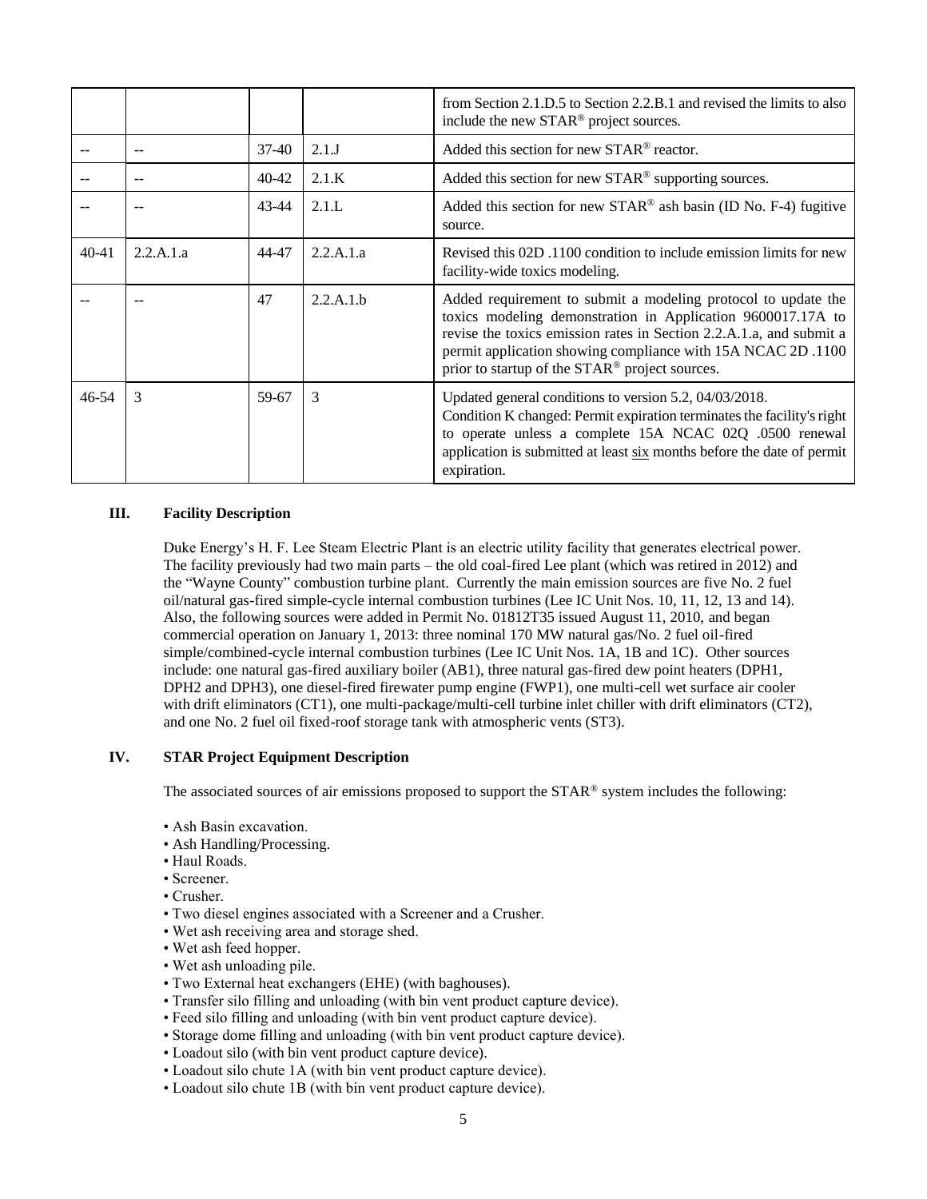| | | | | from Section 2.1.D.5 to Section 2.2.B.1 and revised the limits to also include the new STAR® project sources. |
|---|---|---|---|---|
| -- | -- | 37-40 | 2.1.J | Added this section for new STAR® reactor. |
| -- | -- | 40-42 | 2.1.K | Added this section for new STAR® supporting sources. |
| -- | -- | 43-44 | 2.1.L | Added this section for new STAR® ash basin (ID No. F-4) fugitive source. |
| 40-41 | 2.2.A.1.a | 44-47 | 2.2.A.1.a | Revised this 02D .1100 condition to include emission limits for new facility-wide toxics modeling. |
| -- | -- | 47 | 2.2.A.1.b | Added requirement to submit a modeling protocol to update the toxics modeling demonstration in Application 9600017.17A to revise the toxics emission rates in Section 2.2.A.1.a, and submit a permit application showing compliance with 15A NCAC 2D .1100 prior to startup of the STAR® project sources. |
| 46-54 | 3 | 59-67 | 3 | Updated general conditions to version 5.2, 04/03/2018. Condition K changed: Permit expiration terminates the facility's right to operate unless a complete 15A NCAC 02Q .0500 renewal application is submitted at least six months before the date of permit expiration. |

## III. Facility Description

Duke Energy's H. F. Lee Steam Electric Plant is an electric utility facility that generates electrical power. The facility previously had two main parts – the old coal-fired Lee plant (which was retired in 2012) and the "Wayne County" combustion turbine plant. Currently the main emission sources are five No. 2 fuel oil/natural gas-fired simple-cycle internal combustion turbines (Lee IC Unit Nos. 10, 11, 12, 13 and 14). Also, the following sources were added in Permit No. 01812T35 issued August 11, 2010, and began commercial operation on January 1, 2013: three nominal 170 MW natural gas/No. 2 fuel oil-fired simple/combined-cycle internal combustion turbines (Lee IC Unit Nos. 1A, 1B and 1C). Other sources include: one natural gas-fired auxiliary boiler (AB1), three natural gas-fired dew point heaters (DPH1, DPH2 and DPH3), one diesel-fired firewater pump engine (FWP1), one multi-cell wet surface air cooler with drift eliminators (CT1), one multi-package/multi-cell turbine inlet chiller with drift eliminators (CT2), and one No. 2 fuel oil fixed-roof storage tank with atmospheric vents (ST3).

## IV. STAR Project Equipment Description

The associated sources of air emissions proposed to support the STAR® system includes the following:

- Ash Basin excavation.
- Ash Handling/Processing.
- Haul Roads.
- Screener.
- Crusher.
- Two diesel engines associated with a Screener and a Crusher.
- Wet ash receiving area and storage shed.
- Wet ash feed hopper.
- Wet ash unloading pile.
- Two External heat exchangers (EHE) (with baghouses).
- Transfer silo filling and unloading (with bin vent product capture device).
- Feed silo filling and unloading (with bin vent product capture device).
- Storage dome filling and unloading (with bin vent product capture device).
- Loadout silo (with bin vent product capture device).
- Loadout silo chute 1A (with bin vent product capture device).
- Loadout silo chute 1B (with bin vent product capture device).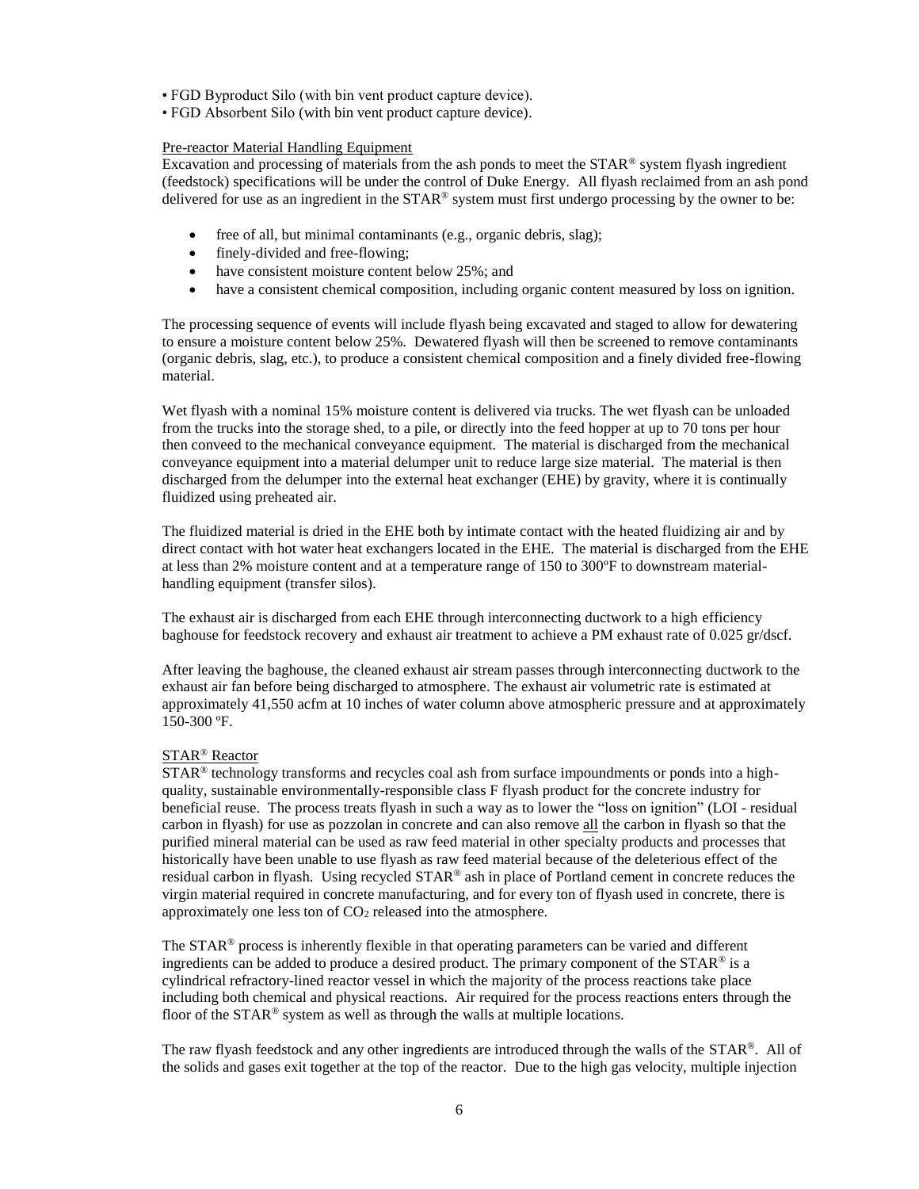• FGD Byproduct Silo (with bin vent product capture device).
• FGD Absorbent Silo (with bin vent product capture device).

Pre-reactor Material Handling Equipment

Excavation and processing of materials from the ash ponds to meet the STAR® system flyash ingredient (feedstock) specifications will be under the control of Duke Energy. All flyash reclaimed from an ash pond delivered for use as an ingredient in the STAR® system must first undergo processing by the owner to be:

- free of all, but minimal contaminants (e.g., organic debris, slag);
- finely-divided and free-flowing;
- have consistent moisture content below 25%; and
- have a consistent chemical composition, including organic content measured by loss on ignition.

The processing sequence of events will include flyash being excavated and staged to allow for dewatering to ensure a moisture content below 25%. Dewatered flyash will then be screened to remove contaminants (organic debris, slag, etc.), to produce a consistent chemical composition and a finely divided free-flowing material.

Wet flyash with a nominal 15% moisture content is delivered via trucks. The wet flyash can be unloaded from the trucks into the storage shed, to a pile, or directly into the feed hopper at up to 70 tons per hour then conveed to the mechanical conveyance equipment. The material is discharged from the mechanical conveyance equipment into a material delumper unit to reduce large size material. The material is then discharged from the delumper into the external heat exchanger (EHE) by gravity, where it is continually fluidized using preheated air.

The fluidized material is dried in the EHE both by intimate contact with the heated fluidizing air and by direct contact with hot water heat exchangers located in the EHE. The material is discharged from the EHE at less than 2% moisture content and at a temperature range of 150 to 300ºF to downstream material-handling equipment (transfer silos).

The exhaust air is discharged from each EHE through interconnecting ductwork to a high efficiency baghouse for feedstock recovery and exhaust air treatment to achieve a PM exhaust rate of 0.025 gr/dscf.

After leaving the baghouse, the cleaned exhaust air stream passes through interconnecting ductwork to the exhaust air fan before being discharged to atmosphere. The exhaust air volumetric rate is estimated at approximately 41,550 acfm at 10 inches of water column above atmospheric pressure and at approximately 150-300 ºF.

STAR® Reactor

STAR® technology transforms and recycles coal ash from surface impoundments or ponds into a high-quality, sustainable environmentally-responsible class F flyash product for the concrete industry for beneficial reuse. The process treats flyash in such a way as to lower the "loss on ignition" (LOI - residual carbon in flyash) for use as pozzolan in concrete and can also remove all the carbon in flyash so that the purified mineral material can be used as raw feed material in other specialty products and processes that historically have been unable to use flyash as raw feed material because of the deleterious effect of the residual carbon in flyash. Using recycled STAR® ash in place of Portland cement in concrete reduces the virgin material required in concrete manufacturing, and for every ton of flyash used in concrete, there is approximately one less ton of $CO_2$ released into the atmosphere.

The STAR® process is inherently flexible in that operating parameters can be varied and different ingredients can be added to produce a desired product. The primary component of the STAR® is a cylindrical refractory-lined reactor vessel in which the majority of the process reactions take place including both chemical and physical reactions. Air required for the process reactions enters through the floor of the STAR® system as well as through the walls at multiple locations.

The raw flyash feedstock and any other ingredients are introduced through the walls of the STAR®. All of the solids and gases exit together at the top of the reactor. Due to the high gas velocity, multiple injection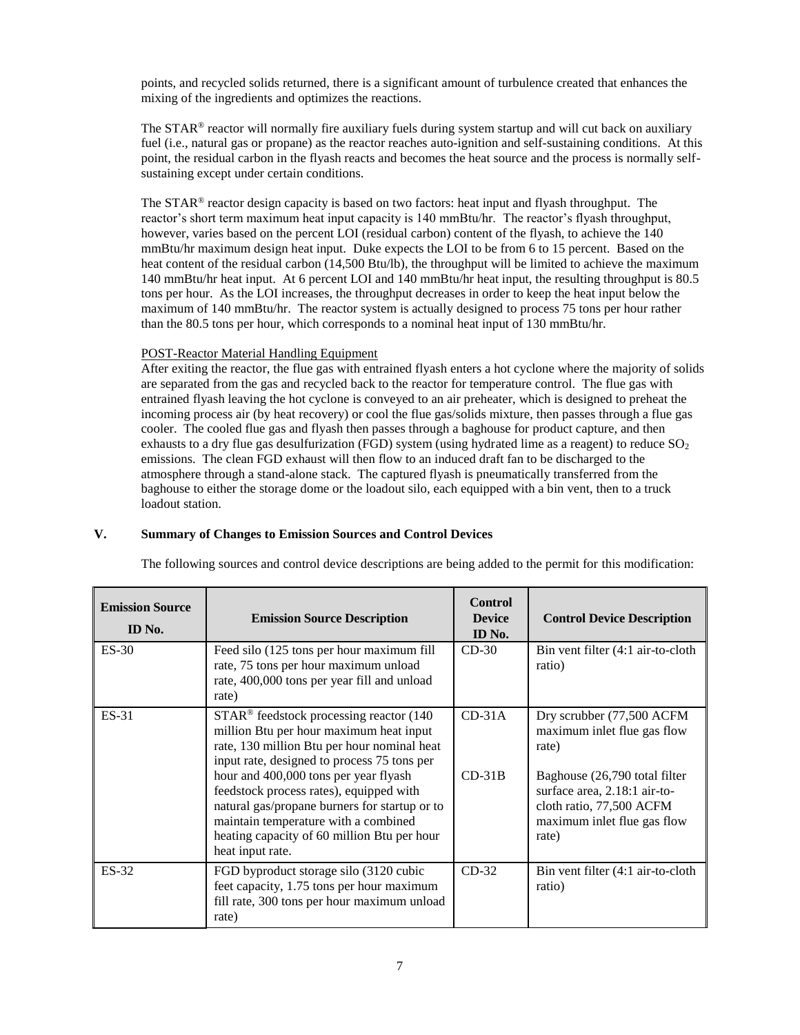points, and recycled solids returned, there is a significant amount of turbulence created that enhances the mixing of the ingredients and optimizes the reactions.

The STAR® reactor will normally fire auxiliary fuels during system startup and will cut back on auxiliary fuel (i.e., natural gas or propane) as the reactor reaches auto-ignition and self-sustaining conditions. At this point, the residual carbon in the flyash reacts and becomes the heat source and the process is normally self-sustaining except under certain conditions.

The STAR® reactor design capacity is based on two factors: heat input and flyash throughput. The reactor's short term maximum heat input capacity is 140 mmBtu/hr. The reactor's flyash throughput, however, varies based on the percent LOI (residual carbon) content of the flyash, to achieve the 140 mmBtu/hr maximum design heat input. Duke expects the LOI to be from 6 to 15 percent. Based on the heat content of the residual carbon (14,500 Btu/lb), the throughput will be limited to achieve the maximum 140 mmBtu/hr heat input. At 6 percent LOI and 140 mmBtu/hr heat input, the resulting throughput is 80.5 tons per hour. As the LOI increases, the throughput decreases in order to keep the heat input below the maximum of 140 mmBtu/hr. The reactor system is actually designed to process 75 tons per hour rather than the 80.5 tons per hour, which corresponds to a nominal heat input of 130 mmBtu/hr.

POST-Reactor Material Handling Equipment

After exiting the reactor, the flue gas with entrained flyash enters a hot cyclone where the majority of solids are separated from the gas and recycled back to the reactor for temperature control. The flue gas with entrained flyash leaving the hot cyclone is conveyed to an air preheater, which is designed to preheat the incoming process air (by heat recovery) or cool the flue gas/solids mixture, then passes through a flue gas cooler. The cooled flue gas and flyash then passes through a baghouse for product capture, and then exhausts to a dry flue gas desulfurization (FGD) system (using hydrated lime as a reagent) to reduce $SO_2$ emissions. The clean FGD exhaust will then flow to an induced draft fan to be discharged to the atmosphere through a stand-alone stack. The captured flyash is pneumatically transferred from the baghouse to either the storage dome or the loadout silo, each equipped with a bin vent, then to a truck loadout station.

## V. Summary of Changes to Emission Sources and Control Devices

The following sources and control device descriptions are being added to the permit for this modification:

| Emission Source ID No. | Emission Source Description | Control Device ID No. | Control Device Description |
|---|---|---|---|
| ES-30 | Feed silo (125 tons per hour maximum fill rate, 75 tons per hour maximum unload rate, 400,000 tons per year fill and unload rate) | CD-30 | Bin vent filter (4:1 air-to-cloth ratio) |
| ES-31 | STAR® feedstock processing reactor (140 million Btu per hour maximum heat input rate, 130 million Btu per hour nominal heat input rate, designed to process 75 tons per hour and 400,000 tons per year flyash feedstock process rates), equipped with natural gas/propane burners for startup or to maintain temperature with a combined heating capacity of 60 million Btu per hour heat input rate. | CD-31A<br><br>CD-31B | Dry scrubber (77,500 ACFM maximum inlet flue gas flow rate)<br><br>Baghouse (26,790 total filter surface area, 2.18:1 air-to-cloth ratio, 77,500 ACFM maximum inlet flue gas flow rate) |
| ES-32 | FGD byproduct storage silo (3120 cubic feet capacity, 1.75 tons per hour maximum fill rate, 300 tons per hour maximum unload rate) | CD-32 | Bin vent filter (4:1 air-to-cloth ratio) |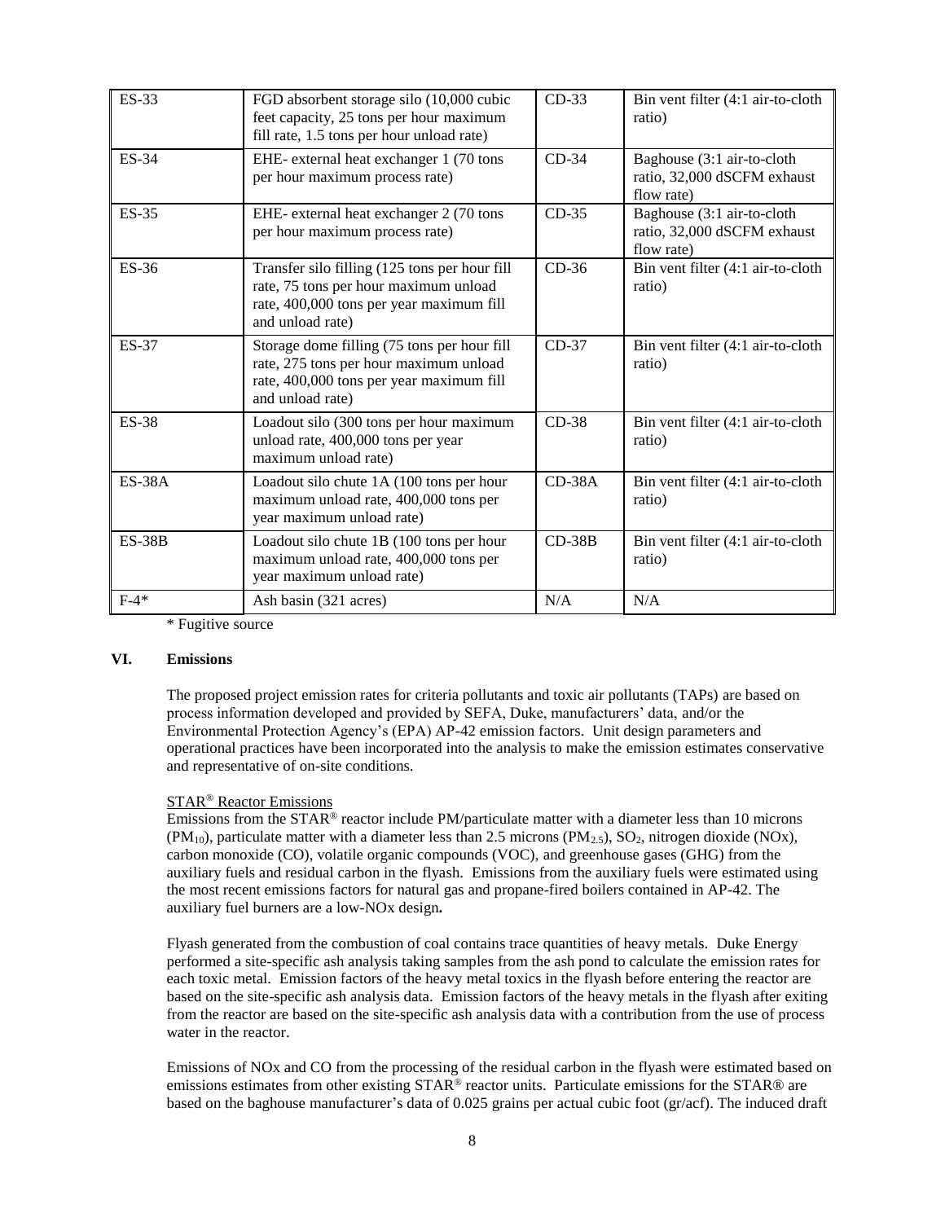| ES-33 | FGD absorbent storage silo (10,000 cubic feet capacity, 25 tons per hour maximum fill rate, 1.5 tons per hour unload rate) | CD-33 | Bin vent filter (4:1 air-to-cloth ratio) |
|---|---|---|---|
| ES-34 | EHE- external heat exchanger 1 (70 tons per hour maximum process rate) | CD-34 | Baghouse (3:1 air-to-cloth ratio, 32,000 dSCFM exhaust flow rate) |
| ES-35 | EHE- external heat exchanger 2 (70 tons per hour maximum process rate) | CD-35 | Baghouse (3:1 air-to-cloth ratio, 32,000 dSCFM exhaust flow rate) |
| ES-36 | Transfer silo filling (125 tons per hour fill rate, 75 tons per hour maximum unload rate, 400,000 tons per year maximum fill and unload rate) | CD-36 | Bin vent filter (4:1 air-to-cloth ratio) |
| ES-37 | Storage dome filling (75 tons per hour fill rate, 275 tons per hour maximum unload rate, 400,000 tons per year maximum fill and unload rate) | CD-37 | Bin vent filter (4:1 air-to-cloth ratio) |
| ES-38 | Loadout silo (300 tons per hour maximum unload rate, 400,000 tons per year maximum unload rate) | CD-38 | Bin vent filter (4:1 air-to-cloth ratio) |
| ES-38A | Loadout silo chute 1A (100 tons per hour maximum unload rate, 400,000 tons per year maximum unload rate) | CD-38A | Bin vent filter (4:1 air-to-cloth ratio) |
| ES-38B | Loadout silo chute 1B (100 tons per hour maximum unload rate, 400,000 tons per year maximum unload rate) | CD-38B | Bin vent filter (4:1 air-to-cloth ratio) |
| F-4* | Ash basin (321 acres) | N/A | N/A |

* Fugitive source

## VI. Emissions

The proposed project emission rates for criteria pollutants and toxic air pollutants (TAPs) are based on process information developed and provided by SEFA, Duke, manufacturers' data, and/or the Environmental Protection Agency's (EPA) AP-42 emission factors. Unit design parameters and operational practices have been incorporated into the analysis to make the emission estimates conservative and representative of on-site conditions.

STAR® Reactor Emissions

Emissions from the STAR® reactor include PM/particulate matter with a diameter less than 10 microns ($PM_{10}$), particulate matter with a diameter less than 2.5 microns ($PM_{2.5}$), $SO_2$, nitrogen dioxide (NOx), carbon monoxide (CO), volatile organic compounds (VOC), and greenhouse gases (GHG) from the auxiliary fuels and residual carbon in the flyash. Emissions from the auxiliary fuels were estimated using the most recent emissions factors for natural gas and propane-fired boilers contained in AP-42. The auxiliary fuel burners are a low-NOx design**.**

Flyash generated from the combustion of coal contains trace quantities of heavy metals. Duke Energy performed a site-specific ash analysis taking samples from the ash pond to calculate the emission rates for each toxic metal. Emission factors of the heavy metal toxics in the flyash before entering the reactor are based on the site-specific ash analysis data. Emission factors of the heavy metals in the flyash after exiting from the reactor are based on the site-specific ash analysis data with a contribution from the use of process water in the reactor.

Emissions of NOx and CO from the processing of the residual carbon in the flyash were estimated based on emissions estimates from other existing STAR® reactor units. Particulate emissions for the STAR® are based on the baghouse manufacturer's data of 0.025 grains per actual cubic foot (gr/acf). The induced draft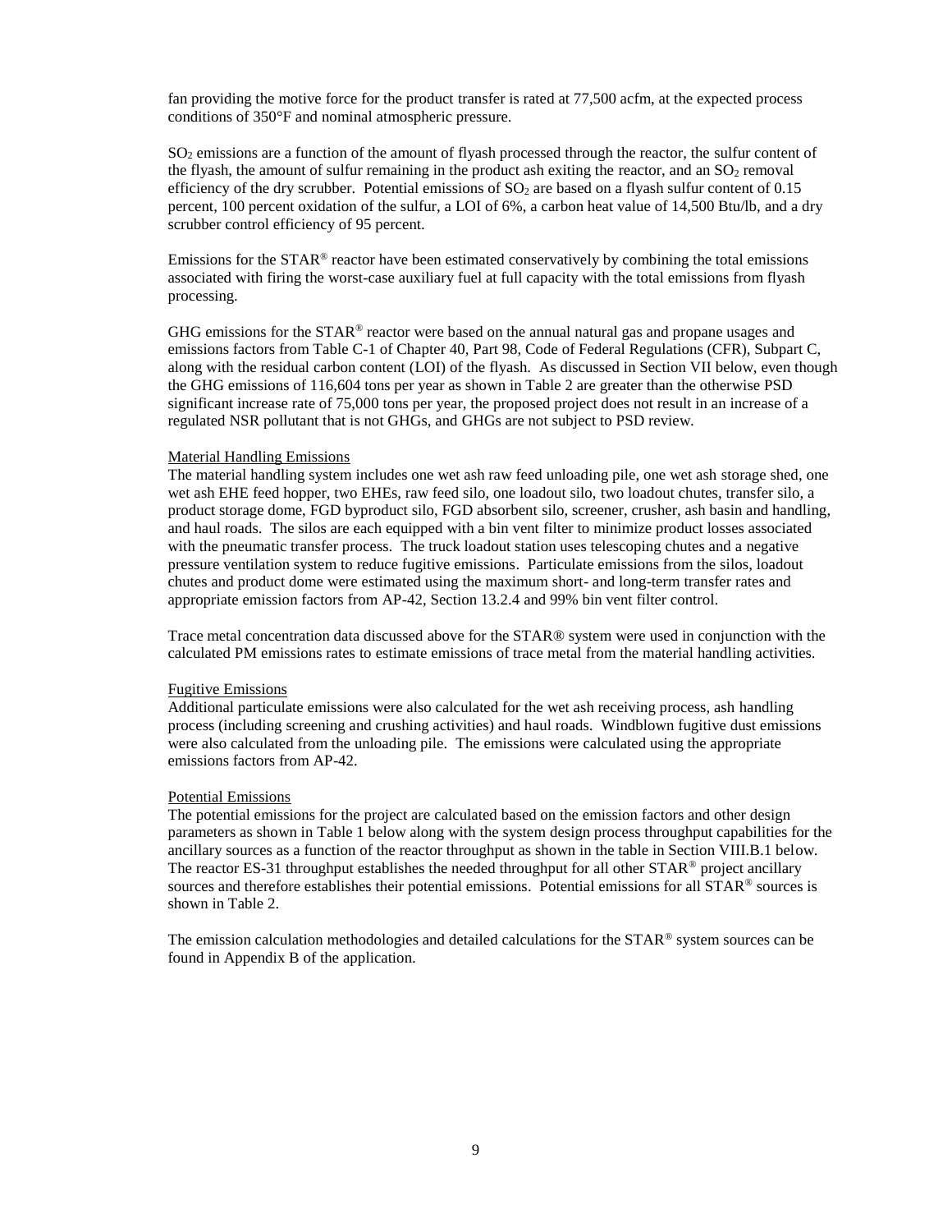fan providing the motive force for the product transfer is rated at 77,500 acfm, at the expected process conditions of 350°F and nominal atmospheric pressure.

$SO_2$ emissions are a function of the amount of flyash processed through the reactor, the sulfur content of the flyash, the amount of sulfur remaining in the product ash exiting the reactor, and an $SO_2$ removal efficiency of the dry scrubber. Potential emissions of $SO_2$ are based on a flyash sulfur content of 0.15 percent, 100 percent oxidation of the sulfur, a LOI of 6%, a carbon heat value of 14,500 Btu/lb, and a dry scrubber control efficiency of 95 percent.

Emissions for the STAR® reactor have been estimated conservatively by combining the total emissions associated with firing the worst-case auxiliary fuel at full capacity with the total emissions from flyash processing.

GHG emissions for the STAR® reactor were based on the annual natural gas and propane usages and emissions factors from Table C-1 of Chapter 40, Part 98, Code of Federal Regulations (CFR), Subpart C, along with the residual carbon content (LOI) of the flyash. As discussed in Section VII below, even though the GHG emissions of 116,604 tons per year as shown in Table 2 are greater than the otherwise PSD significant increase rate of 75,000 tons per year, the proposed project does not result in an increase of a regulated NSR pollutant that is not GHGs, and GHGs are not subject to PSD review.

Material Handling Emissions

The material handling system includes one wet ash raw feed unloading pile, one wet ash storage shed, one wet ash EHE feed hopper, two EHEs, raw feed silo, one loadout silo, two loadout chutes, transfer silo, a product storage dome, FGD byproduct silo, FGD absorbent silo, screener, crusher, ash basin and handling, and haul roads. The silos are each equipped with a bin vent filter to minimize product losses associated with the pneumatic transfer process. The truck loadout station uses telescoping chutes and a negative pressure ventilation system to reduce fugitive emissions. Particulate emissions from the silos, loadout chutes and product dome were estimated using the maximum short- and long-term transfer rates and appropriate emission factors from AP-42, Section 13.2.4 and 99% bin vent filter control.

Trace metal concentration data discussed above for the STAR® system were used in conjunction with the calculated PM emissions rates to estimate emissions of trace metal from the material handling activities.

Fugitive Emissions

Additional particulate emissions were also calculated for the wet ash receiving process, ash handling process (including screening and crushing activities) and haul roads. Windblown fugitive dust emissions were also calculated from the unloading pile. The emissions were calculated using the appropriate emissions factors from AP-42.

Potential Emissions

The potential emissions for the project are calculated based on the emission factors and other design parameters as shown in Table 1 below along with the system design process throughput capabilities for the ancillary sources as a function of the reactor throughput as shown in the table in Section VIII.B.1 below. The reactor ES-31 throughput establishes the needed throughput for all other STAR® project ancillary sources and therefore establishes their potential emissions. Potential emissions for all STAR® sources is shown in Table 2.

The emission calculation methodologies and detailed calculations for the STAR® system sources can be found in Appendix B of the application.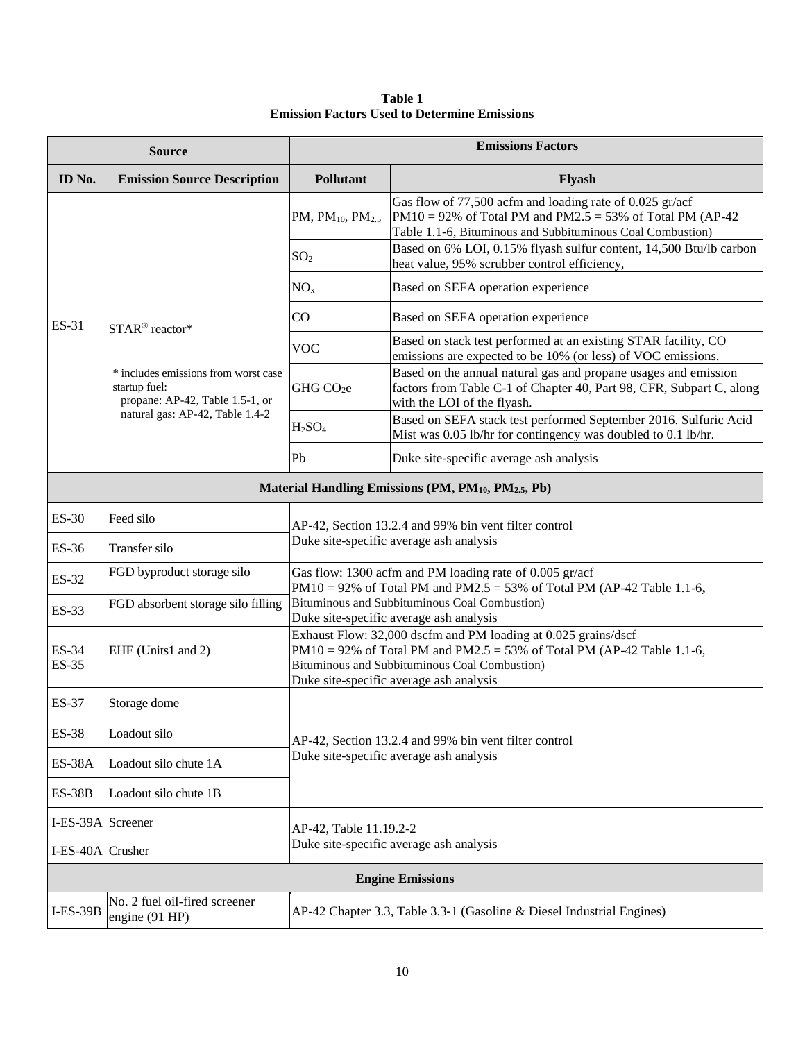**Table 1**
**Emission Factors Used to Determine Emissions**

| Source | | Emissions Factors | |
|---|---|---|---|
| **ID No.** | **Emission Source Description** | **Pollutant** | **Flyash** |
| ES-31 | STAR® reactor*<br><br>* includes emissions from worst case startup fuel: propane: AP-42, Table 1.5-1, or natural gas: AP-42, Table 1.4-2 | PM, $PM_{10}$, $PM_{2.5}$ | Gas flow of 77,500 acfm and loading rate of 0.025 gr/acf PM10 = 92% of Total PM and PM2.5 = 53% of Total PM (AP-42 Table 1.1-6, Bituminous and Subbituminous Coal Combustion) |
| | | $SO_2$ | Based on 6% LOI, 0.15% flyash sulfur content, 14,500 Btu/lb carbon heat value, 95% scrubber control efficiency, |
| | | $NO_x$ | Based on SEFA operation experience |
| | | CO | Based on SEFA operation experience |
| | | VOC | Based on stack test performed at an existing STAR facility, CO emissions are expected to be 10% (or less) of VOC emissions. |
| | | GHG $CO_2e$ | Based on the annual natural gas and propane usages and emission factors from Table C-1 of Chapter 40, Part 98, CFR, Subpart C, along with the LOI of the flyash. |
| | | $H_2SO_4$ | Based on SEFA stack test performed September 2016. Sulfuric Acid Mist was 0.05 lb/hr for contingency was doubled to 0.1 lb/hr. |
| | | Pb | Duke site-specific average ash analysis |
| **Material Handling Emissions (PM, $PM_{10}$, $PM_{2.5}$, Pb)** | | | |
| ES-30 | Feed silo | AP-42, Section 13.2.4 and 99% bin vent filter control<br>Duke site-specific average ash analysis | |
| ES-36 | Transfer silo | | |
| ES-32 | FGD byproduct storage silo | Gas flow: 1300 acfm and PM loading rate of 0.005 gr/acf<br>PM10 = 92% of Total PM and PM2.5 = 53% of Total PM (AP-42 Table 1.1-6, Bituminous and Subbituminous Coal Combustion)<br>Duke site-specific average ash analysis | |
| ES-33 | FGD absorbent storage silo filling | | |
| ES-34<br>ES-35 | EHE (Units1 and 2) | Exhaust Flow: 32,000 dscfm and PM loading at 0.025 grains/dscf<br>PM10 = 92% of Total PM and PM2.5 = 53% of Total PM (AP-42 Table 1.1-6, Bituminous and Subbituminous Coal Combustion)<br>Duke site-specific average ash analysis | |
| ES-37 | Storage dome | AP-42, Section 13.2.4 and 99% bin vent filter control<br>Duke site-specific average ash analysis | |
| ES-38 | Loadout silo | | |
| ES-38A | Loadout silo chute 1A | | |
| ES-38B | Loadout silo chute 1B | | |
| I-ES-39A | Screener | AP-42, Table 11.19.2-2<br>Duke site-specific average ash analysis | |
| I-ES-40A | Crusher | | |
| **Engine Emissions** | | | |
| I-ES-39B | No. 2 fuel oil-fired screener engine (91 HP) | AP-42 Chapter 3.3, Table 3.3-1 (Gasoline & Diesel Industrial Engines) | |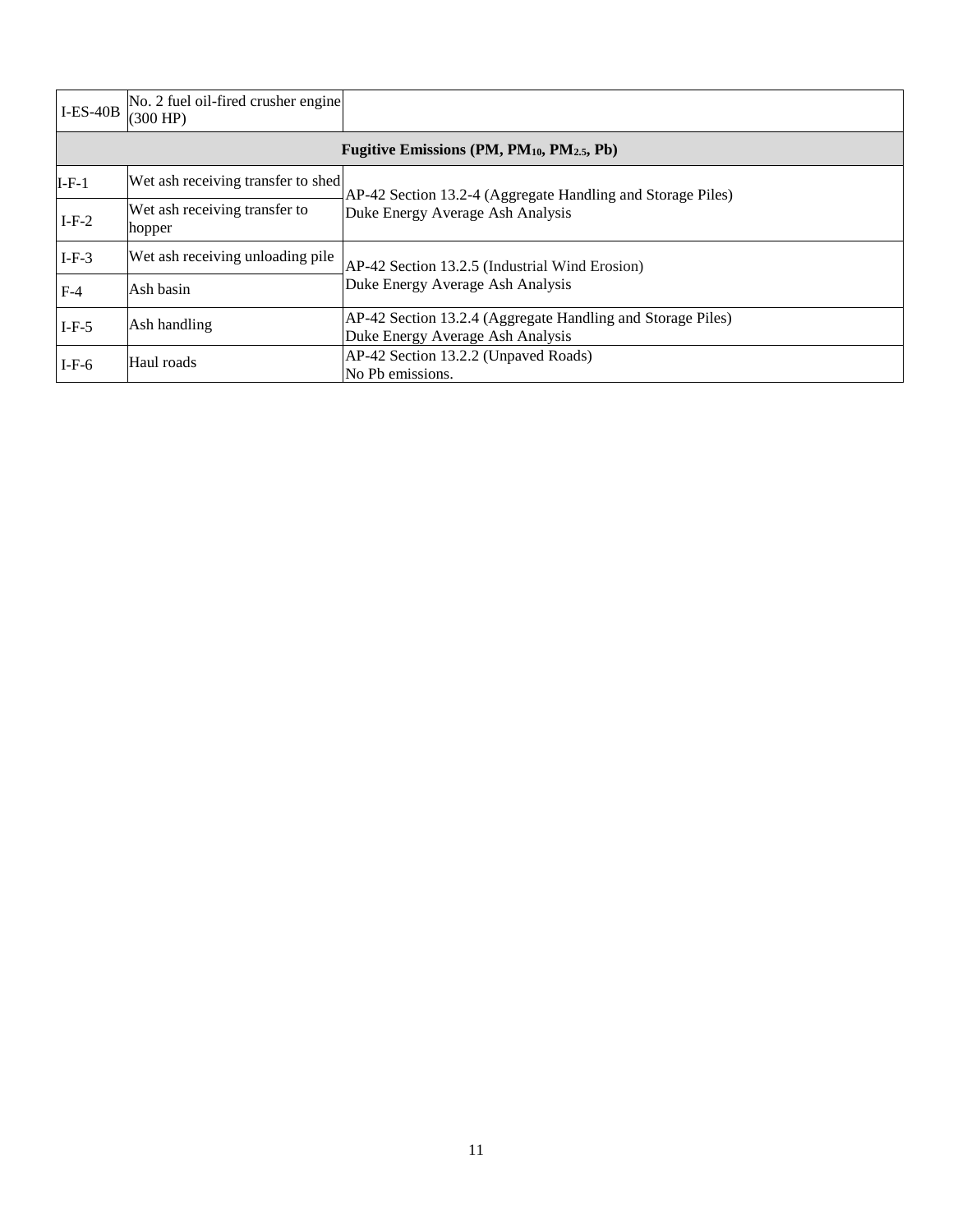| I-ES-40B | No. 2 fuel oil-fired crusher engine (300 HP) | |
|---|---|---|
| **Fugitive Emissions (PM, $PM_{10}$, $PM_{2.5}$, Pb)** | | |
| I-F-1 | Wet ash receiving transfer to shed | AP-42 Section 13.2-4 (Aggregate Handling and Storage Piles) Duke Energy Average Ash Analysis |
| I-F-2 | Wet ash receiving transfer to hopper | |
| I-F-3 | Wet ash receiving unloading pile | AP-42 Section 13.2.5 (Industrial Wind Erosion) Duke Energy Average Ash Analysis |
| F-4 | Ash basin | |
| I-F-5 | Ash handling | AP-42 Section 13.2.4 (Aggregate Handling and Storage Piles) Duke Energy Average Ash Analysis |
| I-F-6 | Haul roads | AP-42 Section 13.2.2 (Unpaved Roads) No Pb emissions. |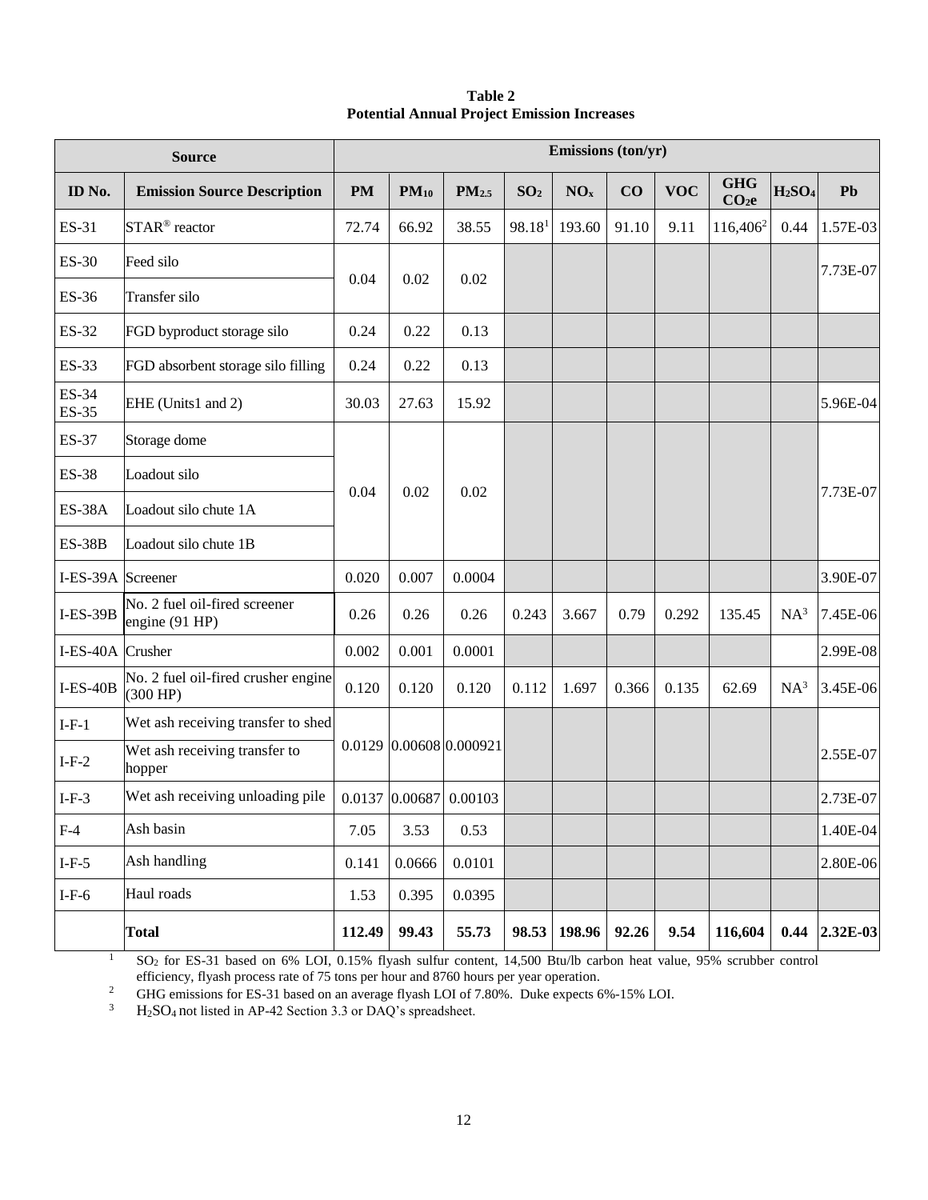**Table 2**
**Potential Annual Project Emission Increases**

| Source | | Emissions (ton/yr) | | | | | | | | | |
|---|---|---|---|---|---|---|---|---|---|---|---|
| ID No. | Emission Source Description | PM | $PM_{10}$ | $PM_{2.5}$ | $SO_2$ | $NO_x$ | CO | VOC | GHG $CO_2e$ | $H_2SO_4$ | Pb |
| ES-31 | STAR® reactor | 72.74 | 66.92 | 38.55 | 98.18[1] | 193.60 | 91.10 | 9.11 | 116,406[2] | 0.44 | 1.57E-03 |
| ES-30 | Feed silo | 0.04 | 0.02 | 0.02 | | | | | | | 7.73E-07 |
| ES-36 | Transfer silo | | | | | | | | | | |
| ES-32 | FGD byproduct storage silo | 0.24 | 0.22 | 0.13 | | | | | | | |
| ES-33 | FGD absorbent storage silo filling | 0.24 | 0.22 | 0.13 | | | | | | | |
| ES-34 ES-35 | EHE (Units1 and 2) | 30.03 | 27.63 | 15.92 | | | | | | | 5.96E-04 |
| ES-37 | Storage dome | 0.04 | 0.02 | 0.02 | | | | | | | 7.73E-07 |
| ES-38 | Loadout silo | | | | | | | | | | |
| ES-38A | Loadout silo chute 1A | | | | | | | | | | |
| ES-38B | Loadout silo chute 1B | | | | | | | | | | |
| I-ES-39A | Screener | 0.020 | 0.007 | 0.0004 | | | | | | | 3.90E-07 |
| I-ES-39B | No. 2 fuel oil-fired screener engine (91 HP) | 0.26 | 0.26 | 0.26 | 0.243 | 3.667 | 0.79 | 0.292 | 135.45 | NA[3] | 7.45E-06 |
| I-ES-40A | Crusher | 0.002 | 0.001 | 0.0001 | | | | | | | 2.99E-08 |
| I-ES-40B | No. 2 fuel oil-fired crusher engine (300 HP) | 0.120 | 0.120 | 0.120 | 0.112 | 1.697 | 0.366 | 0.135 | 62.69 | NA[3] | 3.45E-06 |
| I-F-1 | Wet ash receiving transfer to shed | 0.0129 | 0.00608 | 0.000921 | | | | | | | 2.55E-07 |
| I-F-2 | Wet ash receiving transfer to hopper | | | | | | | | | | |
| I-F-3 | Wet ash receiving unloading pile | 0.0137 | 0.00687 | 0.00103 | | | | | | | 2.73E-07 |
| F-4 | Ash basin | 7.05 | 3.53 | 0.53 | | | | | | | 1.40E-04 |
| I-F-5 | Ash handling | 0.141 | 0.0666 | 0.0101 | | | | | | | 2.80E-06 |
| I-F-6 | Haul roads | 1.53 | 0.395 | 0.0395 | | | | | | | |
| | **Total** | **112.49** | **99.43** | **55.73** | **98.53** | **198.96** | **92.26** | **9.54** | **116,604** | **0.44** | **2.32E-03** |

[1] $SO_2$ for ES-31 based on 6% LOI, 0.15% flyash sulfur content, 14,500 Btu/lb carbon heat value, 95% scrubber control efficiency, flyash process rate of 75 tons per hour and 8760 hours per year operation.

[2] GHG emissions for ES-31 based on an average flyash LOI of 7.80%. Duke expects 6%-15% LOI.

[3] $H_2SO_4$ not listed in AP-42 Section 3.3 or DAQ's spreadsheet.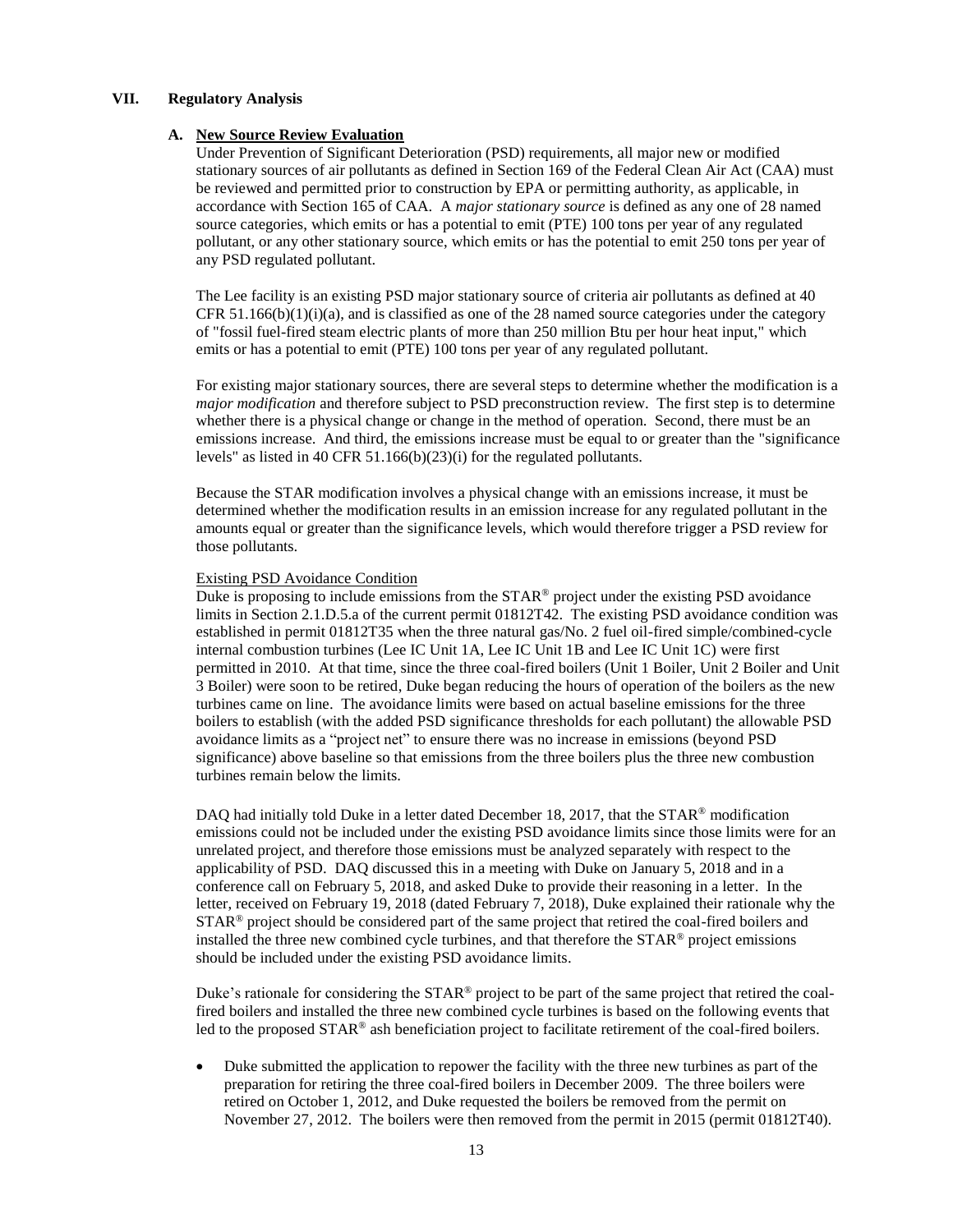## VII. Regulatory Analysis

### A. New Source Review Evaluation

Under Prevention of Significant Deterioration (PSD) requirements, all major new or modified stationary sources of air pollutants as defined in Section 169 of the Federal Clean Air Act (CAA) must be reviewed and permitted prior to construction by EPA or permitting authority, as applicable, in accordance with Section 165 of CAA. A *major stationary source* is defined as any one of 28 named source categories, which emits or has a potential to emit (PTE) 100 tons per year of any regulated pollutant, or any other stationary source, which emits or has the potential to emit 250 tons per year of any PSD regulated pollutant.

The Lee facility is an existing PSD major stationary source of criteria air pollutants as defined at 40 CFR 51.166(b)(1)(i)(a), and is classified as one of the 28 named source categories under the category of "fossil fuel-fired steam electric plants of more than 250 million Btu per hour heat input," which emits or has a potential to emit (PTE) 100 tons per year of any regulated pollutant.

For existing major stationary sources, there are several steps to determine whether the modification is a *major modification* and therefore subject to PSD preconstruction review. The first step is to determine whether there is a physical change or change in the method of operation. Second, there must be an emissions increase. And third, the emissions increase must be equal to or greater than the "significance levels" as listed in 40 CFR 51.166(b)(23)(i) for the regulated pollutants.

Because the STAR modification involves a physical change with an emissions increase, it must be determined whether the modification results in an emission increase for any regulated pollutant in the amounts equal or greater than the significance levels, which would therefore trigger a PSD review for those pollutants.

Existing PSD Avoidance Condition

Duke is proposing to include emissions from the STAR® project under the existing PSD avoidance limits in Section 2.1.D.5.a of the current permit 01812T42. The existing PSD avoidance condition was established in permit 01812T35 when the three natural gas/No. 2 fuel oil-fired simple/combined-cycle internal combustion turbines (Lee IC Unit 1A, Lee IC Unit 1B and Lee IC Unit 1C) were first permitted in 2010. At that time, since the three coal-fired boilers (Unit 1 Boiler, Unit 2 Boiler and Unit 3 Boiler) were soon to be retired, Duke began reducing the hours of operation of the boilers as the new turbines came on line. The avoidance limits were based on actual baseline emissions for the three boilers to establish (with the added PSD significance thresholds for each pollutant) the allowable PSD avoidance limits as a "project net" to ensure there was no increase in emissions (beyond PSD significance) above baseline so that emissions from the three boilers plus the three new combustion turbines remain below the limits.

DAQ had initially told Duke in a letter dated December 18, 2017, that the STAR® modification emissions could not be included under the existing PSD avoidance limits since those limits were for an unrelated project, and therefore those emissions must be analyzed separately with respect to the applicability of PSD. DAQ discussed this in a meeting with Duke on January 5, 2018 and in a conference call on February 5, 2018, and asked Duke to provide their reasoning in a letter. In the letter, received on February 19, 2018 (dated February 7, 2018), Duke explained their rationale why the STAR® project should be considered part of the same project that retired the coal-fired boilers and installed the three new combined cycle turbines, and that therefore the STAR® project emissions should be included under the existing PSD avoidance limits.

Duke's rationale for considering the STAR® project to be part of the same project that retired the coal-fired boilers and installed the three new combined cycle turbines is based on the following events that led to the proposed STAR® ash beneficiation project to facilitate retirement of the coal-fired boilers.

- Duke submitted the application to repower the facility with the three new turbines as part of the preparation for retiring the three coal-fired boilers in December 2009. The three boilers were retired on October 1, 2012, and Duke requested the boilers be removed from the permit on November 27, 2012. The boilers were then removed from the permit in 2015 (permit 01812T40).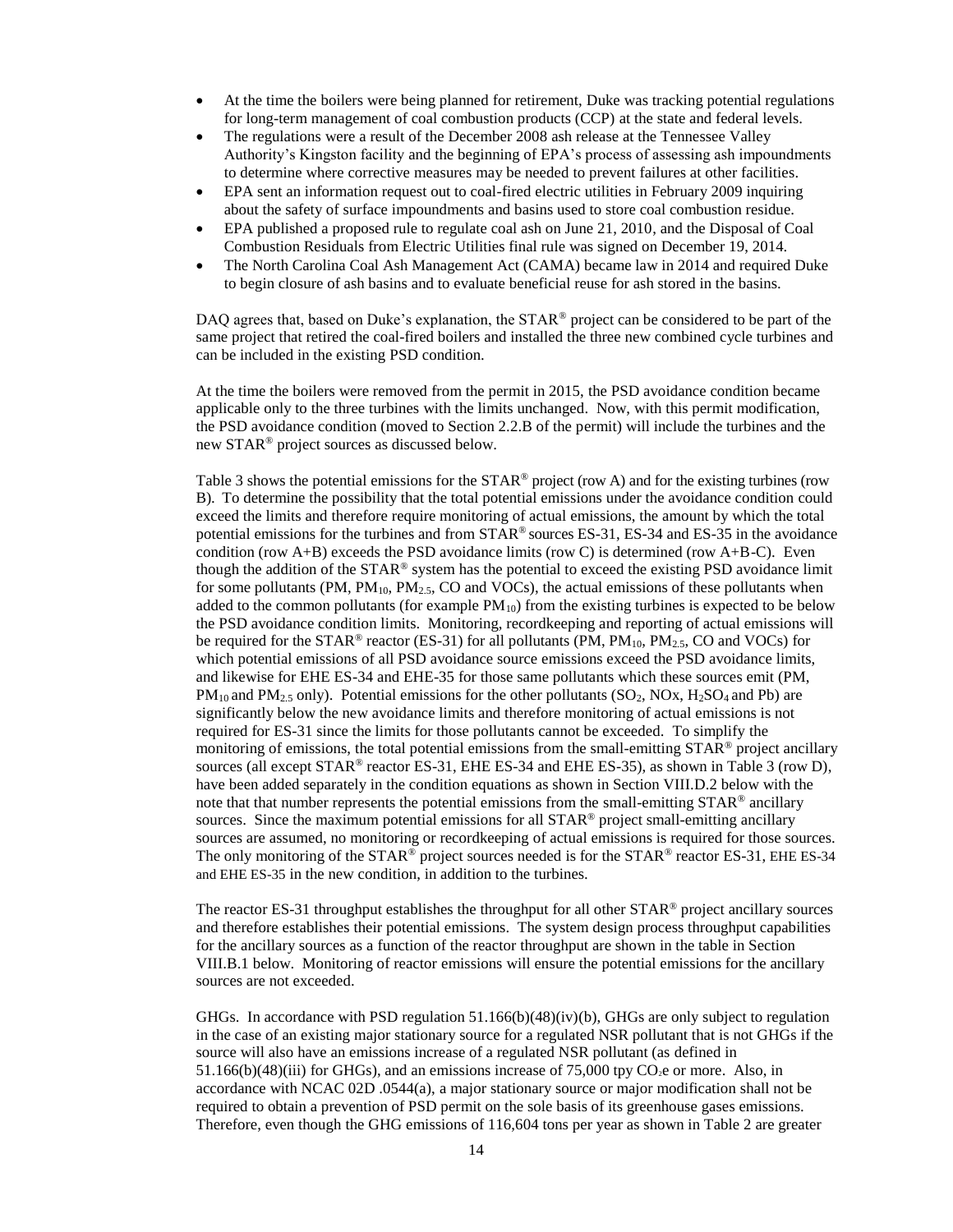- At the time the boilers were being planned for retirement, Duke was tracking potential regulations for long-term management of coal combustion products (CCP) at the state and federal levels.
- The regulations were a result of the December 2008 ash release at the Tennessee Valley Authority's Kingston facility and the beginning of EPA's process of assessing ash impoundments to determine where corrective measures may be needed to prevent failures at other facilities.
- EPA sent an information request out to coal-fired electric utilities in February 2009 inquiring about the safety of surface impoundments and basins used to store coal combustion residue.
- EPA published a proposed rule to regulate coal ash on June 21, 2010, and the Disposal of Coal Combustion Residuals from Electric Utilities final rule was signed on December 19, 2014.
- The North Carolina Coal Ash Management Act (CAMA) became law in 2014 and required Duke to begin closure of ash basins and to evaluate beneficial reuse for ash stored in the basins.

DAQ agrees that, based on Duke's explanation, the STAR® project can be considered to be part of the same project that retired the coal-fired boilers and installed the three new combined cycle turbines and can be included in the existing PSD condition.

At the time the boilers were removed from the permit in 2015, the PSD avoidance condition became applicable only to the three turbines with the limits unchanged. Now, with this permit modification, the PSD avoidance condition (moved to Section 2.2.B of the permit) will include the turbines and the new STAR® project sources as discussed below.

Table 3 shows the potential emissions for the STAR® project (row A) and for the existing turbines (row B). To determine the possibility that the total potential emissions under the avoidance condition could exceed the limits and therefore require monitoring of actual emissions, the amount by which the total potential emissions for the turbines and from STAR® sources ES-31, ES-34 and ES-35 in the avoidance condition (row A+B) exceeds the PSD avoidance limits (row C) is determined (row A+B-C). Even though the addition of the STAR® system has the potential to exceed the existing PSD avoidance limit for some pollutants (PM, $PM_{10}$, $PM_{2.5}$, CO and VOCs), the actual emissions of these pollutants when added to the common pollutants (for example $PM_{10}$) from the existing turbines is expected to be below the PSD avoidance condition limits. Monitoring, recordkeeping and reporting of actual emissions will be required for the STAR® reactor (ES-31) for all pollutants (PM, $PM_{10}$, $PM_{2.5}$, CO and VOCs) for which potential emissions of all PSD avoidance source emissions exceed the PSD avoidance limits, and likewise for EHE ES-34 and EHE-35 for those same pollutants which these sources emit (PM, $PM_{10}$ and $PM_{2.5}$ only). Potential emissions for the other pollutants ($SO_2$, NOx, $H_2SO_4$ and Pb) are significantly below the new avoidance limits and therefore monitoring of actual emissions is not required for ES-31 since the limits for those pollutants cannot be exceeded. To simplify the monitoring of emissions, the total potential emissions from the small-emitting STAR® project ancillary sources (all except STAR® reactor ES-31, EHE ES-34 and EHE ES-35), as shown in Table 3 (row D), have been added separately in the condition equations as shown in Section VIII.D.2 below with the note that that number represents the potential emissions from the small-emitting STAR® ancillary sources. Since the maximum potential emissions for all STAR® project small-emitting ancillary sources are assumed, no monitoring or recordkeeping of actual emissions is required for those sources. The only monitoring of the STAR® project sources needed is for the STAR® reactor ES-31, EHE ES-34 and EHE ES-35 in the new condition, in addition to the turbines.

The reactor ES-31 throughput establishes the throughput for all other STAR® project ancillary sources and therefore establishes their potential emissions. The system design process throughput capabilities for the ancillary sources as a function of the reactor throughput are shown in the table in Section VIII.B.1 below. Monitoring of reactor emissions will ensure the potential emissions for the ancillary sources are not exceeded.

GHGs. In accordance with PSD regulation 51.166(b)(48)(iv)(b), GHGs are only subject to regulation in the case of an existing major stationary source for a regulated NSR pollutant that is not GHGs if the source will also have an emissions increase of a regulated NSR pollutant (as defined in 51.166(b)(48)(iii) for GHGs), and an emissions increase of 75,000 tpy $CO_2e$ or more. Also, in accordance with NCAC 02D .0544(a), a major stationary source or major modification shall not be required to obtain a prevention of PSD permit on the sole basis of its greenhouse gases emissions. Therefore, even though the GHG emissions of 116,604 tons per year as shown in Table 2 are greater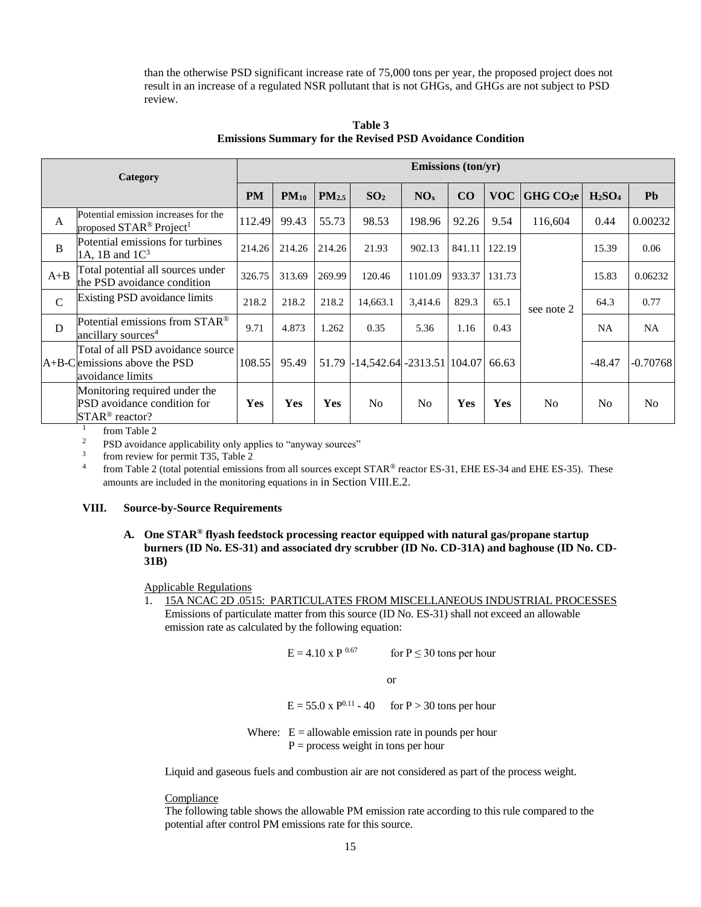than the otherwise PSD significant increase rate of 75,000 tons per year, the proposed project does not result in an increase of a regulated NSR pollutant that is not GHGs, and GHGs are not subject to PSD review.

**Table 3**
**Emissions Summary for the Revised PSD Avoidance Condition**

| Category | | Emissions (ton/yr) | | | | | | | | | |
|---|---|---|---|---|---|---|---|---|---|---|---|
| | | **PM** | **$PM_{10}$** | **$PM_{2.5}$** | **$SO_2$** | **$NO_x$** | **CO** | **VOC** | **GHG $CO_2e$** | **$H_2SO_4$** | **Pb** |
| A | Potential emission increases for the proposed STAR® Project[1] | 112.49 | 99.43 | 55.73 | 98.53 | 198.96 | 92.26 | 9.54 | 116,604 | 0.44 | 0.00232 |
| B | Potential emissions for turbines 1A, 1B and 1C[3] | 214.26 | 214.26 | 214.26 | 21.93 | 902.13 | 841.11 | 122.19 | see note 2 | 15.39 | 0.06 |
| A+B | Total potential all sources under the PSD avoidance condition | 326.75 | 313.69 | 269.99 | 120.46 | 1101.09 | 933.37 | 131.73 | | 15.83 | 0.06232 |
| C | Existing PSD avoidance limits | 218.2 | 218.2 | 218.2 | 14,663.1 | 3,414.6 | 829.3 | 65.1 | | 64.3 | 0.77 |
| D | Potential emissions from STAR® ancillary sources[4] | 9.71 | 4.873 | 1.262 | 0.35 | 5.36 | 1.16 | 0.43 | | NA | NA |
| A+B-C | Total of all PSD avoidance source emissions above the PSD avoidance limits | 108.55 | 95.49 | 51.79 | -14,542.64 | -2313.51 | 104.07 | 66.63 | | -48.47 | -0.70768 |
| | Monitoring required under the PSD avoidance condition for STAR® reactor? | **Yes** | **Yes** | **Yes** | No | No | **Yes** | **Yes** | No | No | No |

[1] from Table 2
[2] PSD avoidance applicability only applies to "anyway sources"
[3] from review for permit T35, Table 2
[4] from Table 2 (total potential emissions from all sources except STAR® reactor ES-31, EHE ES-34 and EHE ES-35). These amounts are included in the monitoring equations in in Section VIII.E.2.

## VIII. Source-by-Source Requirements

### A. One STAR® flyash feedstock processing reactor equipped with natural gas/propane startup burners (ID No. ES-31) and associated dry scrubber (ID No. CD-31A) and baghouse (ID No. CD-31B)

Applicable Regulations

1. 15A NCAC 2D .0515: PARTICULATES FROM MISCELLANEOUS INDUSTRIAL PROCESSES
   Emissions of particulate matter from this source (ID No. ES-31) shall not exceed an allowable emission rate as calculated by the following equation:

$$E = 4.10 \times P^{0.67} \quad \text{for } P \leq 30 \text{ tons per hour}$$

or

$$E = 55.0 \times P^{0.11} - 40 \quad \text{for } P > 30 \text{ tons per hour}$$

Where: E = allowable emission rate in pounds per hour
P = process weight in tons per hour

Liquid and gaseous fuels and combustion air are not considered as part of the process weight.

Compliance
The following table shows the allowable PM emission rate according to this rule compared to the potential after control PM emissions rate for this source.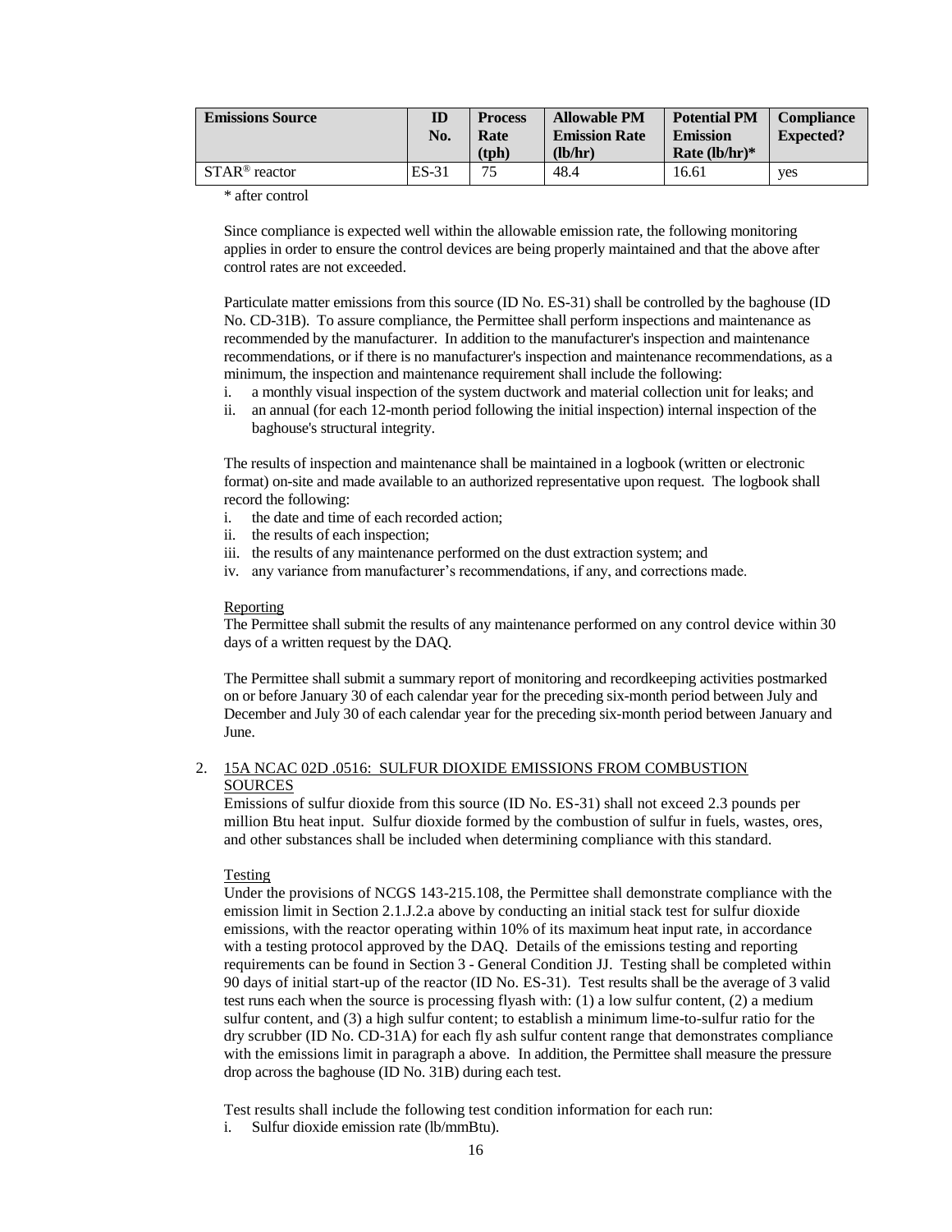| Emissions Source | ID No. | Process Rate (tph) | Allowable PM Emission Rate (lb/hr) | Potential PM Emission Rate (lb/hr)* | Compliance Expected? |
|---|---|---|---|---|---|
| STAR® reactor | ES-31 | 75 | 48.4 | 16.61 | yes |

\* after control

Since compliance is expected well within the allowable emission rate, the following monitoring applies in order to ensure the control devices are being properly maintained and that the above after control rates are not exceeded.

Particulate matter emissions from this source (ID No. ES-31) shall be controlled by the baghouse (ID No. CD-31B). To assure compliance, the Permittee shall perform inspections and maintenance as recommended by the manufacturer. In addition to the manufacturer's inspection and maintenance recommendations, or if there is no manufacturer's inspection and maintenance recommendations, as a minimum, the inspection and maintenance requirement shall include the following:

i. a monthly visual inspection of the system ductwork and material collection unit for leaks; and
ii. an annual (for each 12-month period following the initial inspection) internal inspection of the baghouse's structural integrity.

The results of inspection and maintenance shall be maintained in a logbook (written or electronic format) on-site and made available to an authorized representative upon request. The logbook shall record the following:

i. the date and time of each recorded action;
ii. the results of each inspection;
iii. the results of any maintenance performed on the dust extraction system; and
iv. any variance from manufacturer's recommendations, if any, and corrections made.

Reporting

The Permittee shall submit the results of any maintenance performed on any control device within 30 days of a written request by the DAQ.

The Permittee shall submit a summary report of monitoring and recordkeeping activities postmarked on or before January 30 of each calendar year for the preceding six-month period between July and December and July 30 of each calendar year for the preceding six-month period between January and June.

2. 15A NCAC 02D .0516: SULFUR DIOXIDE EMISSIONS FROM COMBUSTION SOURCES

Emissions of sulfur dioxide from this source (ID No. ES-31) shall not exceed 2.3 pounds per million Btu heat input. Sulfur dioxide formed by the combustion of sulfur in fuels, wastes, ores, and other substances shall be included when determining compliance with this standard.

Testing

Under the provisions of NCGS 143-215.108, the Permittee shall demonstrate compliance with the emission limit in Section 2.1.J.2.a above by conducting an initial stack test for sulfur dioxide emissions, with the reactor operating within 10% of its maximum heat input rate, in accordance with a testing protocol approved by the DAQ. Details of the emissions testing and reporting requirements can be found in Section 3 - General Condition JJ. Testing shall be completed within 90 days of initial start-up of the reactor (ID No. ES-31). Test results shall be the average of 3 valid test runs each when the source is processing flyash with: (1) a low sulfur content, (2) a medium sulfur content, and (3) a high sulfur content; to establish a minimum lime-to-sulfur ratio for the dry scrubber (ID No. CD-31A) for each fly ash sulfur content range that demonstrates compliance with the emissions limit in paragraph a above. In addition, the Permittee shall measure the pressure drop across the baghouse (ID No. 31B) during each test.

Test results shall include the following test condition information for each run:

i. Sulfur dioxide emission rate (lb/mmBtu).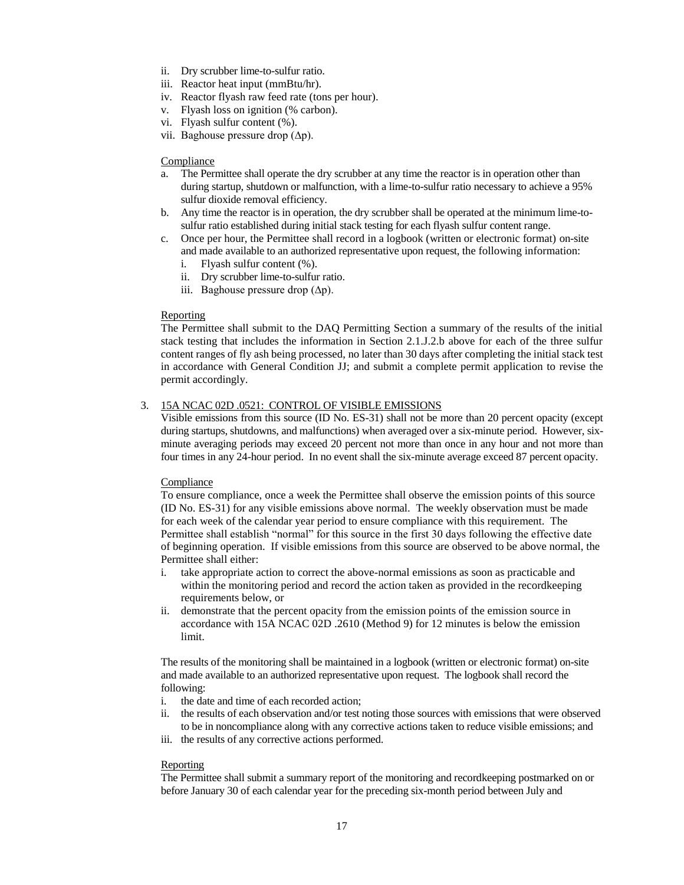ii. Dry scrubber lime-to-sulfur ratio.
iii. Reactor heat input (mmBtu/hr).
iv. Reactor flyash raw feed rate (tons per hour).
v. Flyash loss on ignition (% carbon).
vi. Flyash sulfur content (%).
vii. Baghouse pressure drop (Δp).

Compliance

a. The Permittee shall operate the dry scrubber at any time the reactor is in operation other than during startup, shutdown or malfunction, with a lime-to-sulfur ratio necessary to achieve a 95% sulfur dioxide removal efficiency.
b. Any time the reactor is in operation, the dry scrubber shall be operated at the minimum lime-to-sulfur ratio established during initial stack testing for each flyash sulfur content range.
c. Once per hour, the Permittee shall record in a logbook (written or electronic format) on-site and made available to an authorized representative upon request, the following information:
   i. Flyash sulfur content (%).
   ii. Dry scrubber lime-to-sulfur ratio.
   iii. Baghouse pressure drop (Δp).

Reporting

The Permittee shall submit to the DAQ Permitting Section a summary of the results of the initial stack testing that includes the information in Section 2.1.J.2.b above for each of the three sulfur content ranges of fly ash being processed, no later than 30 days after completing the initial stack test in accordance with General Condition JJ; and submit a complete permit application to revise the permit accordingly.

3. 15A NCAC 02D .0521: CONTROL OF VISIBLE EMISSIONS

Visible emissions from this source (ID No. ES-31) shall not be more than 20 percent opacity (except during startups, shutdowns, and malfunctions) when averaged over a six-minute period. However, six-minute averaging periods may exceed 20 percent not more than once in any hour and not more than four times in any 24-hour period. In no event shall the six-minute average exceed 87 percent opacity.

Compliance

To ensure compliance, once a week the Permittee shall observe the emission points of this source (ID No. ES-31) for any visible emissions above normal. The weekly observation must be made for each week of the calendar year period to ensure compliance with this requirement. The Permittee shall establish "normal" for this source in the first 30 days following the effective date of beginning operation. If visible emissions from this source are observed to be above normal, the Permittee shall either:

i. take appropriate action to correct the above-normal emissions as soon as practicable and within the monitoring period and record the action taken as provided in the recordkeeping requirements below, or
ii. demonstrate that the percent opacity from the emission points of the emission source in accordance with 15A NCAC 02D .2610 (Method 9) for 12 minutes is below the emission limit.

The results of the monitoring shall be maintained in a logbook (written or electronic format) on-site and made available to an authorized representative upon request. The logbook shall record the following:

i. the date and time of each recorded action;
ii. the results of each observation and/or test noting those sources with emissions that were observed to be in noncompliance along with any corrective actions taken to reduce visible emissions; and
iii. the results of any corrective actions performed.

Reporting

The Permittee shall submit a summary report of the monitoring and recordkeeping postmarked on or before January 30 of each calendar year for the preceding six-month period between July and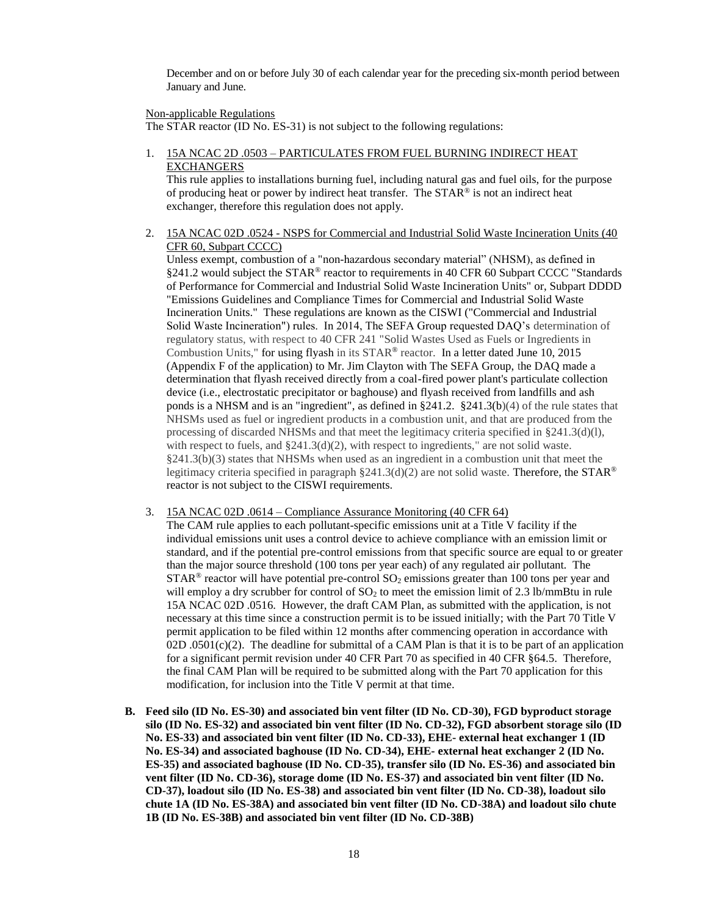December and on or before July 30 of each calendar year for the preceding six-month period between January and June.

Non-applicable Regulations

The STAR reactor (ID No. ES-31) is not subject to the following regulations:

1. 15A NCAC 2D .0503 – PARTICULATES FROM FUEL BURNING INDIRECT HEAT EXCHANGERS
   This rule applies to installations burning fuel, including natural gas and fuel oils, for the purpose of producing heat or power by indirect heat transfer. The STAR® is not an indirect heat exchanger, therefore this regulation does not apply.

2. 15A NCAC 02D .0524 - NSPS for Commercial and Industrial Solid Waste Incineration Units (40 CFR 60, Subpart CCCC)
   Unless exempt, combustion of a "non-hazardous secondary material" (NHSM), as defined in §241.2 would subject the STAR® reactor to requirements in 40 CFR 60 Subpart CCCC "Standards of Performance for Commercial and Industrial Solid Waste Incineration Units" or, Subpart DDDD "Emissions Guidelines and Compliance Times for Commercial and Industrial Solid Waste Incineration Units." These regulations are known as the CISWI ("Commercial and Industrial Solid Waste Incineration") rules. In 2014, The SEFA Group requested DAQ's determination of regulatory status, with respect to 40 CFR 241 "Solid Wastes Used as Fuels or Ingredients in Combustion Units," for using flyash in its STAR® reactor. In a letter dated June 10, 2015 (Appendix F of the application) to Mr. Jim Clayton with The SEFA Group, the DAQ made a determination that flyash received directly from a coal-fired power plant's particulate collection device (i.e., electrostatic precipitator or baghouse) and flyash received from landfills and ash ponds is a NHSM and is an "ingredient", as defined in §241.2. §241.3(b)(4) of the rule states that NHSMs used as fuel or ingredient products in a combustion unit, and that are produced from the processing of discarded NHSMs and that meet the legitimacy criteria specified in §241.3(d)(l), with respect to fuels, and §241.3(d)(2), with respect to ingredients," are not solid waste. §241.3(b)(3) states that NHSMs when used as an ingredient in a combustion unit that meet the legitimacy criteria specified in paragraph §241.3(d)(2) are not solid waste. Therefore, the STAR® reactor is not subject to the CISWI requirements.

3. 15A NCAC 02D .0614 – Compliance Assurance Monitoring (40 CFR 64)
   The CAM rule applies to each pollutant-specific emissions unit at a Title V facility if the individual emissions unit uses a control device to achieve compliance with an emission limit or standard, and if the potential pre-control emissions from that specific source are equal to or greater than the major source threshold (100 tons per year each) of any regulated air pollutant. The STAR® reactor will have potential pre-control $SO_2$ emissions greater than 100 tons per year and will employ a dry scrubber for control of $SO_2$ to meet the emission limit of 2.3 lb/mmBtu in rule 15A NCAC 02D .0516. However, the draft CAM Plan, as submitted with the application, is not necessary at this time since a construction permit is to be issued initially; with the Part 70 Title V permit application to be filed within 12 months after commencing operation in accordance with 02D .0501(c)(2). The deadline for submittal of a CAM Plan is that it is to be part of an application for a significant permit revision under 40 CFR Part 70 as specified in 40 CFR §64.5. Therefore, the final CAM Plan will be required to be submitted along with the Part 70 application for this modification, for inclusion into the Title V permit at that time.

**B. Feed silo (ID No. ES-30) and associated bin vent filter (ID No. CD-30), FGD byproduct storage silo (ID No. ES-32) and associated bin vent filter (ID No. CD-32), FGD absorbent storage silo (ID No. ES-33) and associated bin vent filter (ID No. CD-33), EHE- external heat exchanger 1 (ID No. ES-34) and associated baghouse (ID No. CD-34), EHE- external heat exchanger 2 (ID No. ES-35) and associated baghouse (ID No. CD-35), transfer silo (ID No. ES-36) and associated bin vent filter (ID No. CD-36), storage dome (ID No. ES-37) and associated bin vent filter (ID No. CD-37), loadout silo (ID No. ES-38) and associated bin vent filter (ID No. CD-38), loadout silo chute 1A (ID No. ES-38A) and associated bin vent filter (ID No. CD-38A) and loadout silo chute 1B (ID No. ES-38B) and associated bin vent filter (ID No. CD-38B)**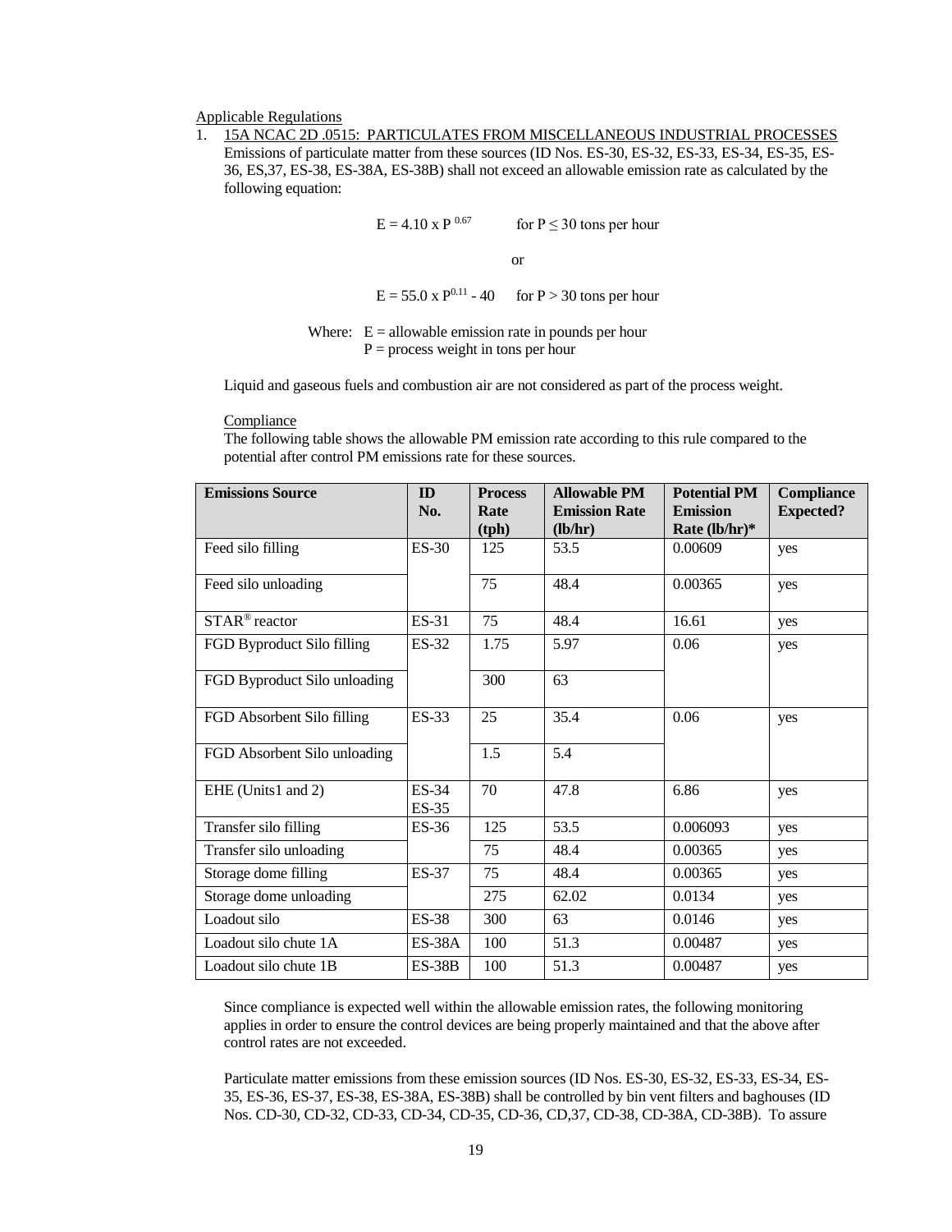Applicable Regulations

1. 15A NCAC 2D .0515: PARTICULATES FROM MISCELLANEOUS INDUSTRIAL PROCESSES
   Emissions of particulate matter from these sources (ID Nos. ES-30, ES-32, ES-33, ES-34, ES-35, ES-36, ES,37, ES-38, ES-38A, ES-38B) shall not exceed an allowable emission rate as calculated by the following equation:

   $$E = 4.10 \times P^{0.67} \quad \text{for } P \leq 30 \text{ tons per hour}$$

   or

   $$E = 55.0 \times P^{0.11} - 40 \quad \text{for } P > 30 \text{ tons per hour}$$

   Where: E = allowable emission rate in pounds per hour
   P = process weight in tons per hour

   Liquid and gaseous fuels and combustion air are not considered as part of the process weight.

   Compliance

   The following table shows the allowable PM emission rate according to this rule compared to the potential after control PM emissions rate for these sources.

| Emissions Source | ID No. | Process Rate (tph) | Allowable PM Emission Rate (lb/hr) | Potential PM Emission Rate (lb/hr)* | Compliance Expected? |
|---|---|---|---|---|---|
| Feed silo filling | ES-30 | 125 | 53.5 | 0.00609 | yes |
| Feed silo unloading | | 75 | 48.4 | 0.00365 | yes |
| STAR® reactor | ES-31 | 75 | 48.4 | 16.61 | yes |
| FGD Byproduct Silo filling | ES-32 | 1.75 | 5.97 | 0.06 | yes |
| FGD Byproduct Silo unloading | | 300 | 63 | | |
| FGD Absorbent Silo filling | ES-33 | 25 | 35.4 | 0.06 | yes |
| FGD Absorbent Silo unloading | | 1.5 | 5.4 | | |
| EHE (Units1 and 2) | ES-34 ES-35 | 70 | 47.8 | 6.86 | yes |
| Transfer silo filling | ES-36 | 125 | 53.5 | 0.006093 | yes |
| Transfer silo unloading | | 75 | 48.4 | 0.00365 | yes |
| Storage dome filling | ES-37 | 75 | 48.4 | 0.00365 | yes |
| Storage dome unloading | | 275 | 62.02 | 0.0134 | yes |
| Loadout silo | ES-38 | 300 | 63 | 0.0146 | yes |
| Loadout silo chute 1A | ES-38A | 100 | 51.3 | 0.00487 | yes |
| Loadout silo chute 1B | ES-38B | 100 | 51.3 | 0.00487 | yes |

   Since compliance is expected well within the allowable emission rates, the following monitoring applies in order to ensure the control devices are being properly maintained and that the above after control rates are not exceeded.

   Particulate matter emissions from these emission sources (ID Nos. ES-30, ES-32, ES-33, ES-34, ES-35, ES-36, ES-37, ES-38, ES-38A, ES-38B) shall be controlled by bin vent filters and baghouses (ID Nos. CD-30, CD-32, CD-33, CD-34, CD-35, CD-36, CD,37, CD-38, CD-38A, CD-38B). To assure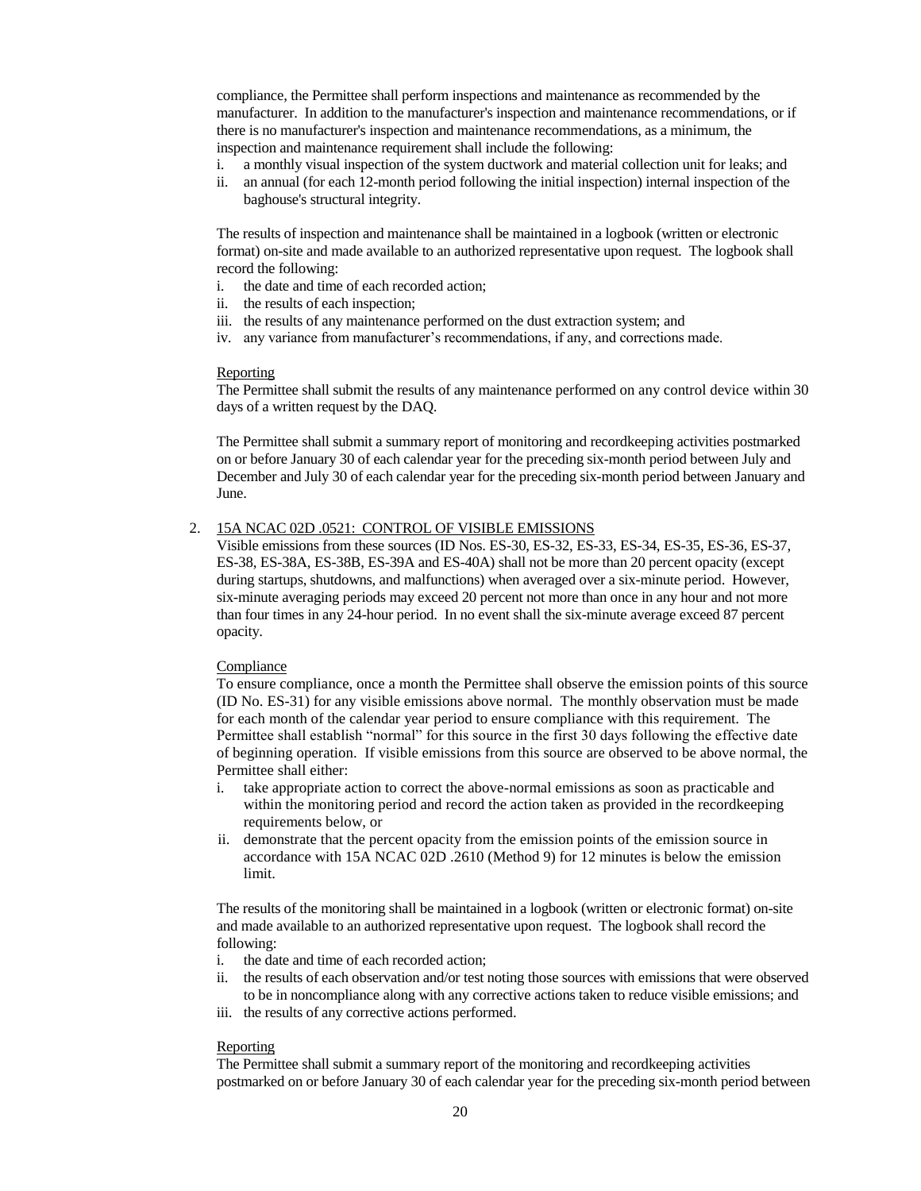compliance, the Permittee shall perform inspections and maintenance as recommended by the manufacturer. In addition to the manufacturer's inspection and maintenance recommendations, or if there is no manufacturer's inspection and maintenance recommendations, as a minimum, the inspection and maintenance requirement shall include the following:

i. a monthly visual inspection of the system ductwork and material collection unit for leaks; and
ii. an annual (for each 12-month period following the initial inspection) internal inspection of the baghouse's structural integrity.

The results of inspection and maintenance shall be maintained in a logbook (written or electronic format) on-site and made available to an authorized representative upon request. The logbook shall record the following:

i. the date and time of each recorded action;
ii. the results of each inspection;
iii. the results of any maintenance performed on the dust extraction system; and
iv. any variance from manufacturer's recommendations, if any, and corrections made.

Reporting

The Permittee shall submit the results of any maintenance performed on any control device within 30 days of a written request by the DAQ.

The Permittee shall submit a summary report of monitoring and recordkeeping activities postmarked on or before January 30 of each calendar year for the preceding six-month period between July and December and July 30 of each calendar year for the preceding six-month period between January and June.

2. 15A NCAC 02D .0521: CONTROL OF VISIBLE EMISSIONS

Visible emissions from these sources (ID Nos. ES-30, ES-32, ES-33, ES-34, ES-35, ES-36, ES-37, ES-38, ES-38A, ES-38B, ES-39A and ES-40A) shall not be more than 20 percent opacity (except during startups, shutdowns, and malfunctions) when averaged over a six-minute period. However, six-minute averaging periods may exceed 20 percent not more than once in any hour and not more than four times in any 24-hour period. In no event shall the six-minute average exceed 87 percent opacity.

Compliance

To ensure compliance, once a month the Permittee shall observe the emission points of this source (ID No. ES-31) for any visible emissions above normal. The monthly observation must be made for each month of the calendar year period to ensure compliance with this requirement. The Permittee shall establish "normal" for this source in the first 30 days following the effective date of beginning operation. If visible emissions from this source are observed to be above normal, the Permittee shall either:

i. take appropriate action to correct the above-normal emissions as soon as practicable and within the monitoring period and record the action taken as provided in the recordkeeping requirements below, or
ii. demonstrate that the percent opacity from the emission points of the emission source in accordance with 15A NCAC 02D .2610 (Method 9) for 12 minutes is below the emission limit.

The results of the monitoring shall be maintained in a logbook (written or electronic format) on-site and made available to an authorized representative upon request. The logbook shall record the following:

i. the date and time of each recorded action;
ii. the results of each observation and/or test noting those sources with emissions that were observed to be in noncompliance along with any corrective actions taken to reduce visible emissions; and
iii. the results of any corrective actions performed.

Reporting

The Permittee shall submit a summary report of the monitoring and recordkeeping activities postmarked on or before January 30 of each calendar year for the preceding six-month period between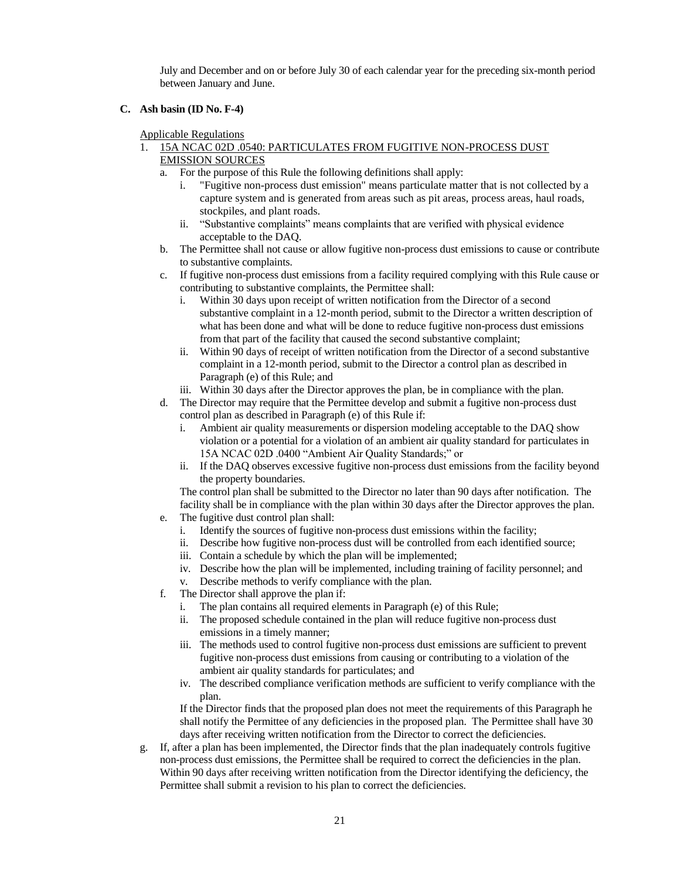July and December and on or before July 30 of each calendar year for the preceding six-month period between January and June.

**C. Ash basin (ID No. F-4)**

Applicable Regulations

1. 15A NCAC 02D .0540: PARTICULATES FROM FUGITIVE NON-PROCESS DUST EMISSION SOURCES
   a. For the purpose of this Rule the following definitions shall apply:
      i. "Fugitive non-process dust emission" means particulate matter that is not collected by a capture system and is generated from areas such as pit areas, process areas, haul roads, stockpiles, and plant roads.
      ii. "Substantive complaints" means complaints that are verified with physical evidence acceptable to the DAQ.
   b. The Permittee shall not cause or allow fugitive non-process dust emissions to cause or contribute to substantive complaints.
   c. If fugitive non-process dust emissions from a facility required complying with this Rule cause or contributing to substantive complaints, the Permittee shall:
      i. Within 30 days upon receipt of written notification from the Director of a second substantive complaint in a 12-month period, submit to the Director a written description of what has been done and what will be done to reduce fugitive non-process dust emissions from that part of the facility that caused the second substantive complaint;
      ii. Within 90 days of receipt of written notification from the Director of a second substantive complaint in a 12-month period, submit to the Director a control plan as described in Paragraph (e) of this Rule; and
      iii. Within 30 days after the Director approves the plan, be in compliance with the plan.
   d. The Director may require that the Permittee develop and submit a fugitive non-process dust control plan as described in Paragraph (e) of this Rule if:
      i. Ambient air quality measurements or dispersion modeling acceptable to the DAQ show violation or a potential for a violation of an ambient air quality standard for particulates in 15A NCAC 02D .0400 "Ambient Air Quality Standards;" or
      ii. If the DAQ observes excessive fugitive non-process dust emissions from the facility beyond the property boundaries.

      The control plan shall be submitted to the Director no later than 90 days after notification. The facility shall be in compliance with the plan within 30 days after the Director approves the plan.
   e. The fugitive dust control plan shall:
      i. Identify the sources of fugitive non-process dust emissions within the facility;
      ii. Describe how fugitive non-process dust will be controlled from each identified source;
      iii. Contain a schedule by which the plan will be implemented;
      iv. Describe how the plan will be implemented, including training of facility personnel; and
      v. Describe methods to verify compliance with the plan.
   f. The Director shall approve the plan if:
      i. The plan contains all required elements in Paragraph (e) of this Rule;
      ii. The proposed schedule contained in the plan will reduce fugitive non-process dust emissions in a timely manner;
      iii. The methods used to control fugitive non-process dust emissions are sufficient to prevent fugitive non-process dust emissions from causing or contributing to a violation of the ambient air quality standards for particulates; and
      iv. The described compliance verification methods are sufficient to verify compliance with the plan.

      If the Director finds that the proposed plan does not meet the requirements of this Paragraph he shall notify the Permittee of any deficiencies in the proposed plan. The Permittee shall have 30 days after receiving written notification from the Director to correct the deficiencies.
   g. If, after a plan has been implemented, the Director finds that the plan inadequately controls fugitive non-process dust emissions, the Permittee shall be required to correct the deficiencies in the plan. Within 90 days after receiving written notification from the Director identifying the deficiency, the Permittee shall submit a revision to his plan to correct the deficiencies.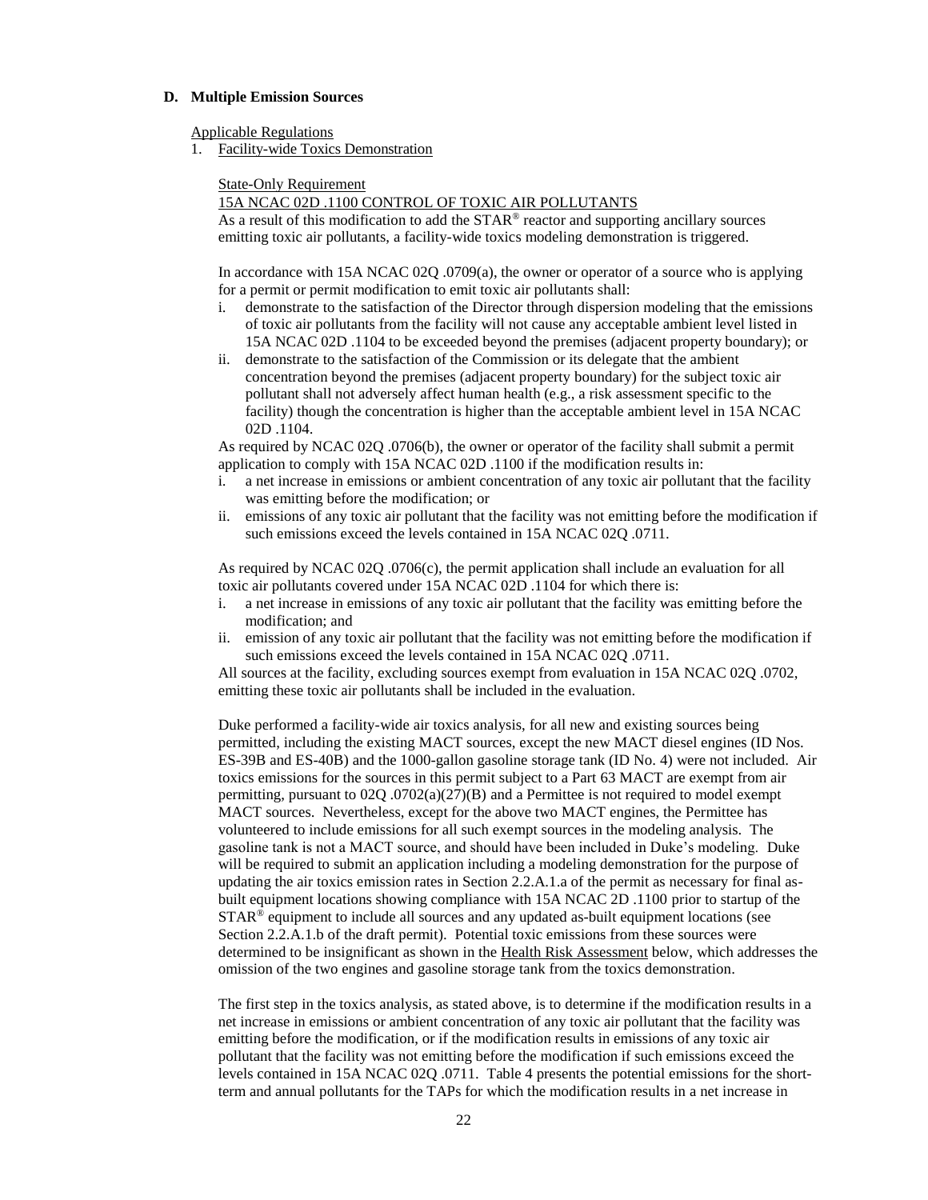## D. Multiple Emission Sources

Applicable Regulations

1. Facility-wide Toxics Demonstration

State-Only Requirement

15A NCAC 02D .1100 CONTROL OF TOXIC AIR POLLUTANTS

As a result of this modification to add the STAR® reactor and supporting ancillary sources emitting toxic air pollutants, a facility-wide toxics modeling demonstration is triggered.

In accordance with 15A NCAC 02Q .0709(a), the owner or operator of a source who is applying for a permit or permit modification to emit toxic air pollutants shall:

i. demonstrate to the satisfaction of the Director through dispersion modeling that the emissions of toxic air pollutants from the facility will not cause any acceptable ambient level listed in 15A NCAC 02D .1104 to be exceeded beyond the premises (adjacent property boundary); or
ii. demonstrate to the satisfaction of the Commission or its delegate that the ambient concentration beyond the premises (adjacent property boundary) for the subject toxic air pollutant shall not adversely affect human health (e.g., a risk assessment specific to the facility) though the concentration is higher than the acceptable ambient level in 15A NCAC 02D .1104.

As required by NCAC 02Q .0706(b), the owner or operator of the facility shall submit a permit application to comply with 15A NCAC 02D .1100 if the modification results in:

i. a net increase in emissions or ambient concentration of any toxic air pollutant that the facility was emitting before the modification; or
ii. emissions of any toxic air pollutant that the facility was not emitting before the modification if such emissions exceed the levels contained in 15A NCAC 02Q .0711.

As required by NCAC 02Q .0706(c), the permit application shall include an evaluation for all toxic air pollutants covered under 15A NCAC 02D .1104 for which there is:

i. a net increase in emissions of any toxic air pollutant that the facility was emitting before the modification; and
ii. emission of any toxic air pollutant that the facility was not emitting before the modification if such emissions exceed the levels contained in 15A NCAC 02Q .0711.

All sources at the facility, excluding sources exempt from evaluation in 15A NCAC 02Q .0702, emitting these toxic air pollutants shall be included in the evaluation.

Duke performed a facility-wide air toxics analysis, for all new and existing sources being permitted, including the existing MACT sources, except the new MACT diesel engines (ID Nos. ES-39B and ES-40B) and the 1000-gallon gasoline storage tank (ID No. 4) were not included. Air toxics emissions for the sources in this permit subject to a Part 63 MACT are exempt from air permitting, pursuant to 02Q .0702(a)(27)(B) and a Permittee is not required to model exempt MACT sources. Nevertheless, except for the above two MACT engines, the Permittee has volunteered to include emissions for all such exempt sources in the modeling analysis. The gasoline tank is not a MACT source, and should have been included in Duke's modeling. Duke will be required to submit an application including a modeling demonstration for the purpose of updating the air toxics emission rates in Section 2.2.A.1.a of the permit as necessary for final as-built equipment locations showing compliance with 15A NCAC 2D .1100 prior to startup of the STAR® equipment to include all sources and any updated as-built equipment locations (see Section 2.2.A.1.b of the draft permit). Potential toxic emissions from these sources were determined to be insignificant as shown in the Health Risk Assessment below, which addresses the omission of the two engines and gasoline storage tank from the toxics demonstration.

The first step in the toxics analysis, as stated above, is to determine if the modification results in a net increase in emissions or ambient concentration of any toxic air pollutant that the facility was emitting before the modification, or if the modification results in emissions of any toxic air pollutant that the facility was not emitting before the modification if such emissions exceed the levels contained in 15A NCAC 02Q .0711. Table 4 presents the potential emissions for the short-term and annual pollutants for the TAPs for which the modification results in a net increase in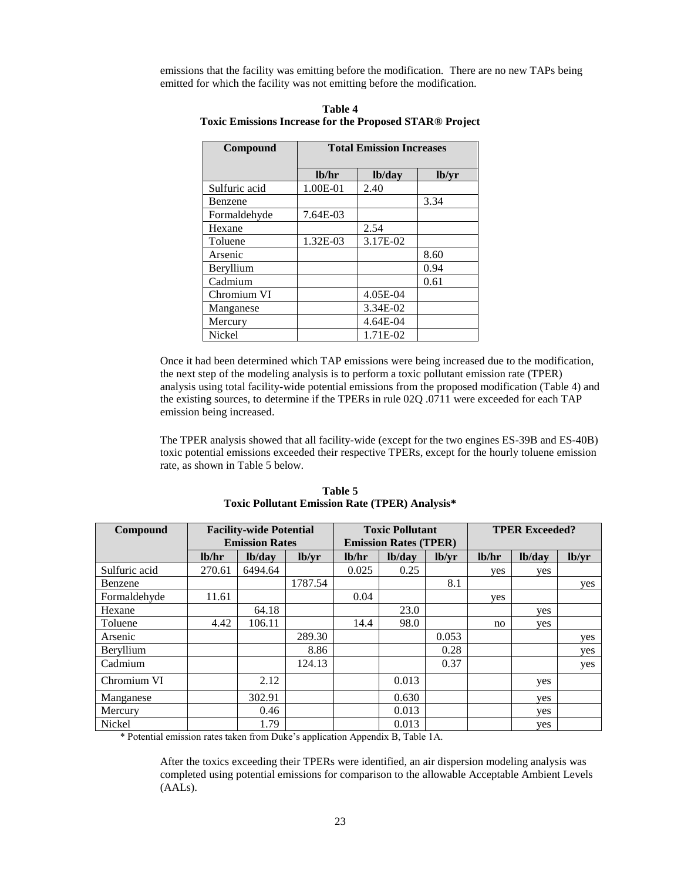emissions that the facility was emitting before the modification. There are no new TAPs being emitted for which the facility was not emitting before the modification.

**Table 4**
**Toxic Emissions Increase for the Proposed STAR® Project**

| Compound | Total Emission Increases | | |
|---|---|---|---|
| | lb/hr | lb/day | lb/yr |
| Sulfuric acid | 1.00E-01 | 2.40 | |
| Benzene | | | 3.34 |
| Formaldehyde | 7.64E-03 | | |
| Hexane | | 2.54 | |
| Toluene | 1.32E-03 | 3.17E-02 | |
| Arsenic | | | 8.60 |
| Beryllium | | | 0.94 |
| Cadmium | | | 0.61 |
| Chromium VI | | 4.05E-04 | |
| Manganese | | 3.34E-02 | |
| Mercury | | 4.64E-04 | |
| Nickel | | 1.71E-02 | |

Once it had been determined which TAP emissions were being increased due to the modification, the next step of the modeling analysis is to perform a toxic pollutant emission rate (TPER) analysis using total facility-wide potential emissions from the proposed modification (Table 4) and the existing sources, to determine if the TPERs in rule 02Q .0711 were exceeded for each TAP emission being increased.

The TPER analysis showed that all facility-wide (except for the two engines ES-39B and ES-40B) toxic potential emissions exceeded their respective TPERs, except for the hourly toluene emission rate, as shown in Table 5 below.

**Table 5**
**Toxic Pollutant Emission Rate (TPER) Analysis***

| Compound | Facility-wide Potential Emission Rates | | | Toxic Pollutant Emission Rates (TPER) | | | TPER Exceeded? | | |
|---|---|---|---|---|---|---|---|---|---|
| | lb/hr | lb/day | lb/yr | lb/hr | lb/day | lb/yr | lb/hr | lb/day | lb/yr |
| Sulfuric acid | 270.61 | 6494.64 | | 0.025 | 0.25 | | yes | yes | |
| Benzene | | | 1787.54 | | | 8.1 | | | yes |
| Formaldehyde | 11.61 | | | 0.04 | | | yes | | |
| Hexane | | 64.18 | | | 23.0 | | | yes | |
| Toluene | 4.42 | 106.11 | | 14.4 | 98.0 | | no | yes | |
| Arsenic | | | 289.30 | | | 0.053 | | | yes |
| Beryllium | | | 8.86 | | | 0.28 | | | yes |
| Cadmium | | | 124.13 | | | 0.37 | | | yes |
| Chromium VI | | 2.12 | | | 0.013 | | | yes | |
| Manganese | | 302.91 | | | 0.630 | | | yes | |
| Mercury | | 0.46 | | | 0.013 | | | yes | |
| Nickel | | 1.79 | | | 0.013 | | | yes | |

\* Potential emission rates taken from Duke's application Appendix B, Table 1A.

After the toxics exceeding their TPERs were identified, an air dispersion modeling analysis was completed using potential emissions for comparison to the allowable Acceptable Ambient Levels (AALs).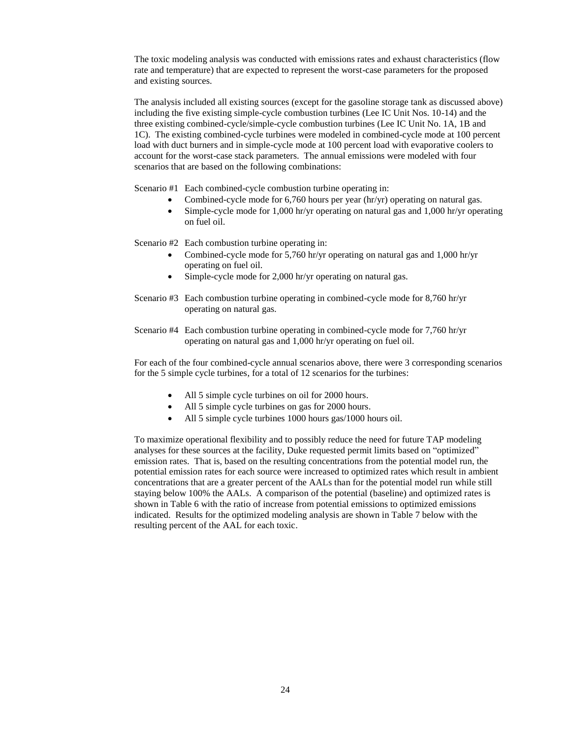The toxic modeling analysis was conducted with emissions rates and exhaust characteristics (flow rate and temperature) that are expected to represent the worst-case parameters for the proposed and existing sources.

The analysis included all existing sources (except for the gasoline storage tank as discussed above) including the five existing simple-cycle combustion turbines (Lee IC Unit Nos. 10-14) and the three existing combined-cycle/simple-cycle combustion turbines (Lee IC Unit No. 1A, 1B and 1C). The existing combined-cycle turbines were modeled in combined-cycle mode at 100 percent load with duct burners and in simple-cycle mode at 100 percent load with evaporative coolers to account for the worst-case stack parameters. The annual emissions were modeled with four scenarios that are based on the following combinations:

Scenario #1 Each combined-cycle combustion turbine operating in:

- Combined-cycle mode for 6,760 hours per year (hr/yr) operating on natural gas.
- Simple-cycle mode for 1,000 hr/yr operating on natural gas and 1,000 hr/yr operating on fuel oil.

Scenario #2 Each combustion turbine operating in:

- Combined-cycle mode for 5,760 hr/yr operating on natural gas and 1,000 hr/yr operating on fuel oil.
- Simple-cycle mode for 2,000 hr/yr operating on natural gas.

Scenario #3 Each combustion turbine operating in combined-cycle mode for 8,760 hr/yr operating on natural gas.

Scenario #4 Each combustion turbine operating in combined-cycle mode for 7,760 hr/yr operating on natural gas and 1,000 hr/yr operating on fuel oil.

For each of the four combined-cycle annual scenarios above, there were 3 corresponding scenarios for the 5 simple cycle turbines, for a total of 12 scenarios for the turbines:

- All 5 simple cycle turbines on oil for 2000 hours.
- All 5 simple cycle turbines on gas for 2000 hours.
- All 5 simple cycle turbines 1000 hours gas/1000 hours oil.

To maximize operational flexibility and to possibly reduce the need for future TAP modeling analyses for these sources at the facility, Duke requested permit limits based on "optimized" emission rates. That is, based on the resulting concentrations from the potential model run, the potential emission rates for each source were increased to optimized rates which result in ambient concentrations that are a greater percent of the AALs than for the potential model run while still staying below 100% the AALs. A comparison of the potential (baseline) and optimized rates is shown in Table 6 with the ratio of increase from potential emissions to optimized emissions indicated. Results for the optimized modeling analysis are shown in Table 7 below with the resulting percent of the AAL for each toxic.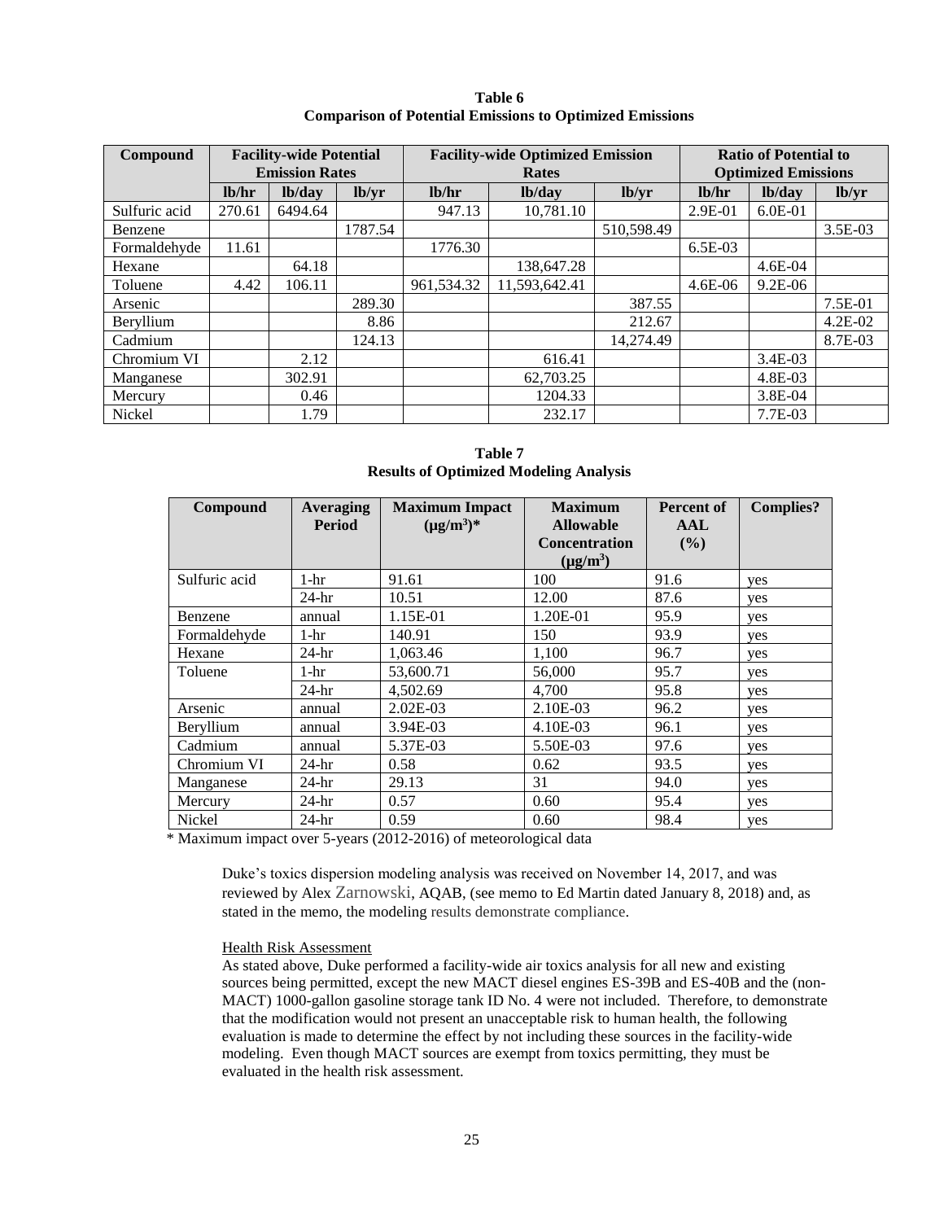**Table 6**
**Comparison of Potential Emissions to Optimized Emissions**

| Compound | Facility-wide Potential Emission Rates | | | Facility-wide Optimized Emission Rates | | | Ratio of Potential to Optimized Emissions | | |
|---|---|---|---|---|---|---|---|---|---|
| | lb/hr | lb/day | lb/yr | lb/hr | lb/day | lb/yr | lb/hr | lb/day | lb/yr |
| Sulfuric acid | 270.61 | 6494.64 | | 947.13 | 10,781.10 | | 2.9E-01 | 6.0E-01 | |
| Benzene | | | 1787.54 | | | 510,598.49 | | | 3.5E-03 |
| Formaldehyde | 11.61 | | | 1776.30 | | | 6.5E-03 | | |
| Hexane | | 64.18 | | | 138,647.28 | | | 4.6E-04 | |
| Toluene | 4.42 | 106.11 | | 961,534.32 | 11,593,642.41 | | 4.6E-06 | 9.2E-06 | |
| Arsenic | | | 289.30 | | | 387.55 | | | 7.5E-01 |
| Beryllium | | | 8.86 | | | 212.67 | | | 4.2E-02 |
| Cadmium | | | 124.13 | | | 14,274.49 | | | 8.7E-03 |
| Chromium VI | | 2.12 | | | 616.41 | | | 3.4E-03 | |
| Manganese | | 302.91 | | | 62,703.25 | | | 4.8E-03 | |
| Mercury | | 0.46 | | | 1204.33 | | | 3.8E-04 | |
| Nickel | | 1.79 | | | 232.17 | | | 7.7E-03 | |

**Table 7**
**Results of Optimized Modeling Analysis**

| Compound | Averaging Period | Maximum Impact ($\mu g/m^3$)* | Maximum Allowable Concentration ($\mu g/m^3$) | Percent of AAL (%) | Complies? |
|---|---|---|---|---|---|
| Sulfuric acid | 1-hr | 91.61 | 100 | 91.6 | yes |
| | 24-hr | 10.51 | 12.00 | 87.6 | yes |
| Benzene | annual | 1.15E-01 | 1.20E-01 | 95.9 | yes |
| Formaldehyde | 1-hr | 140.91 | 150 | 93.9 | yes |
| Hexane | 24-hr | 1,063.46 | 1,100 | 96.7 | yes |
| Toluene | 1-hr | 53,600.71 | 56,000 | 95.7 | yes |
| | 24-hr | 4,502.69 | 4,700 | 95.8 | yes |
| Arsenic | annual | 2.02E-03 | 2.10E-03 | 96.2 | yes |
| Beryllium | annual | 3.94E-03 | 4.10E-03 | 96.1 | yes |
| Cadmium | annual | 5.37E-03 | 5.50E-03 | 97.6 | yes |
| Chromium VI | 24-hr | 0.58 | 0.62 | 93.5 | yes |
| Manganese | 24-hr | 29.13 | 31 | 94.0 | yes |
| Mercury | 24-hr | 0.57 | 0.60 | 95.4 | yes |
| Nickel | 24-hr | 0.59 | 0.60 | 98.4 | yes |

* Maximum impact over 5-years (2012-2016) of meteorological data

Duke's toxics dispersion modeling analysis was received on November 14, 2017, and was reviewed by Alex Zarnowski, AQAB, (see memo to Ed Martin dated January 8, 2018) and, as stated in the memo, the modeling results demonstrate compliance.

Health Risk Assessment

As stated above, Duke performed a facility-wide air toxics analysis for all new and existing sources being permitted, except the new MACT diesel engines ES-39B and ES-40B and the (non-MACT) 1000-gallon gasoline storage tank ID No. 4 were not included. Therefore, to demonstrate that the modification would not present an unacceptable risk to human health, the following evaluation is made to determine the effect by not including these sources in the facility-wide modeling. Even though MACT sources are exempt from toxics permitting, they must be evaluated in the health risk assessment.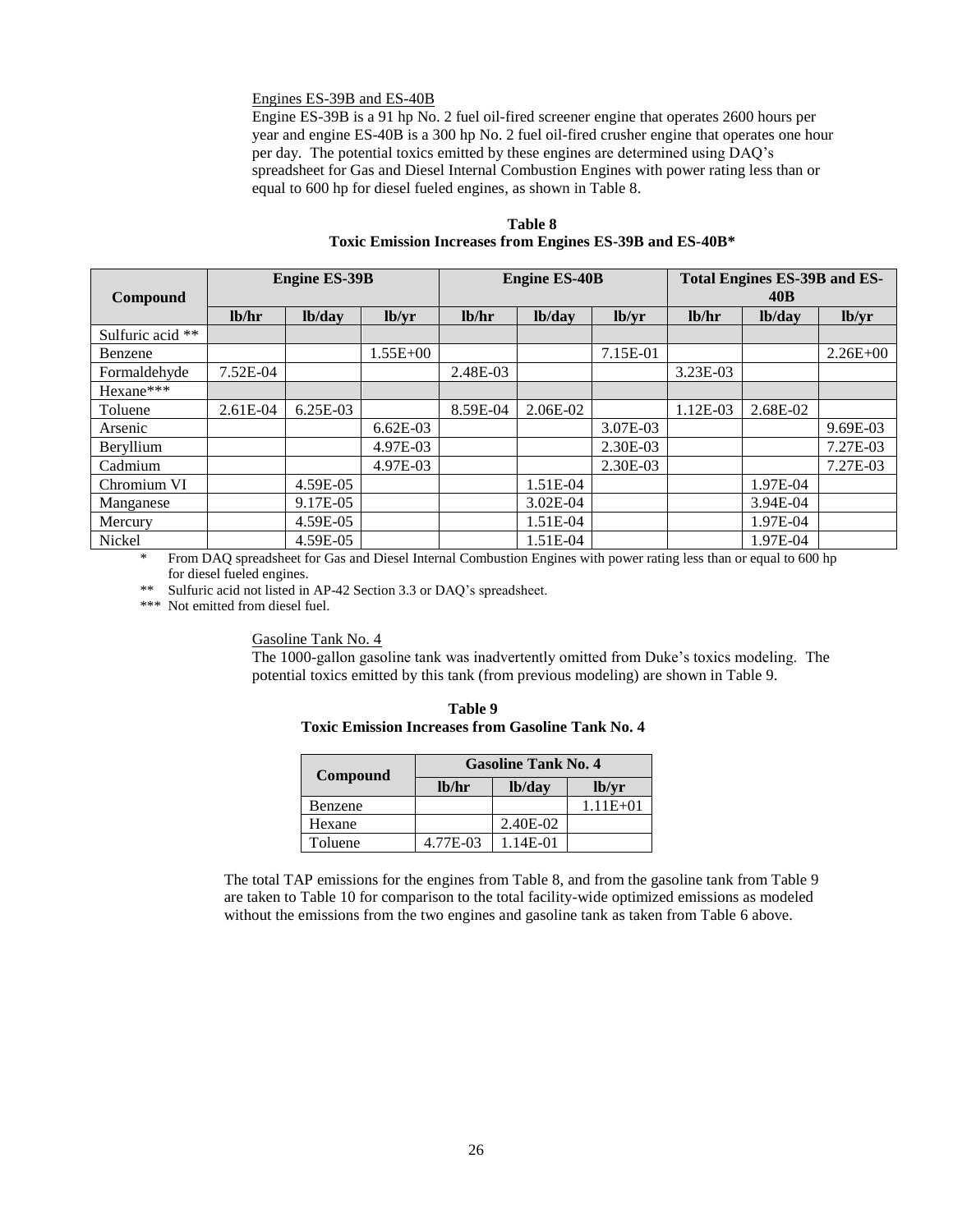Engines ES-39B and ES-40B

Engine ES-39B is a 91 hp No. 2 fuel oil-fired screener engine that operates 2600 hours per year and engine ES-40B is a 300 hp No. 2 fuel oil-fired crusher engine that operates one hour per day. The potential toxics emitted by these engines are determined using DAQ's spreadsheet for Gas and Diesel Internal Combustion Engines with power rating less than or equal to 600 hp for diesel fueled engines, as shown in Table 8.

**Table 8**
**Toxic Emission Increases from Engines ES-39B and ES-40B***

| Compound | Engine ES-39B | | | Engine ES-40B | | | Total Engines ES-39B and ES-40B | | |
|---|---|---|---|---|---|---|---|---|---|
| | lb/hr | lb/day | lb/yr | lb/hr | lb/day | lb/yr | lb/hr | lb/day | lb/yr |
| Sulfuric acid ** | | | | | | | | | |
| Benzene | | | 1.55E+00 | | | 7.15E-01 | | | 2.26E+00 |
| Formaldehyde | 7.52E-04 | | | 2.48E-03 | | | 3.23E-03 | | |
| Hexane*** | | | | | | | | | |
| Toluene | 2.61E-04 | 6.25E-03 | | 8.59E-04 | 2.06E-02 | | 1.12E-03 | 2.68E-02 | |
| Arsenic | | | 6.62E-03 | | | 3.07E-03 | | | 9.69E-03 |
| Beryllium | | | 4.97E-03 | | | 2.30E-03 | | | 7.27E-03 |
| Cadmium | | | 4.97E-03 | | | 2.30E-03 | | | 7.27E-03 |
| Chromium VI | | 4.59E-05 | | | 1.51E-04 | | | 1.97E-04 | |
| Manganese | | 9.17E-05 | | | 3.02E-04 | | | 3.94E-04 | |
| Mercury | | 4.59E-05 | | | 1.51E-04 | | | 1.97E-04 | |
| Nickel | | 4.59E-05 | | | 1.51E-04 | | | 1.97E-04 | |

\* From DAQ spreadsheet for Gas and Diesel Internal Combustion Engines with power rating less than or equal to 600 hp for diesel fueled engines.

\*\* Sulfuric acid not listed in AP-42 Section 3.3 or DAQ's spreadsheet.

\*\*\* Not emitted from diesel fuel.

Gasoline Tank No. 4

The 1000-gallon gasoline tank was inadvertently omitted from Duke's toxics modeling. The potential toxics emitted by this tank (from previous modeling) are shown in Table 9.

**Table 9**
**Toxic Emission Increases from Gasoline Tank No. 4**

| Compound | Gasoline Tank No. 4 | | |
|---|---|---|---|
| | lb/hr | lb/day | lb/yr |
| Benzene | | | 1.11E+01 |
| Hexane | | 2.40E-02 | |
| Toluene | 4.77E-03 | 1.14E-01 | |

The total TAP emissions for the engines from Table 8, and from the gasoline tank from Table 9 are taken to Table 10 for comparison to the total facility-wide optimized emissions as modeled without the emissions from the two engines and gasoline tank as taken from Table 6 above.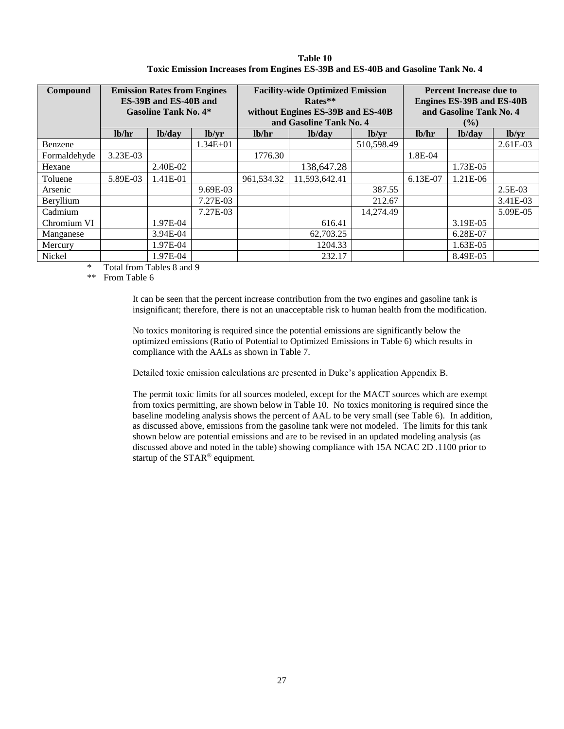**Table 10**
**Toxic Emission Increases from Engines ES-39B and ES-40B and Gasoline Tank No. 4**

| Compound | Emission Rates from Engines ES-39B and ES-40B and Gasoline Tank No. 4* | | | Facility-wide Optimized Emission Rates** without Engines ES-39B and ES-40B and Gasoline Tank No. 4 | | | Percent Increase due to Engines ES-39B and ES-40B and Gasoline Tank No. 4 (%) | | |
|---|---|---|---|---|---|---|---|---|---|
| | lb/hr | lb/day | lb/yr | lb/hr | lb/day | lb/yr | lb/hr | lb/day | lb/yr |
| Benzene | | | 1.34E+01 | | | 510,598.49 | | | 2.61E-03 |
| Formaldehyde | 3.23E-03 | | | 1776.30 | | | 1.8E-04 | | |
| Hexane | | 2.40E-02 | | | 138,647.28 | | | 1.73E-05 | |
| Toluene | 5.89E-03 | 1.41E-01 | | 961,534.32 | 11,593,642.41 | | 6.13E-07 | 1.21E-06 | |
| Arsenic | | | 9.69E-03 | | | 387.55 | | | 2.5E-03 |
| Beryllium | | | 7.27E-03 | | | 212.67 | | | 3.41E-03 |
| Cadmium | | | 7.27E-03 | | | 14,274.49 | | | 5.09E-05 |
| Chromium VI | | 1.97E-04 | | | 616.41 | | | 3.19E-05 | |
| Manganese | | 3.94E-04 | | | 62,703.25 | | | 6.28E-07 | |
| Mercury | | 1.97E-04 | | | 1204.33 | | | 1.63E-05 | |
| Nickel | | 1.97E-04 | | | 232.17 | | | 8.49E-05 | |

\* Total from Tables 8 and 9

\*\* From Table 6

It can be seen that the percent increase contribution from the two engines and gasoline tank is insignificant; therefore, there is not an unacceptable risk to human health from the modification.

No toxics monitoring is required since the potential emissions are significantly below the optimized emissions (Ratio of Potential to Optimized Emissions in Table 6) which results in compliance with the AALs as shown in Table 7.

Detailed toxic emission calculations are presented in Duke's application Appendix B.

The permit toxic limits for all sources modeled, except for the MACT sources which are exempt from toxics permitting, are shown below in Table 10. No toxics monitoring is required since the baseline modeling analysis shows the percent of AAL to be very small (see Table 6). In addition, as discussed above, emissions from the gasoline tank were not modeled. The limits for this tank shown below are potential emissions and are to be revised in an updated modeling analysis (as discussed above and noted in the table) showing compliance with 15A NCAC 2D .1100 prior to startup of the STAR® equipment.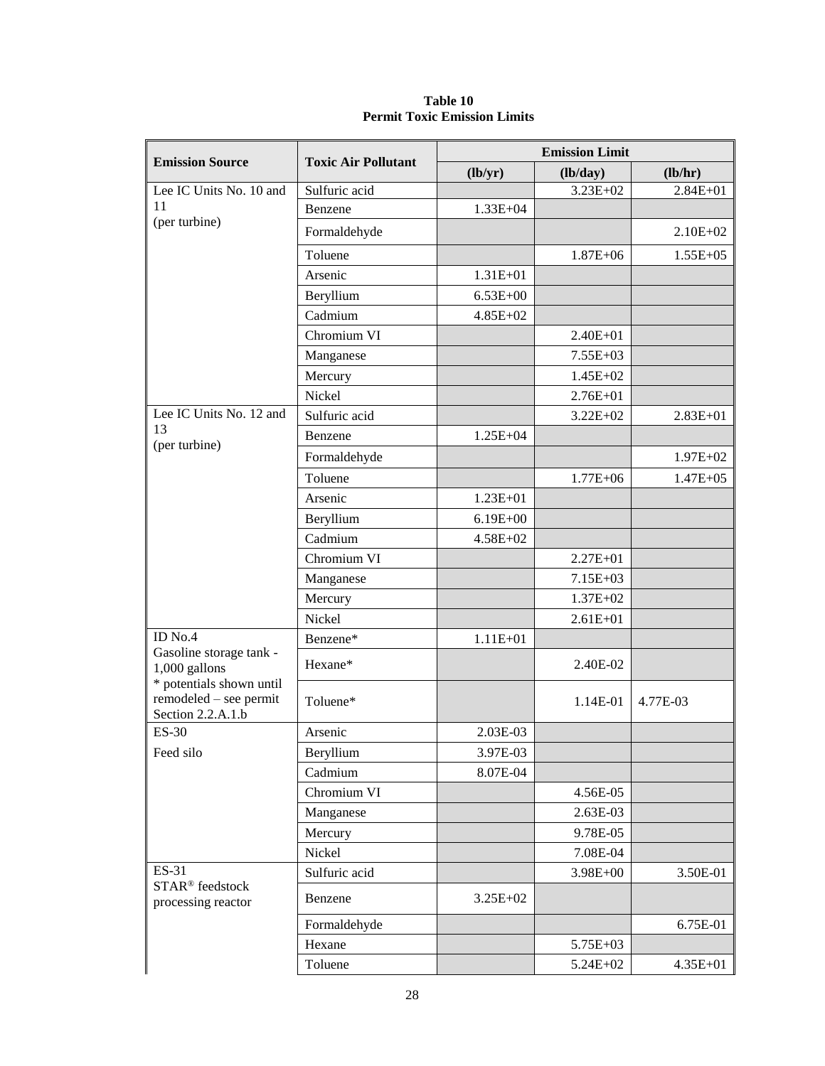**Table 10**
**Permit Toxic Emission Limits**

| Emission Source | Toxic Air Pollutant | Emission Limit | | |
|---|---|---|---|---|
| | | (lb/yr) | (lb/day) | (lb/hr) |
| Lee IC Units No. 10 and 11 (per turbine) | Sulfuric acid | | 3.23E+02 | 2.84E+01 |
| | Benzene | 1.33E+04 | | |
| | Formaldehyde | | | 2.10E+02 |
| | Toluene | | 1.87E+06 | 1.55E+05 |
| | Arsenic | 1.31E+01 | | |
| | Beryllium | 6.53E+00 | | |
| | Cadmium | 4.85E+02 | | |
| | Chromium VI | | 2.40E+01 | |
| | Manganese | | 7.55E+03 | |
| | Mercury | | 1.45E+02 | |
| | Nickel | | 2.76E+01 | |
| Lee IC Units No. 12 and 13 (per turbine) | Sulfuric acid | | 3.22E+02 | 2.83E+01 |
| | Benzene | 1.25E+04 | | |
| | Formaldehyde | | | 1.97E+02 |
| | Toluene | | 1.77E+06 | 1.47E+05 |
| | Arsenic | 1.23E+01 | | |
| | Beryllium | 6.19E+00 | | |
| | Cadmium | 4.58E+02 | | |
| | Chromium VI | | 2.27E+01 | |
| | Manganese | | 7.15E+03 | |
| | Mercury | | 1.37E+02 | |
| | Nickel | | 2.61E+01 | |
| ID No.4 Gasoline storage tank - 1,000 gallons * potentials shown until remodeled – see permit Section 2.2.A.1.b | Benzene* | 1.11E+01 | | |
| | Hexane* | | 2.40E-02 | |
| | Toluene* | | 1.14E-01 | 4.77E-03 |
| ES-30 Feed silo | Arsenic | 2.03E-03 | | |
| | Beryllium | 3.97E-03 | | |
| | Cadmium | 8.07E-04 | | |
| | Chromium VI | | 4.56E-05 | |
| | Manganese | | 2.63E-03 | |
| | Mercury | | 9.78E-05 | |
| | Nickel | | 7.08E-04 | |
| ES-31 STAR® feedstock processing reactor | Sulfuric acid | | 3.98E+00 | 3.50E-01 |
| | Benzene | 3.25E+02 | | |
| | Formaldehyde | | | 6.75E-01 |
| | Hexane | | 5.75E+03 | |
| | Toluene | | 5.24E+02 | 4.35E+01 |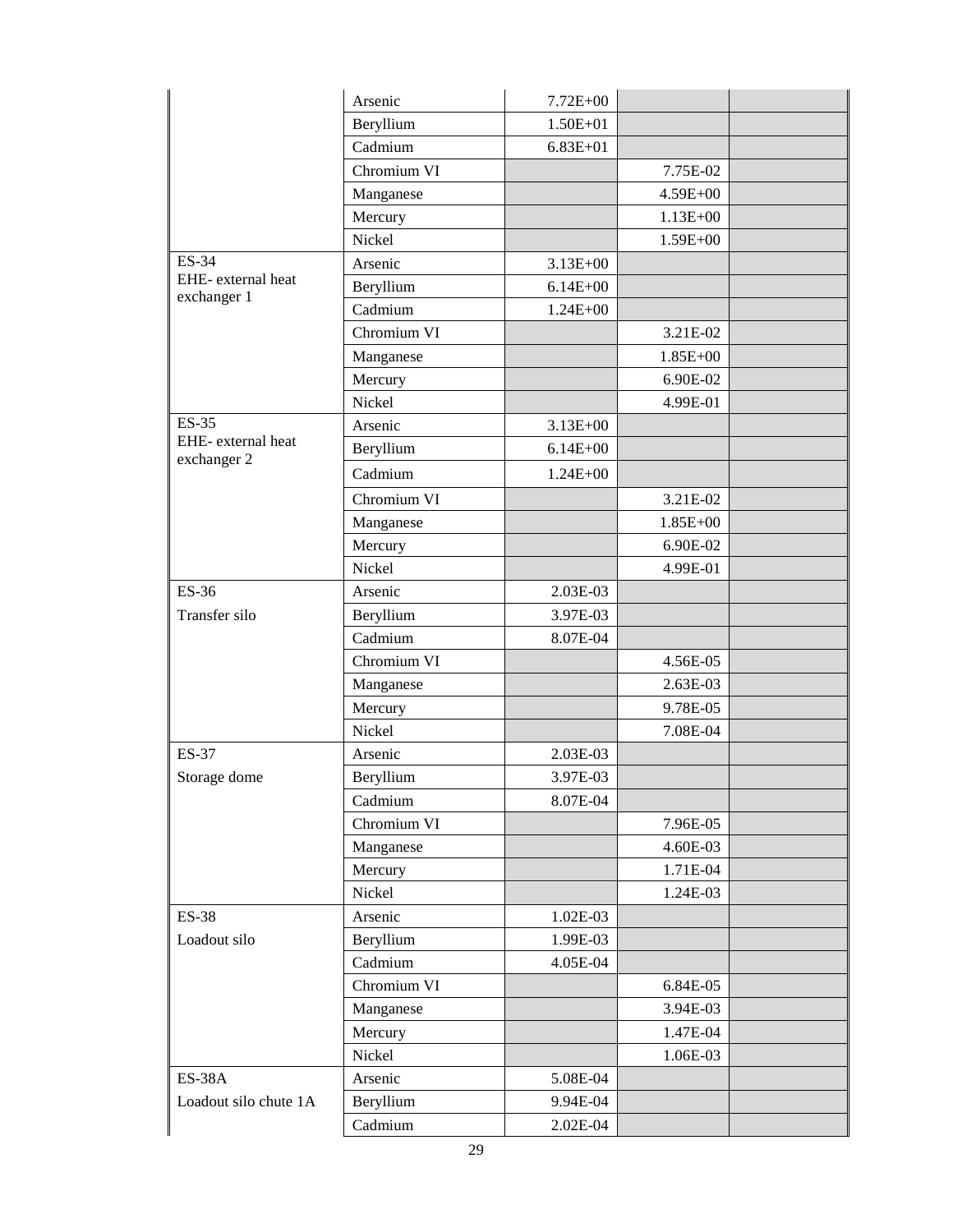| | | | | |
|---|---|---|---|---|
| | Arsenic | 7.72E+00 | | |
| | Beryllium | 1.50E+01 | | |
| | Cadmium | 6.83E+01 | | |
| | Chromium VI | | 7.75E-02 | |
| | Manganese | | 4.59E+00 | |
| | Mercury | | 1.13E+00 | |
| | Nickel | | 1.59E+00 | |
| ES-34 EHE- external heat exchanger 1 | Arsenic | 3.13E+00 | | |
| | Beryllium | 6.14E+00 | | |
| | Cadmium | 1.24E+00 | | |
| | Chromium VI | | 3.21E-02 | |
| | Manganese | | 1.85E+00 | |
| | Mercury | | 6.90E-02 | |
| | Nickel | | 4.99E-01 | |
| ES-35 EHE- external heat exchanger 2 | Arsenic | 3.13E+00 | | |
| | Beryllium | 6.14E+00 | | |
| | Cadmium | 1.24E+00 | | |
| | Chromium VI | | 3.21E-02 | |
| | Manganese | | 1.85E+00 | |
| | Mercury | | 6.90E-02 | |
| | Nickel | | 4.99E-01 | |
| ES-36 Transfer silo | Arsenic | 2.03E-03 | | |
| | Beryllium | 3.97E-03 | | |
| | Cadmium | 8.07E-04 | | |
| | Chromium VI | | 4.56E-05 | |
| | Manganese | | 2.63E-03 | |
| | Mercury | | 9.78E-05 | |
| | Nickel | | 7.08E-04 | |
| ES-37 Storage dome | Arsenic | 2.03E-03 | | |
| | Beryllium | 3.97E-03 | | |
| | Cadmium | 8.07E-04 | | |
| | Chromium VI | | 7.96E-05 | |
| | Manganese | | 4.60E-03 | |
| | Mercury | | 1.71E-04 | |
| | Nickel | | 1.24E-03 | |
| ES-38 Loadout silo | Arsenic | 1.02E-03 | | |
| | Beryllium | 1.99E-03 | | |
| | Cadmium | 4.05E-04 | | |
| | Chromium VI | | 6.84E-05 | |
| | Manganese | | 3.94E-03 | |
| | Mercury | | 1.47E-04 | |
| | Nickel | | 1.06E-03 | |
| ES-38A Loadout silo chute 1A | Arsenic | 5.08E-04 | | |
| | Beryllium | 9.94E-04 | | |
| | Cadmium | 2.02E-04 | | |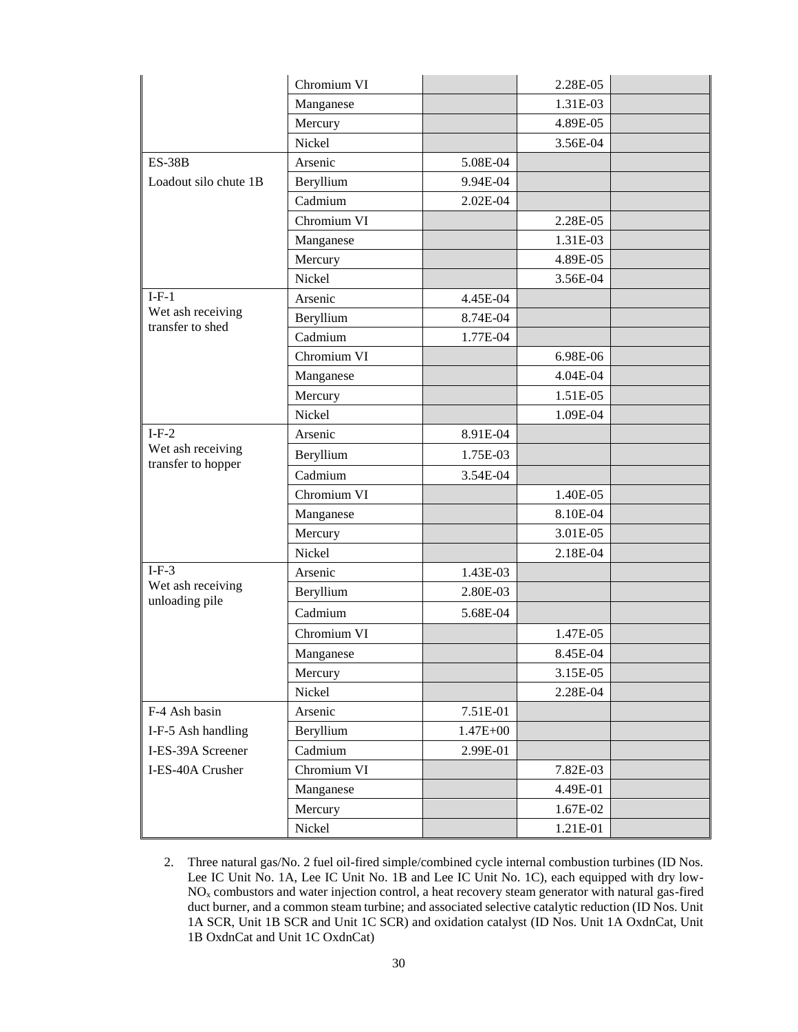| | | | | |
|---|---|---|---|---|
| | Chromium VI | | 2.28E-05 | |
| | Manganese | | 1.31E-03 | |
| | Mercury | | 4.89E-05 | |
| | Nickel | | 3.56E-04 | |
| ES-38B Loadout silo chute 1B | Arsenic | 5.08E-04 | | |
| | Beryllium | 9.94E-04 | | |
| | Cadmium | 2.02E-04 | | |
| | Chromium VI | | 2.28E-05 | |
| | Manganese | | 1.31E-03 | |
| | Mercury | | 4.89E-05 | |
| | Nickel | | 3.56E-04 | |
| I-F-1 Wet ash receiving transfer to shed | Arsenic | 4.45E-04 | | |
| | Beryllium | 8.74E-04 | | |
| | Cadmium | 1.77E-04 | | |
| | Chromium VI | | 6.98E-06 | |
| | Manganese | | 4.04E-04 | |
| | Mercury | | 1.51E-05 | |
| | Nickel | | 1.09E-04 | |
| I-F-2 Wet ash receiving transfer to hopper | Arsenic | 8.91E-04 | | |
| | Beryllium | 1.75E-03 | | |
| | Cadmium | 3.54E-04 | | |
| | Chromium VI | | 1.40E-05 | |
| | Manganese | | 8.10E-04 | |
| | Mercury | | 3.01E-05 | |
| | Nickel | | 2.18E-04 | |
| I-F-3 Wet ash receiving unloading pile | Arsenic | 1.43E-03 | | |
| | Beryllium | 2.80E-03 | | |
| | Cadmium | 5.68E-04 | | |
| | Chromium VI | | 1.47E-05 | |
| | Manganese | | 8.45E-04 | |
| | Mercury | | 3.15E-05 | |
| | Nickel | | 2.28E-04 | |
| F-4 Ash basin I-F-5 Ash handling I-ES-39A Screener I-ES-40A Crusher | Arsenic | 7.51E-01 | | |
| | Beryllium | 1.47E+00 | | |
| | Cadmium | 2.99E-01 | | |
| | Chromium VI | | 7.82E-03 | |
| | Manganese | | 4.49E-01 | |
| | Mercury | | 1.67E-02 | |
| | Nickel | | 1.21E-01 | |

2. Three natural gas/No. 2 fuel oil-fired simple/combined cycle internal combustion turbines (ID Nos. Lee IC Unit No. 1A, Lee IC Unit No. 1B and Lee IC Unit No. 1C), each equipped with dry low-$NO_x$ combustors and water injection control, a heat recovery steam generator with natural gas-fired duct burner, and a common steam turbine; and associated selective catalytic reduction (ID Nos. Unit 1A SCR, Unit 1B SCR and Unit 1C SCR) and oxidation catalyst (ID Nos. Unit 1A OxdnCat, Unit 1B OxdnCat and Unit 1C OxdnCat)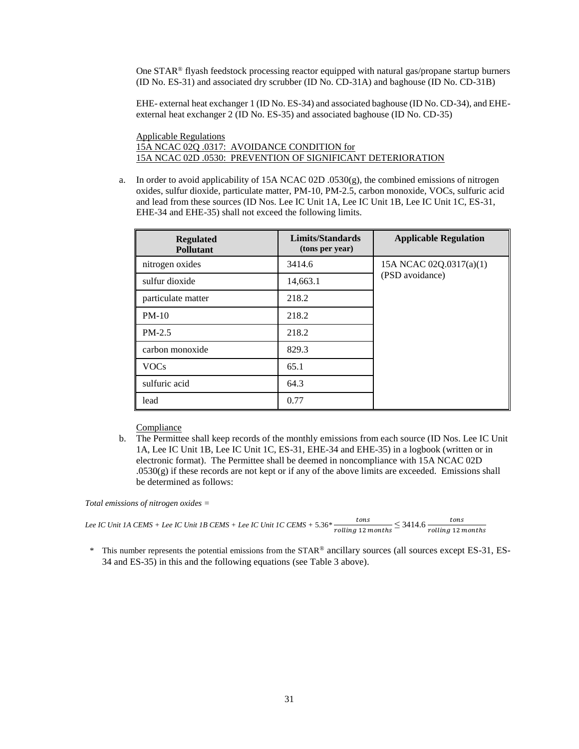One STAR® flyash feedstock processing reactor equipped with natural gas/propane startup burners (ID No. ES-31) and associated dry scrubber (ID No. CD-31A) and baghouse (ID No. CD-31B)

EHE- external heat exchanger 1 (ID No. ES-34) and associated baghouse (ID No. CD-34), and EHE- external heat exchanger 2 (ID No. ES-35) and associated baghouse (ID No. CD-35)

<u>Applicable Regulations</u>
<u>15A NCAC 02Q .0317: AVOIDANCE CONDITION for</u>
<u>15A NCAC 02D .0530: PREVENTION OF SIGNIFICANT DETERIORATION</u>

a. In order to avoid applicability of 15A NCAC 02D .0530(g), the combined emissions of nitrogen oxides, sulfur dioxide, particulate matter, PM-10, PM-2.5, carbon monoxide, VOCs, sulfuric acid and lead from these sources (ID Nos. Lee IC Unit 1A, Lee IC Unit 1B, Lee IC Unit 1C, ES-31, EHE-34 and EHE-35) shall not exceed the following limits.

| Regulated Pollutant | Limits/Standards (tons per year) | Applicable Regulation |
|---|---|---|
| nitrogen oxides | 3414.6 | 15A NCAC 02Q.0317(a)(1) (PSD avoidance) |
| sulfur dioxide | 14,663.1 | |
| particulate matter | 218.2 | |
| PM-10 | 218.2 | |
| PM-2.5 | 218.2 | |
| carbon monoxide | 829.3 | |
| VOCs | 65.1 | |
| sulfuric acid | 64.3 | |
| lead | 0.77 | |

<u>Compliance</u>

b. The Permittee shall keep records of the monthly emissions from each source (ID Nos. Lee IC Unit 1A, Lee IC Unit 1B, Lee IC Unit 1C, ES-31, EHE-34 and EHE-35) in a logbook (written or in electronic format). The Permittee shall be deemed in noncompliance with 15A NCAC 02D .0530(g) if these records are not kept or if any of the above limits are exceeded. Emissions shall be determined as follows:

*Total emissions of nitrogen oxides =*

$$\text{Lee IC Unit 1A CEMS} + \text{Lee IC Unit 1B CEMS} + \text{Lee IC Unit 1C CEMS} + 5.36^{*}\,\frac{tons}{rolling\ 12\ months} \leq 3414.6\,\frac{tons}{rolling\ 12\ months}$$

\* This number represents the potential emissions from the STAR® ancillary sources (all sources except ES-31, ES-34 and ES-35) in this and the following equations (see Table 3 above).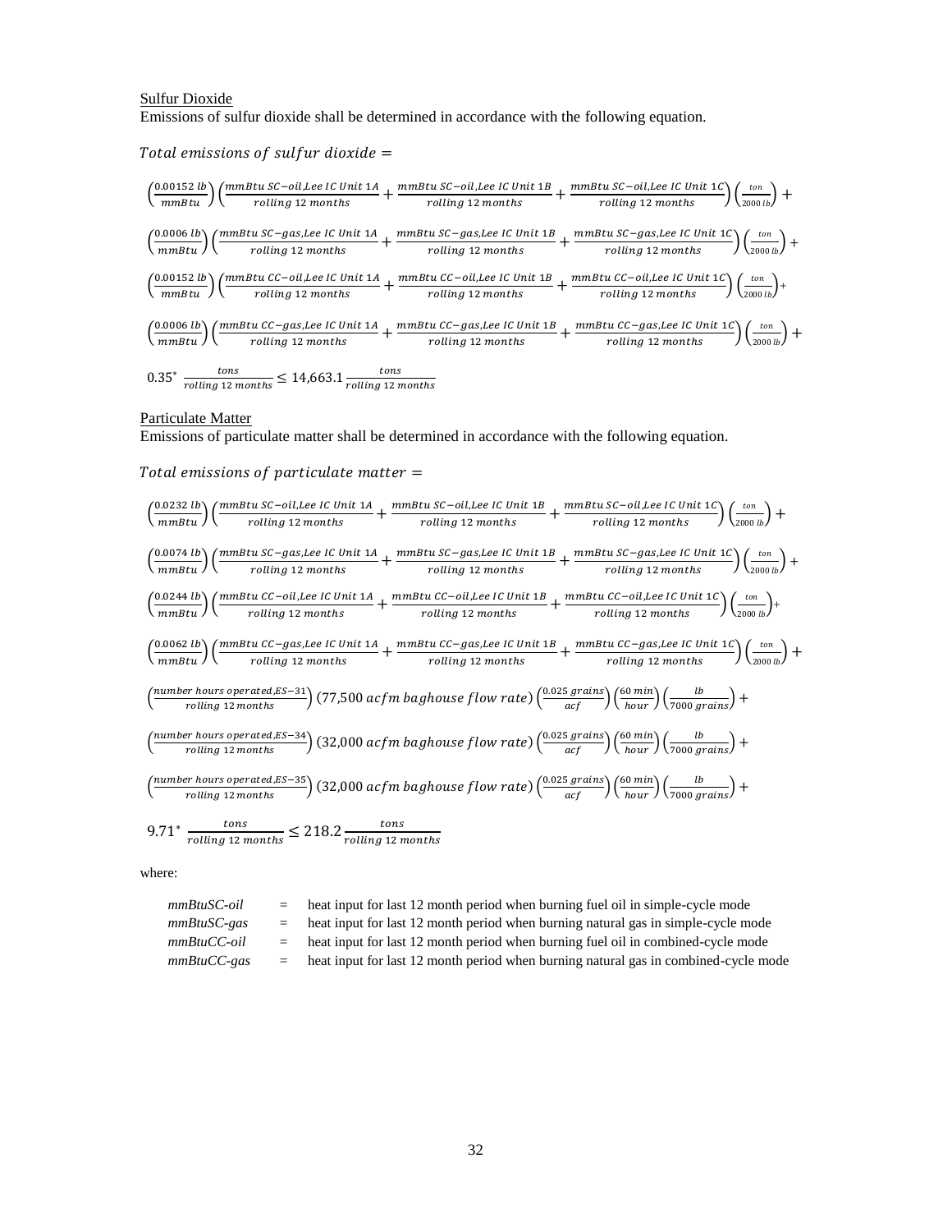<u>Sulfur Dioxide</u>

Emissions of sulfur dioxide shall be determined in accordance with the following equation.

$$Total\ emissions\ of\ sulfur\ dioxide =$$

$$\left(\frac{0.00152\ lb}{mmBtu}\right)\left(\frac{mmBtu\ SC{-}oil, Lee\ IC\ Unit\ 1A}{rolling\ 12\ months} + \frac{mmBtu\ SC{-}oil, Lee\ IC\ Unit\ 1B}{rolling\ 12\ months} + \frac{mmBtu\ SC{-}oil, Lee\ IC\ Unit\ 1C}{rolling\ 12\ months}\right)\left(\frac{ton}{2000\ lb}\right) +$$

$$\left(\frac{0.0006\ lb}{mmBtu}\right)\left(\frac{mmBtu\ SC{-}gas, Lee\ IC\ Unit\ 1A}{rolling\ 12\ months} + \frac{mmBtu\ SC{-}gas, Lee\ IC\ Unit\ 1B}{rolling\ 12\ months} + \frac{mmBtu\ SC{-}gas, Lee\ IC\ Unit\ 1C}{rolling\ 12\ months}\right)\left(\frac{ton}{2000\ lb}\right) +$$

$$\left(\frac{0.00152\ lb}{mmBtu}\right)\left(\frac{mmBtu\ CC{-}oil, Lee\ IC\ Unit\ 1A}{rolling\ 12\ months} + \frac{mmBtu\ CC{-}oil, Lee\ IC\ Unit\ 1B}{rolling\ 12\ months} + \frac{mmBtu\ CC{-}oil, Lee\ IC\ Unit\ 1C}{rolling\ 12\ months}\right)\left(\frac{ton}{2000\ lb}\right) +$$

$$\left(\frac{0.0006\ lb}{mmBtu}\right)\left(\frac{mmBtu\ CC{-}gas, Lee\ IC\ Unit\ 1A}{rolling\ 12\ months} + \frac{mmBtu\ CC{-}gas, Lee\ IC\ Unit\ 1B}{rolling\ 12\ months} + \frac{mmBtu\ CC{-}gas, Lee\ IC\ Unit\ 1C}{rolling\ 12\ months}\right)\left(\frac{ton}{2000\ lb}\right) +$$

$$0.35^{*}\ \frac{tons}{rolling\ 12\ months} \leq 14{,}663.1\ \frac{tons}{rolling\ 12\ months}$$

<u>Particulate Matter</u>

Emissions of particulate matter shall be determined in accordance with the following equation.

$$Total\ emissions\ of\ particulate\ matter =$$

$$\left(\frac{0.0232\ lb}{mmBtu}\right)\left(\frac{mmBtu\ SC{-}oil, Lee\ IC\ Unit\ 1A}{rolling\ 12\ months} + \frac{mmBtu\ SC{-}oil, Lee\ IC\ Unit\ 1B}{rolling\ 12\ months} + \frac{mmBtu\ SC{-}oil, Lee\ IC\ Unit\ 1C}{rolling\ 12\ months}\right)\left(\frac{ton}{2000\ lb}\right) +$$

$$\left(\frac{0.0074\ lb}{mmBtu}\right)\left(\frac{mmBtu\ SC{-}gas, Lee\ IC\ Unit\ 1A}{rolling\ 12\ months} + \frac{mmBtu\ SC{-}gas, Lee\ IC\ Unit\ 1B}{rolling\ 12\ months} + \frac{mmBtu\ SC{-}gas, Lee\ IC\ Unit\ 1C}{rolling\ 12\ months}\right)\left(\frac{ton}{2000\ lb}\right) +$$

$$\left(\frac{0.0244\ lb}{mmBtu}\right)\left(\frac{mmBtu\ CC{-}oil, Lee\ IC\ Unit\ 1A}{rolling\ 12\ months} + \frac{mmBtu\ CC{-}oil, Lee\ IC\ Unit\ 1B}{rolling\ 12\ months} + \frac{mmBtu\ CC{-}oil, Lee\ IC\ Unit\ 1C}{rolling\ 12\ months}\right)\left(\frac{ton}{2000\ lb}\right) +$$

$$\left(\frac{0.0062\ lb}{mmBtu}\right)\left(\frac{mmBtu\ CC{-}gas, Lee\ IC\ Unit\ 1A}{rolling\ 12\ months} + \frac{mmBtu\ CC{-}gas, Lee\ IC\ Unit\ 1B}{rolling\ 12\ months} + \frac{mmBtu\ CC{-}gas, Lee\ IC\ Unit\ 1C}{rolling\ 12\ months}\right)\left(\frac{ton}{2000\ lb}\right) +$$

$$\left(\frac{number\ hours\ operated, ES{-}31}{rolling\ 12\ months}\right)(77{,}500\ acfm\ baghouse\ flow\ rate)\left(\frac{0.025\ grains}{acf}\right)\left(\frac{60\ min}{hour}\right)\left(\frac{lb}{7000\ grains}\right) +$$

$$\left(\frac{number\ hours\ operated, ES{-}34}{rolling\ 12\ months}\right)(32{,}000\ acfm\ baghouse\ flow\ rate)\left(\frac{0.025\ grains}{acf}\right)\left(\frac{60\ min}{hour}\right)\left(\frac{lb}{7000\ grains}\right) +$$

$$\left(\frac{number\ hours\ operated, ES{-}35}{rolling\ 12\ months}\right)(32{,}000\ acfm\ baghouse\ flow\ rate)\left(\frac{0.025\ grains}{acf}\right)\left(\frac{60\ min}{hour}\right)\left(\frac{lb}{7000\ grains}\right) +$$

$$9.71^{*}\ \frac{tons}{rolling\ 12\ months} \leq 218.2\ \frac{tons}{rolling\ 12\ months}$$

where:

| | | |
|---|---|---|
| *mmBtuSC-oil* | = | heat input for last 12 month period when burning fuel oil in simple-cycle mode |
| *mmBtuSC-gas* | = | heat input for last 12 month period when burning natural gas in simple-cycle mode |
| *mmBtuCC-oil* | = | heat input for last 12 month period when burning fuel oil in combined-cycle mode |
| *mmBtuCC-gas* | = | heat input for last 12 month period when burning natural gas in combined-cycle mode |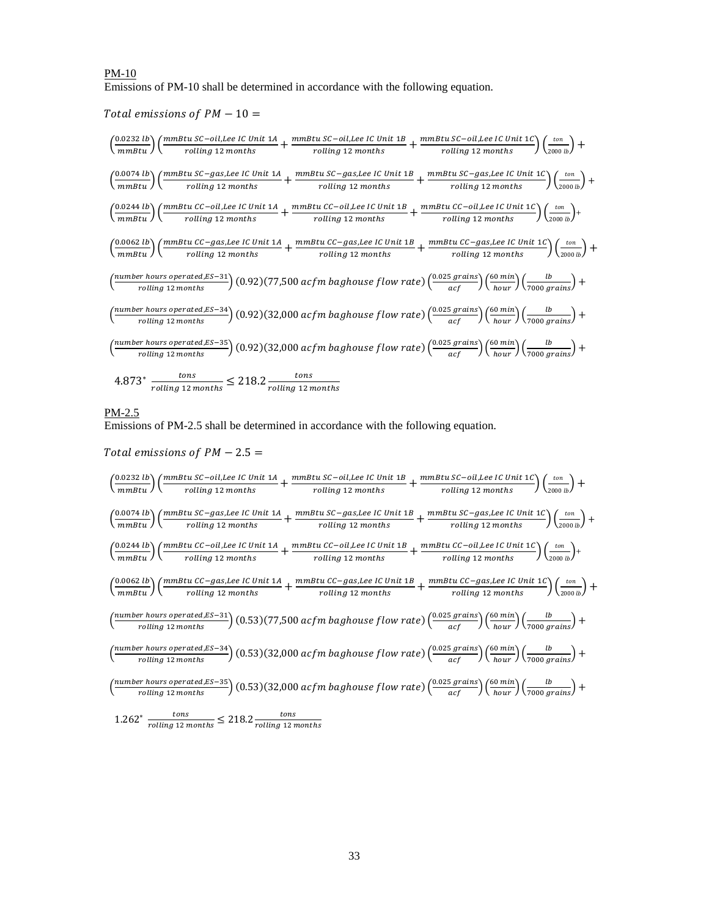<u>PM-10</u>

Emissions of PM-10 shall be determined in accordance with the following equation.

$$Total\ emissions\ of\ PM-10 =$$

$$\left(\frac{0.0232\ lb}{mmBtu}\right)\left(\frac{mmBtu\ SC-oil, Lee\ IC\ Unit\ 1A}{rolling\ 12\ months}+\frac{mmBtu\ SC-oil, Lee\ IC\ Unit\ 1B}{rolling\ 12\ months}+\frac{mmBtu\ SC-oil, Lee\ IC\ Unit\ 1C}{rolling\ 12\ months}\right)\left(\frac{ton}{2000\ lb}\right)+$$

$$\left(\frac{0.0074\ lb}{mmBtu}\right)\left(\frac{mmBtu\ SC-gas, Lee\ IC\ Unit\ 1A}{rolling\ 12\ months}+\frac{mmBtu\ SC-gas, Lee\ IC\ Unit\ 1B}{rolling\ 12\ months}+\frac{mmBtu\ SC-gas, Lee\ IC\ Unit\ 1C}{rolling\ 12\ months}\right)\left(\frac{ton}{2000\ lb}\right)+$$

$$\left(\frac{0.0244\ lb}{mmBtu}\right)\left(\frac{mmBtu\ CC-oil, Lee\ IC\ Unit\ 1A}{rolling\ 12\ months}+\frac{mmBtu\ CC-oil, Lee\ IC\ Unit\ 1B}{rolling\ 12\ months}+\frac{mmBtu\ CC-oil, Lee\ IC\ Unit\ 1C}{rolling\ 12\ months}\right)\left(\frac{ton}{2000\ lb}\right)+$$

$$\left(\frac{0.0062\ lb}{mmBtu}\right)\left(\frac{mmBtu\ CC-gas, Lee\ IC\ Unit\ 1A}{rolling\ 12\ months}+\frac{mmBtu\ CC-gas, Lee\ IC\ Unit\ 1B}{rolling\ 12\ months}+\frac{mmBtu\ CC-gas, Lee\ IC\ Unit\ 1C}{rolling\ 12\ months}\right)\left(\frac{ton}{2000\ lb}\right)+$$

$$\left(\frac{number\ hours\ operated, ES-31}{rolling\ 12\ months}\right)(0.92)(77{,}500\ acfm\ baghouse\ flow\ rate)\left(\frac{0.025\ grains}{acf}\right)\left(\frac{60\ min}{hour}\right)\left(\frac{lb}{7000\ grains}\right)+$$

$$\left(\frac{number\ hours\ operated, ES-34}{rolling\ 12\ months}\right)(0.92)(32{,}000\ acfm\ baghouse\ flow\ rate)\left(\frac{0.025\ grains}{acf}\right)\left(\frac{60\ min}{hour}\right)\left(\frac{lb}{7000\ grains}\right)+$$

$$\left(\frac{number\ hours\ operated, ES-35}{rolling\ 12\ months}\right)(0.92)(32{,}000\ acfm\ baghouse\ flow\ rate)\left(\frac{0.025\ grains}{acf}\right)\left(\frac{60\ min}{hour}\right)\left(\frac{lb}{7000\ grains}\right)+$$

$$4.873^{*}\ \frac{tons}{rolling\ 12\ months} \leq 218.2\ \frac{tons}{rolling\ 12\ months}$$

<u>PM-2.5</u>

Emissions of PM-2.5 shall be determined in accordance with the following equation.

$$Total\ emissions\ of\ PM-2.5 =$$

$$\left(\frac{0.0232\ lb}{mmBtu}\right)\left(\frac{mmBtu\ SC-oil, Lee\ IC\ Unit\ 1A}{rolling\ 12\ months}+\frac{mmBtu\ SC-oil, Lee\ IC\ Unit\ 1B}{rolling\ 12\ months}+\frac{mmBtu\ SC-oil, Lee\ IC\ Unit\ 1C}{rolling\ 12\ months}\right)\left(\frac{ton}{2000\ lb}\right)+$$

$$\left(\frac{0.0074\ lb}{mmBtu}\right)\left(\frac{mmBtu\ SC-gas, Lee\ IC\ Unit\ 1A}{rolling\ 12\ months}+\frac{mmBtu\ SC-gas, Lee\ IC\ Unit\ 1B}{rolling\ 12\ months}+\frac{mmBtu\ SC-gas, Lee\ IC\ Unit\ 1C}{rolling\ 12\ months}\right)\left(\frac{ton}{2000\ lb}\right)+$$

$$\left(\frac{0.0244\ lb}{mmBtu}\right)\left(\frac{mmBtu\ CC-oil, Lee\ IC\ Unit\ 1A}{rolling\ 12\ months}+\frac{mmBtu\ CC-oil, Lee\ IC\ Unit\ 1B}{rolling\ 12\ months}+\frac{mmBtu\ CC-oil, Lee\ IC\ Unit\ 1C}{rolling\ 12\ months}\right)\left(\frac{ton}{2000\ lb}\right)+$$

$$\left(\frac{0.0062\ lb}{mmBtu}\right)\left(\frac{mmBtu\ CC-gas, Lee\ IC\ Unit\ 1A}{rolling\ 12\ months}+\frac{mmBtu\ CC-gas, Lee\ IC\ Unit\ 1B}{rolling\ 12\ months}+\frac{mmBtu\ CC-gas, Lee\ IC\ Unit\ 1C}{rolling\ 12\ months}\right)\left(\frac{ton}{2000\ lb}\right)+$$

$$\left(\frac{number\ hours\ operated, ES-31}{rolling\ 12\ months}\right)(0.53)(77{,}500\ acfm\ baghouse\ flow\ rate)\left(\frac{0.025\ grains}{acf}\right)\left(\frac{60\ min}{hour}\right)\left(\frac{lb}{7000\ grains}\right)+$$

$$\left(\frac{number\ hours\ operated, ES-34}{rolling\ 12\ months}\right)(0.53)(32{,}000\ acfm\ baghouse\ flow\ rate)\left(\frac{0.025\ grains}{acf}\right)\left(\frac{60\ min}{hour}\right)\left(\frac{lb}{7000\ grains}\right)+$$

$$\left(\frac{number\ hours\ operated, ES-35}{rolling\ 12\ months}\right)(0.53)(32{,}000\ acfm\ baghouse\ flow\ rate)\left(\frac{0.025\ grains}{acf}\right)\left(\frac{60\ min}{hour}\right)\left(\frac{lb}{7000\ grains}\right)+$$

$$1.262^{*}\ \frac{tons}{rolling\ 12\ months} \leq 218.2\ \frac{tons}{rolling\ 12\ months}$$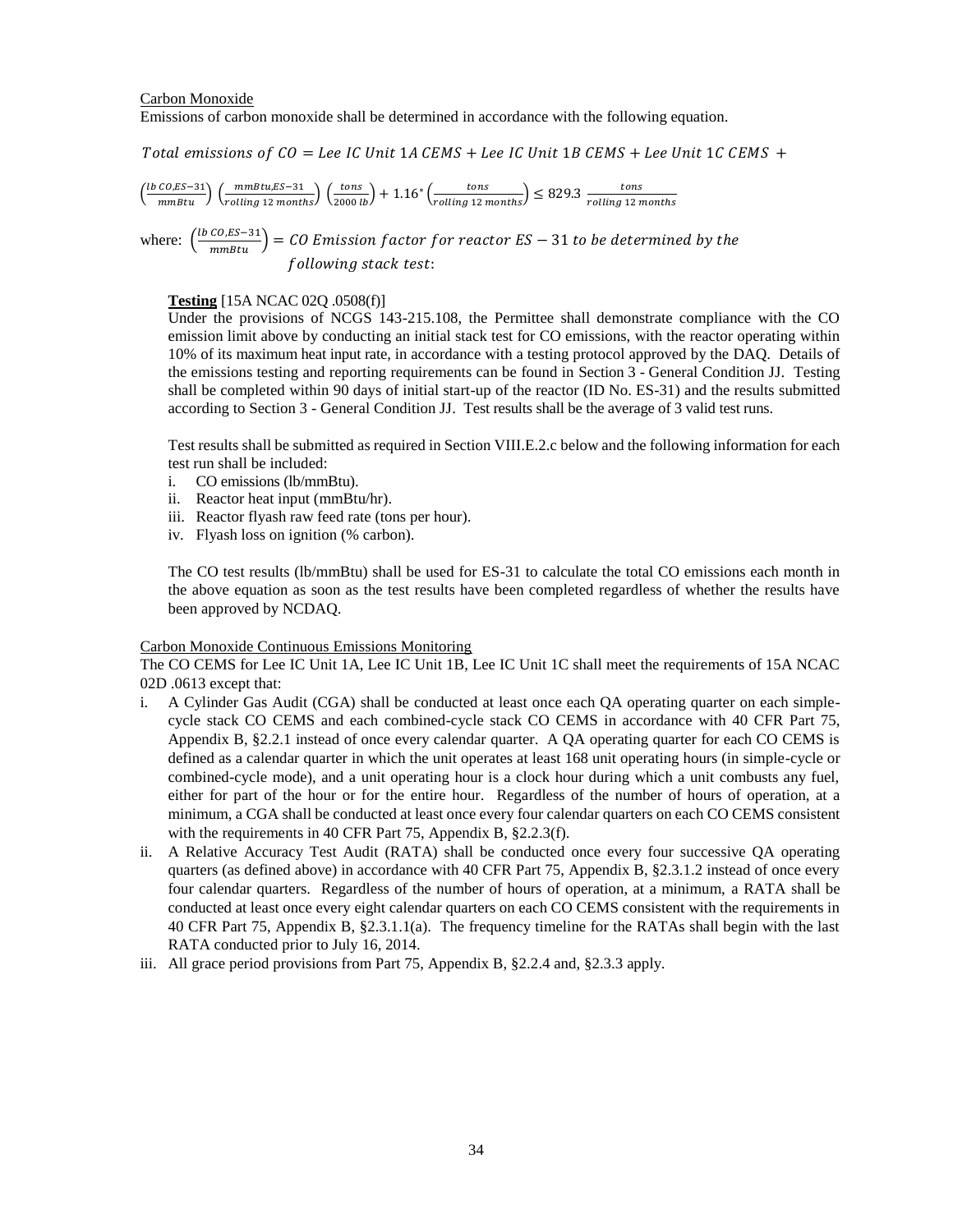Carbon Monoxide

Emissions of carbon monoxide shall be determined in accordance with the following equation.

$$Total\ emissions\ of\ CO = Lee\ IC\ Unit\ 1A\ CEMS + Lee\ IC\ Unit\ 1B\ CEMS + Lee\ Unit\ 1C\ CEMS +$$

$$\left(\frac{lb\ CO, ES-31}{mmBtu}\right)\left(\frac{mmBtu, ES-31}{rolling\ 12\ months}\right)\left(\frac{tons}{2000\ lb}\right) + 1.16^{*}\left(\frac{tons}{rolling\ 12\ months}\right) \leq 829.3\ \frac{tons}{rolling\ 12\ months}$$

where: $\left(\frac{lb\ CO, ES-31}{mmBtu}\right) = CO\ Emission\ factor\ for\ reactor\ ES-31\ to\ be\ determined\ by\ the\ following\ stack\ test$:

**Testing** [15A NCAC 02Q .0508(f)]

Under the provisions of NCGS 143-215.108, the Permittee shall demonstrate compliance with the CO emission limit above by conducting an initial stack test for CO emissions, with the reactor operating within 10% of its maximum heat input rate, in accordance with a testing protocol approved by the DAQ. Details of the emissions testing and reporting requirements can be found in Section 3 - General Condition JJ. Testing shall be completed within 90 days of initial start-up of the reactor (ID No. ES-31) and the results submitted according to Section 3 - General Condition JJ. Test results shall be the average of 3 valid test runs.

Test results shall be submitted as required in Section VIII.E.2.c below and the following information for each test run shall be included:

i. CO emissions (lb/mmBtu).
ii. Reactor heat input (mmBtu/hr).
iii. Reactor flyash raw feed rate (tons per hour).
iv. Flyash loss on ignition (% carbon).

The CO test results (lb/mmBtu) shall be used for ES-31 to calculate the total CO emissions each month in the above equation as soon as the test results have been completed regardless of whether the results have been approved by NCDAQ.

Carbon Monoxide Continuous Emissions Monitoring

The CO CEMS for Lee IC Unit 1A, Lee IC Unit 1B, Lee IC Unit 1C shall meet the requirements of 15A NCAC 02D .0613 except that:

i. A Cylinder Gas Audit (CGA) shall be conducted at least once each QA operating quarter on each simple-cycle stack CO CEMS and each combined-cycle stack CO CEMS in accordance with 40 CFR Part 75, Appendix B, §2.2.1 instead of once every calendar quarter. A QA operating quarter for each CO CEMS is defined as a calendar quarter in which the unit operates at least 168 unit operating hours (in simple-cycle or combined-cycle mode), and a unit operating hour is a clock hour during which a unit combusts any fuel, either for part of the hour or for the entire hour. Regardless of the number of hours of operation, at a minimum, a CGA shall be conducted at least once every four calendar quarters on each CO CEMS consistent with the requirements in 40 CFR Part 75, Appendix B, §2.2.3(f).
ii. A Relative Accuracy Test Audit (RATA) shall be conducted once every four successive QA operating quarters (as defined above) in accordance with 40 CFR Part 75, Appendix B, §2.3.1.2 instead of once every four calendar quarters. Regardless of the number of hours of operation, at a minimum, a RATA shall be conducted at least once every eight calendar quarters on each CO CEMS consistent with the requirements in 40 CFR Part 75, Appendix B, §2.3.1.1(a). The frequency timeline for the RATAs shall begin with the last RATA conducted prior to July 16, 2014.
iii. All grace period provisions from Part 75, Appendix B, §2.2.4 and, §2.3.3 apply.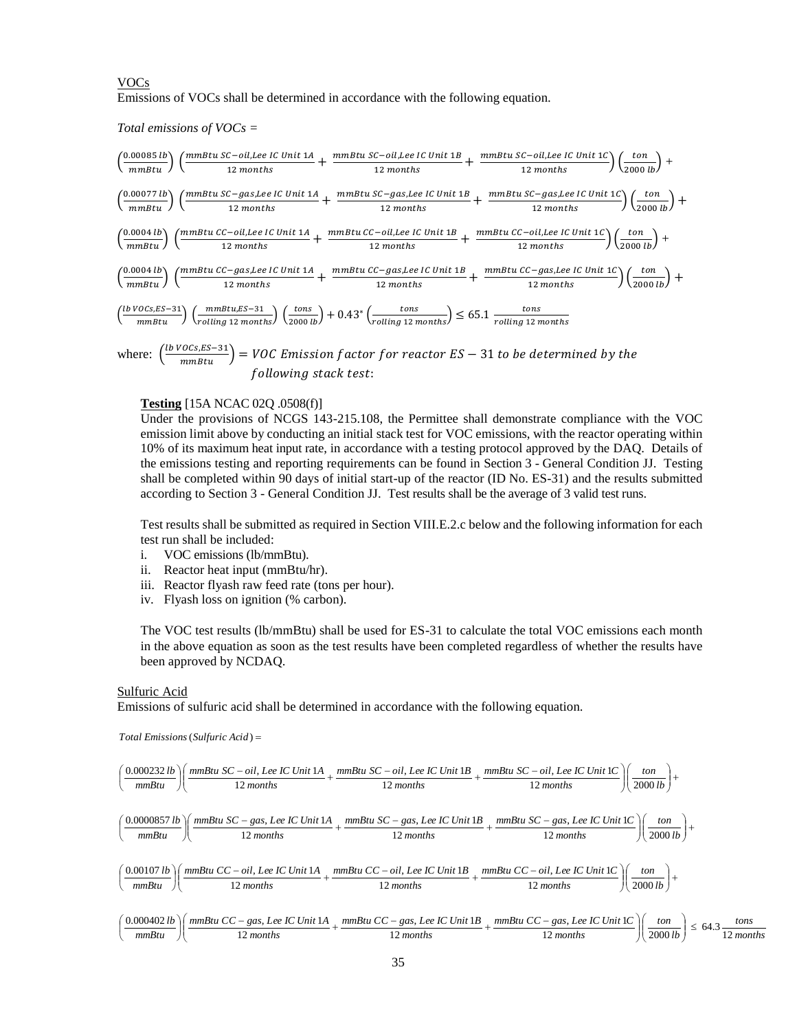VOCs

Emissions of VOCs shall be determined in accordance with the following equation.

*Total emissions of VOCs =*

$$\left(\frac{0.00085\ lb}{mmBtu}\right)\left(\frac{mmBtu\ SC\text{-}oil,Lee\ IC\ Unit\ 1A}{12\ months}+\frac{mmBtu\ SC\text{-}oil,Lee\ IC\ Unit\ 1B}{12\ months}+\frac{mmBtu\ SC\text{-}oil,Lee\ IC\ Unit\ 1C}{12\ months}\right)\left(\frac{ton}{2000\ lb}\right)+$$

$$\left(\frac{0.00077\ lb}{mmBtu}\right)\left(\frac{mmBtu\ SC\text{-}gas,Lee\ IC\ Unit\ 1A}{12\ months}+\frac{mmBtu\ SC\text{-}gas,Lee\ IC\ Unit\ 1B}{12\ months}+\frac{mmBtu\ SC\text{-}gas,Lee\ IC\ Unit\ 1C}{12\ months}\right)\left(\frac{ton}{2000\ lb}\right)+$$

$$\left(\frac{0.0004\ lb}{mmBtu}\right)\left(\frac{mmBtu\ CC\text{-}oil,Lee\ IC\ Unit\ 1A}{12\ months}+\frac{mmBtu\ CC\text{-}oil,Lee\ IC\ Unit\ 1B}{12\ months}+\frac{mmBtu\ CC\text{-}oil,Lee\ IC\ Unit\ 1C}{12\ months}\right)\left(\frac{ton}{2000\ lb}\right)+$$

$$\left(\frac{0.0004\ lb}{mmBtu}\right)\left(\frac{mmBtu\ CC\text{-}gas,Lee\ IC\ Unit\ 1A}{12\ months}+\frac{mmBtu\ CC\text{-}gas,Lee\ IC\ Unit\ 1B}{12\ months}+\frac{mmBtu\ CC\text{-}gas,Lee\ IC\ Unit\ 1C}{12\ months}\right)\left(\frac{ton}{2000\ lb}\right)+$$

$$\left(\frac{lb\ VOCs,ES\text{-}31}{mmBtu}\right)\left(\frac{mmBtu,ES\text{-}31}{rolling\ 12\ months}\right)\left(\frac{tons}{2000\ lb}\right)+0.43^{*}\left(\frac{tons}{rolling\ 12\ months}\right)\leq 65.1\ \frac{tons}{rolling\ 12\ months}$$

where: $\left(\frac{lb\ VOCs,ES-31}{mmBtu}\right) = VOC\ Emission\ factor\ for\ reactor\ ES-31\ to\ be\ determined\ by\ the\ following\ stack\ test:$

**Testing** [15A NCAC 02Q .0508(f)]

Under the provisions of NCGS 143-215.108, the Permittee shall demonstrate compliance with the VOC emission limit above by conducting an initial stack test for VOC emissions, with the reactor operating within 10% of its maximum heat input rate, in accordance with a testing protocol approved by the DAQ. Details of the emissions testing and reporting requirements can be found in Section 3 - General Condition JJ. Testing shall be completed within 90 days of initial start-up of the reactor (ID No. ES-31) and the results submitted according to Section 3 - General Condition JJ. Test results shall be the average of 3 valid test runs.

Test results shall be submitted as required in Section VIII.E.2.c below and the following information for each test run shall be included:

i. VOC emissions (lb/mmBtu).
ii. Reactor heat input (mmBtu/hr).
iii. Reactor flyash raw feed rate (tons per hour).
iv. Flyash loss on ignition (% carbon).

The VOC test results (lb/mmBtu) shall be used for ES-31 to calculate the total VOC emissions each month in the above equation as soon as the test results have been completed regardless of whether the results have been approved by NCDAQ.

Sulfuric Acid

Emissions of sulfuric acid shall be determined in accordance with the following equation.

*Total Emissions (Sulfuric Acid) =*

$$\left(\frac{0.000232\ lb}{mmBtu}\right)\left(\frac{mmBtu\ SC-oil,\ Lee\ IC\ Unit\ 1A}{12\ months}+\frac{mmBtu\ SC-oil,\ Lee\ IC\ Unit\ 1B}{12\ months}+\frac{mmBtu\ SC-oil,\ Lee\ IC\ Unit\ 1C}{12\ months}\right)\left(\frac{ton}{2000\ lb}\right)+$$

$$\left(\frac{0.0000857\ lb}{mmBtu}\right)\left(\frac{mmBtu\ SC-gas,\ Lee\ IC\ Unit\ 1A}{12\ months}+\frac{mmBtu\ SC-gas,\ Lee\ IC\ Unit\ 1B}{12\ months}+\frac{mmBtu\ SC-gas,\ Lee\ IC\ Unit\ 1C}{12\ months}\right)\left(\frac{ton}{2000\ lb}\right)+$$

$$\left(\frac{0.00107\ lb}{mmBtu}\right)\left(\frac{mmBtu\ CC-oil,\ Lee\ IC\ Unit\ 1A}{12\ months}+\frac{mmBtu\ CC-oil,\ Lee\ IC\ Unit\ 1B}{12\ months}+\frac{mmBtu\ CC-oil,\ Lee\ IC\ Unit\ 1C}{12\ months}\right)\left(\frac{ton}{2000\ lb}\right)+$$

$$\left(\frac{0.000402\ lb}{mmBtu}\right)\left(\frac{mmBtu\ CC-gas,\ Lee\ IC\ Unit\ 1A}{12\ months}+\frac{mmBtu\ CC-gas,\ Lee\ IC\ Unit\ 1B}{12\ months}+\frac{mmBtu\ CC-gas,\ Lee\ IC\ Unit\ 1C}{12\ months}\right)\left(\frac{ton}{2000\ lb}\right)\leq 64.3\frac{tons}{12\ months}$$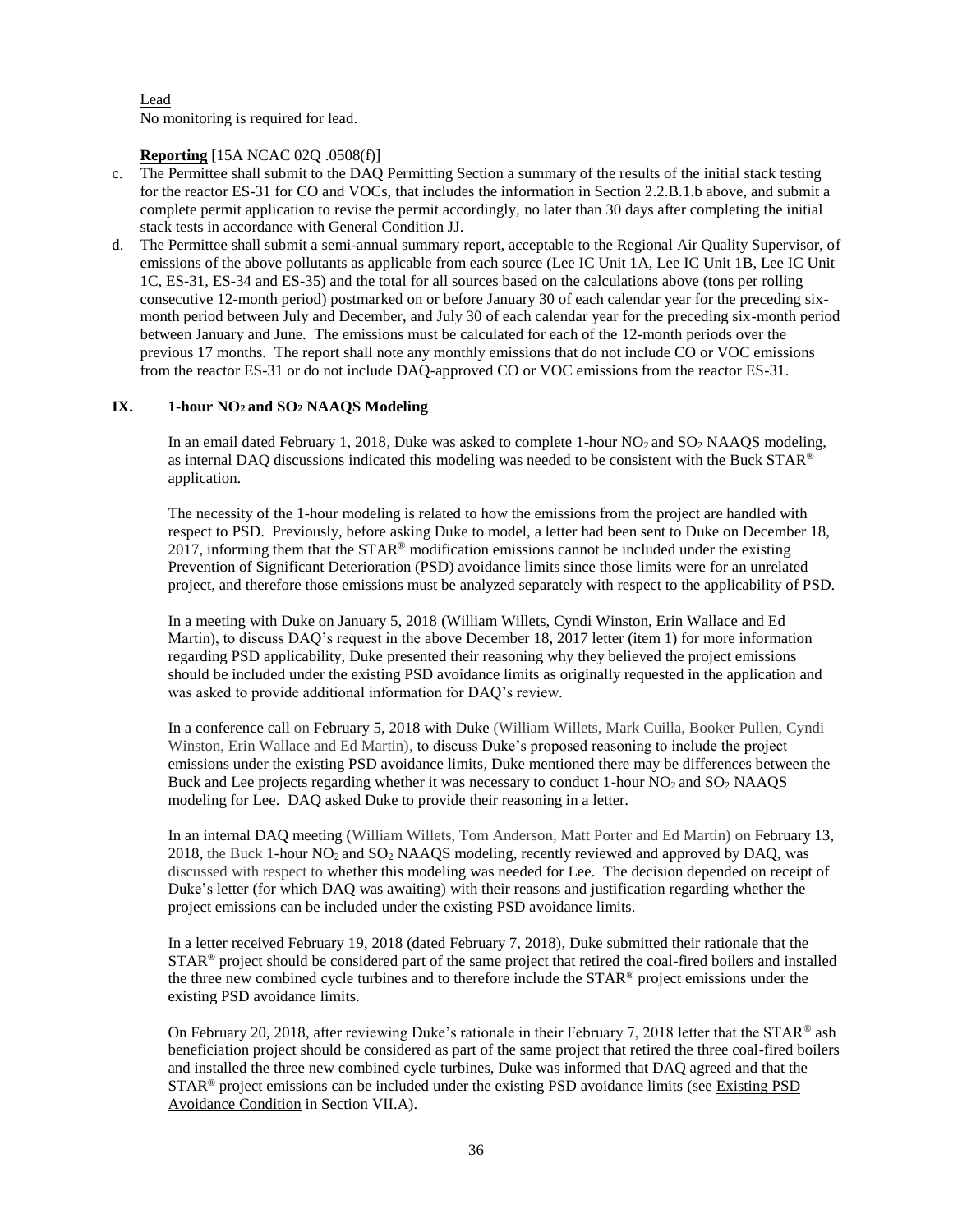Lead

No monitoring is required for lead.

**Reporting** [15A NCAC 02Q .0508(f)]

c. The Permittee shall submit to the DAQ Permitting Section a summary of the results of the initial stack testing for the reactor ES-31 for CO and VOCs, that includes the information in Section 2.2.B.1.b above, and submit a complete permit application to revise the permit accordingly, no later than 30 days after completing the initial stack tests in accordance with General Condition JJ.
d. The Permittee shall submit a semi-annual summary report, acceptable to the Regional Air Quality Supervisor, of emissions of the above pollutants as applicable from each source (Lee IC Unit 1A, Lee IC Unit 1B, Lee IC Unit 1C, ES-31, ES-34 and ES-35) and the total for all sources based on the calculations above (tons per rolling consecutive 12-month period) postmarked on or before January 30 of each calendar year for the preceding six-month period between July and December, and July 30 of each calendar year for the preceding six-month period between January and June. The emissions must be calculated for each of the 12-month periods over the previous 17 months. The report shall note any monthly emissions that do not include CO or VOC emissions from the reactor ES-31 or do not include DAQ-approved CO or VOC emissions from the reactor ES-31.

## IX. 1-hour $NO_2$ and $SO_2$ NAAQS Modeling

In an email dated February 1, 2018, Duke was asked to complete 1-hour $NO_2$ and $SO_2$ NAAQS modeling, as internal DAQ discussions indicated this modeling was needed to be consistent with the Buck STAR® application.

The necessity of the 1-hour modeling is related to how the emissions from the project are handled with respect to PSD. Previously, before asking Duke to model, a letter had been sent to Duke on December 18, 2017, informing them that the STAR® modification emissions cannot be included under the existing Prevention of Significant Deterioration (PSD) avoidance limits since those limits were for an unrelated project, and therefore those emissions must be analyzed separately with respect to the applicability of PSD.

In a meeting with Duke on January 5, 2018 (William Willets, Cyndi Winston, Erin Wallace and Ed Martin), to discuss DAQ's request in the above December 18, 2017 letter (item 1) for more information regarding PSD applicability, Duke presented their reasoning why they believed the project emissions should be included under the existing PSD avoidance limits as originally requested in the application and was asked to provide additional information for DAQ's review.

In a conference call on February 5, 2018 with Duke (William Willets, Mark Cuilla, Booker Pullen, Cyndi Winston, Erin Wallace and Ed Martin), to discuss Duke's proposed reasoning to include the project emissions under the existing PSD avoidance limits, Duke mentioned there may be differences between the Buck and Lee projects regarding whether it was necessary to conduct 1-hour $NO_2$ and $SO_2$ NAAQS modeling for Lee. DAQ asked Duke to provide their reasoning in a letter.

In an internal DAQ meeting (William Willets, Tom Anderson, Matt Porter and Ed Martin) on February 13, 2018, the Buck 1-hour $NO_2$ and $SO_2$ NAAQS modeling, recently reviewed and approved by DAQ, was discussed with respect to whether this modeling was needed for Lee. The decision depended on receipt of Duke's letter (for which DAQ was awaiting) with their reasons and justification regarding whether the project emissions can be included under the existing PSD avoidance limits.

In a letter received February 19, 2018 (dated February 7, 2018), Duke submitted their rationale that the STAR® project should be considered part of the same project that retired the coal-fired boilers and installed the three new combined cycle turbines and to therefore include the STAR® project emissions under the existing PSD avoidance limits.

On February 20, 2018, after reviewing Duke's rationale in their February 7, 2018 letter that the STAR® ash beneficiation project should be considered as part of the same project that retired the three coal-fired boilers and installed the three new combined cycle turbines, Duke was informed that DAQ agreed and that the STAR® project emissions can be included under the existing PSD avoidance limits (see Existing PSD Avoidance Condition in Section VII.A).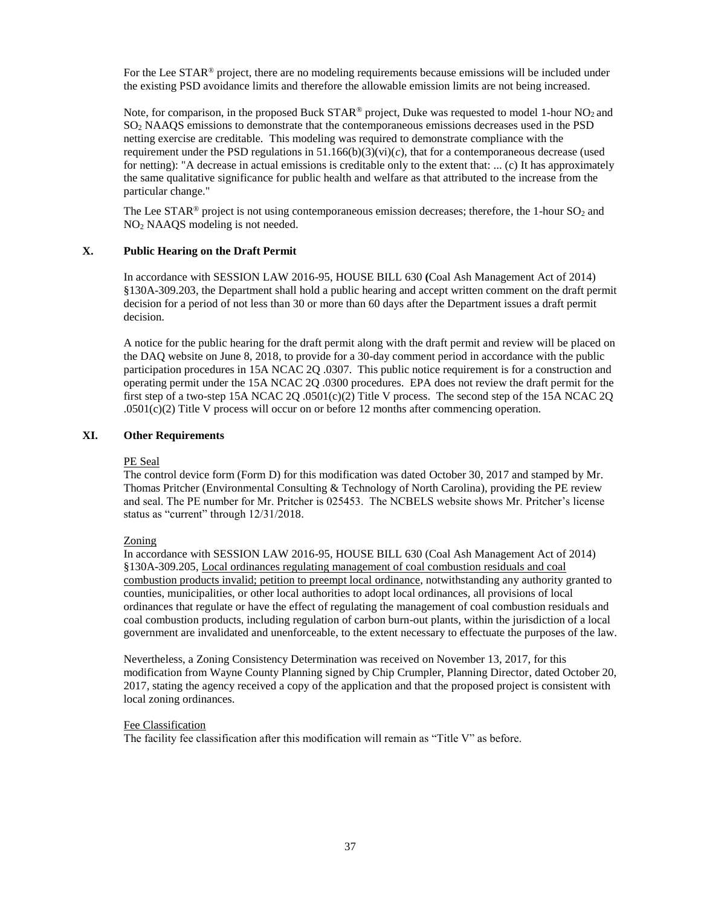For the Lee STAR® project, there are no modeling requirements because emissions will be included under the existing PSD avoidance limits and therefore the allowable emission limits are not being increased.

Note, for comparison, in the proposed Buck STAR® project, Duke was requested to model 1-hour $NO_2$ and $SO_2$ NAAQS emissions to demonstrate that the contemporaneous emissions decreases used in the PSD netting exercise are creditable. This modeling was required to demonstrate compliance with the requirement under the PSD regulations in 51.166(b)(3)(vi)(*c*), that for a contemporaneous decrease (used for netting): "A decrease in actual emissions is creditable only to the extent that: ... (c) It has approximately the same qualitative significance for public health and welfare as that attributed to the increase from the particular change."

The Lee STAR® project is not using contemporaneous emission decreases; therefore, the 1-hour $SO_2$ and $NO_2$ NAAQS modeling is not needed.

## X. Public Hearing on the Draft Permit

In accordance with SESSION LAW 2016-95, HOUSE BILL 630 **(**Coal Ash Management Act of 2014) §130A-309.203, the Department shall hold a public hearing and accept written comment on the draft permit decision for a period of not less than 30 or more than 60 days after the Department issues a draft permit decision.

A notice for the public hearing for the draft permit along with the draft permit and review will be placed on the DAQ website on June 8, 2018, to provide for a 30-day comment period in accordance with the public participation procedures in 15A NCAC 2Q .0307. This public notice requirement is for a construction and operating permit under the 15A NCAC 2Q .0300 procedures. EPA does not review the draft permit for the first step of a two-step 15A NCAC 2Q .0501(c)(2) Title V process. The second step of the 15A NCAC 2Q .0501(c)(2) Title V process will occur on or before 12 months after commencing operation.

## XI. Other Requirements

<u>PE Seal</u>

The control device form (Form D) for this modification was dated October 30, 2017 and stamped by Mr. Thomas Pritcher (Environmental Consulting & Technology of North Carolina), providing the PE review and seal. The PE number for Mr. Pritcher is 025453. The NCBELS website shows Mr. Pritcher's license status as "current" through 12/31/2018.

<u>Zoning</u>

In accordance with SESSION LAW 2016-95, HOUSE BILL 630 (Coal Ash Management Act of 2014) §130A-309.205, <u>Local ordinances regulating management of coal combustion residuals and coal combustion products invalid; petition to preempt local ordinance</u>, notwithstanding any authority granted to counties, municipalities, or other local authorities to adopt local ordinances, all provisions of local ordinances that regulate or have the effect of regulating the management of coal combustion residuals and coal combustion products, including regulation of carbon burn-out plants, within the jurisdiction of a local government are invalidated and unenforceable, to the extent necessary to effectuate the purposes of the law.

Nevertheless, a Zoning Consistency Determination was received on November 13, 2017, for this modification from Wayne County Planning signed by Chip Crumpler, Planning Director, dated October 20, 2017, stating the agency received a copy of the application and that the proposed project is consistent with local zoning ordinances.

<u>Fee Classification</u>

The facility fee classification after this modification will remain as "Title V" as before.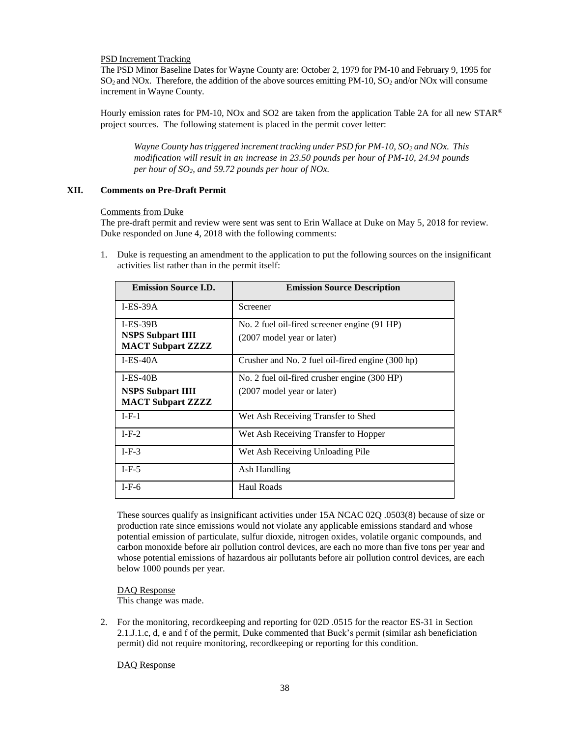PSD Increment Tracking

The PSD Minor Baseline Dates for Wayne County are: October 2, 1979 for PM-10 and February 9, 1995 for $SO_2$ and NOx. Therefore, the addition of the above sources emitting PM-10, $SO_2$ and/or NOx will consume increment in Wayne County.

Hourly emission rates for PM-10, NOx and SO2 are taken from the application Table 2A for all new STAR® project sources. The following statement is placed in the permit cover letter:

> *Wayne County has triggered increment tracking under PSD for PM-10, $SO_2$ and NOx. This modification will result in an increase in 23.50 pounds per hour of PM-10, 24.94 pounds per hour of $SO_2$, and 59.72 pounds per hour of NOx.*

## XII. Comments on Pre-Draft Permit

Comments from Duke

The pre-draft permit and review were sent was sent to Erin Wallace at Duke on May 5, 2018 for review. Duke responded on June 4, 2018 with the following comments:

1. Duke is requesting an amendment to the application to put the following sources on the insignificant activities list rather than in the permit itself:

| Emission Source I.D. | Emission Source Description |
|---|---|
| I-ES-39A | Screener |
| I-ES-39B **NSPS Subpart IIII** **MACT Subpart ZZZZ** | No. 2 fuel oil-fired screener engine (91 HP) (2007 model year or later) |
| I-ES-40A | Crusher and No. 2 fuel oil-fired engine (300 hp) |
| I-ES-40B **NSPS Subpart IIII** **MACT Subpart ZZZZ** | No. 2 fuel oil-fired crusher engine (300 HP) (2007 model year or later) |
| I-F-1 | Wet Ash Receiving Transfer to Shed |
| I-F-2 | Wet Ash Receiving Transfer to Hopper |
| I-F-3 | Wet Ash Receiving Unloading Pile |
| I-F-5 | Ash Handling |
| I-F-6 | Haul Roads |

   These sources qualify as insignificant activities under 15A NCAC 02Q .0503(8) because of size or production rate since emissions would not violate any applicable emissions standard and whose potential emission of particulate, sulfur dioxide, nitrogen oxides, volatile organic compounds, and carbon monoxide before air pollution control devices, are each no more than five tons per year and whose potential emissions of hazardous air pollutants before air pollution control devices, are each below 1000 pounds per year.

   DAQ Response

   This change was made.

2. For the monitoring, recordkeeping and reporting for 02D .0515 for the reactor ES-31 in Section 2.1.J.1.c, d, e and f of the permit, Duke commented that Buck's permit (similar ash beneficiation permit) did not require monitoring, recordkeeping or reporting for this condition.

   DAQ Response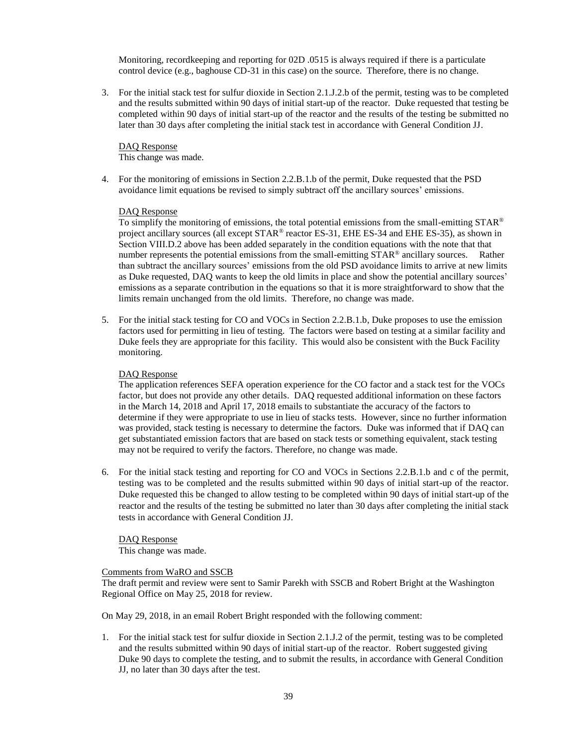Monitoring, recordkeeping and reporting for 02D .0515 is always required if there is a particulate control device (e.g., baghouse CD-31 in this case) on the source. Therefore, there is no change.

3. For the initial stack test for sulfur dioxide in Section 2.1.J.2.b of the permit, testing was to be completed and the results submitted within 90 days of initial start-up of the reactor. Duke requested that testing be completed within 90 days of initial start-up of the reactor and the results of the testing be submitted no later than 30 days after completing the initial stack test in accordance with General Condition JJ.

   DAQ Response
   This change was made.

4. For the monitoring of emissions in Section 2.2.B.1.b of the permit, Duke requested that the PSD avoidance limit equations be revised to simply subtract off the ancillary sources' emissions.

   DAQ Response
   To simplify the monitoring of emissions, the total potential emissions from the small-emitting STAR® project ancillary sources (all except STAR® reactor ES-31, EHE ES-34 and EHE ES-35), as shown in Section VIII.D.2 above has been added separately in the condition equations with the note that that number represents the potential emissions from the small-emitting STAR® ancillary sources. Rather than subtract the ancillary sources' emissions from the old PSD avoidance limits to arrive at new limits as Duke requested, DAQ wants to keep the old limits in place and show the potential ancillary sources' emissions as a separate contribution in the equations so that it is more straightforward to show that the limits remain unchanged from the old limits. Therefore, no change was made.

5. For the initial stack testing for CO and VOCs in Section 2.2.B.1.b, Duke proposes to use the emission factors used for permitting in lieu of testing. The factors were based on testing at a similar facility and Duke feels they are appropriate for this facility. This would also be consistent with the Buck Facility monitoring.

   DAQ Response
   The application references SEFA operation experience for the CO factor and a stack test for the VOCs factor, but does not provide any other details. DAQ requested additional information on these factors in the March 14, 2018 and April 17, 2018 emails to substantiate the accuracy of the factors to determine if they were appropriate to use in lieu of stacks tests. However, since no further information was provided, stack testing is necessary to determine the factors. Duke was informed that if DAQ can get substantiated emission factors that are based on stack tests or something equivalent, stack testing may not be required to verify the factors. Therefore, no change was made.

6. For the initial stack testing and reporting for CO and VOCs in Sections 2.2.B.1.b and c of the permit, testing was to be completed and the results submitted within 90 days of initial start-up of the reactor. Duke requested this be changed to allow testing to be completed within 90 days of initial start-up of the reactor and the results of the testing be submitted no later than 30 days after completing the initial stack tests in accordance with General Condition JJ.

   DAQ Response
   This change was made.

Comments from WaRO and SSCB

The draft permit and review were sent to Samir Parekh with SSCB and Robert Bright at the Washington Regional Office on May 25, 2018 for review.

On May 29, 2018, in an email Robert Bright responded with the following comment:

1. For the initial stack test for sulfur dioxide in Section 2.1.J.2 of the permit, testing was to be completed and the results submitted within 90 days of initial start-up of the reactor. Robert suggested giving Duke 90 days to complete the testing, and to submit the results, in accordance with General Condition JJ, no later than 30 days after the test.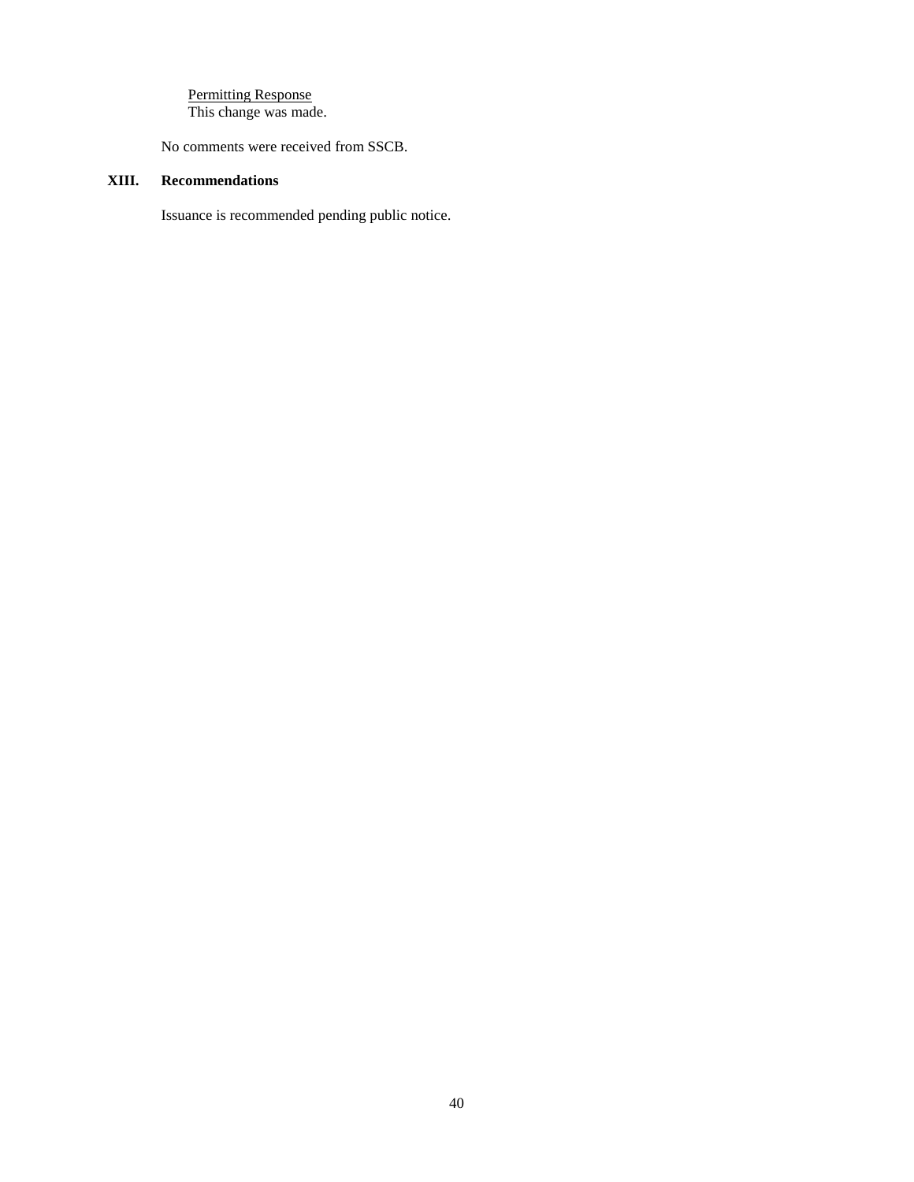Permitting Response
This change was made.

No comments were received from SSCB.

## XIII. Recommendations

Issuance is recommended pending public notice.